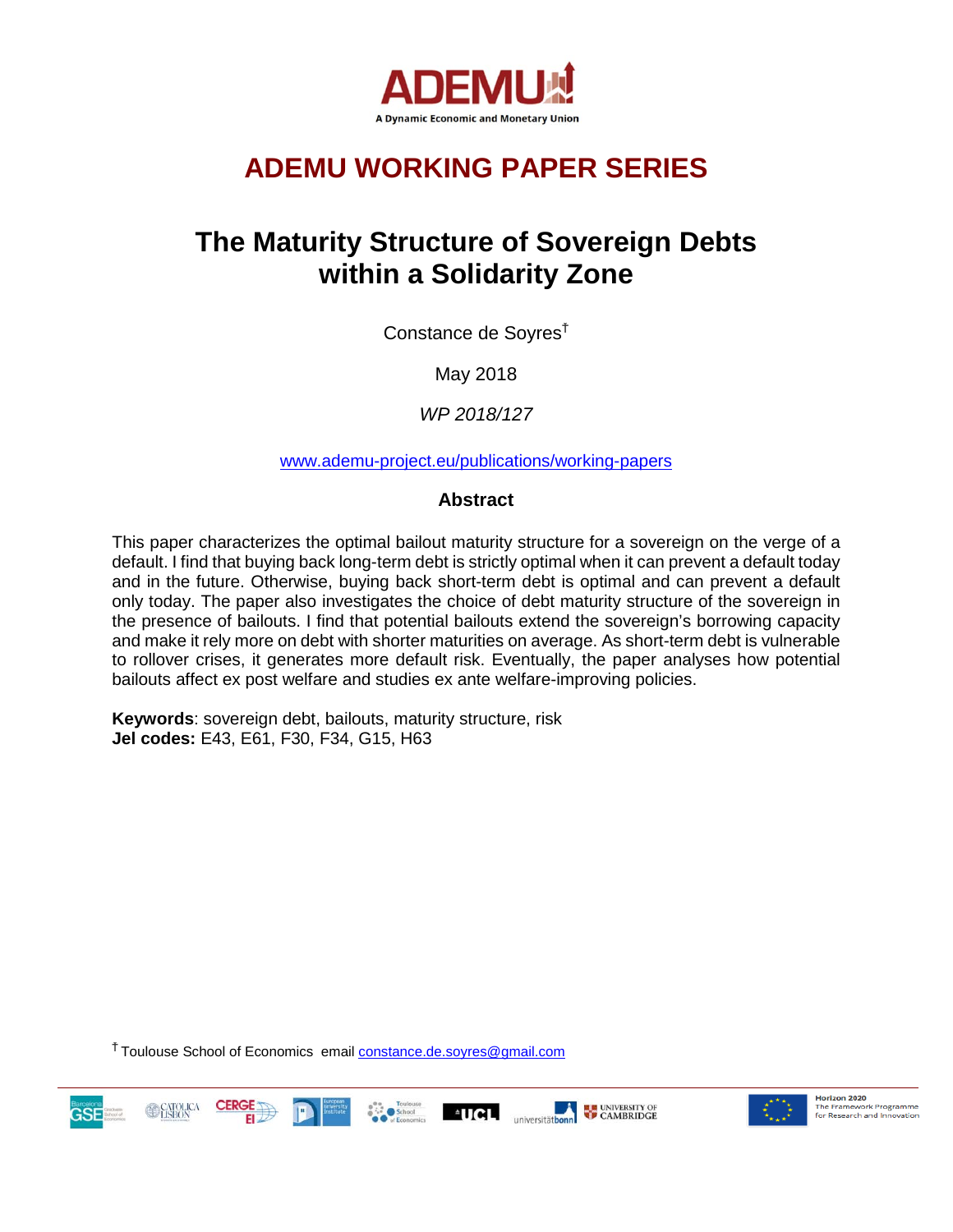# ADEMU WORKING PAPER SERIES

## The Maturity Structure of Sovereign Debts within a Solidarity Zone

Constance de Soyres[†]

May 2018

*WP 2018/127*

www.ademu-project.eu/publications/working-papers

### Abstract

This paper characterizes the optimal bailout maturity structure for a sovereign on the verge of a default. I find that buying back long-term debt is strictly optimal when it can prevent a default today and in the future. Otherwise, buying back short-term debt is optimal and can prevent a default only today. The paper also investigates the choice of debt maturity structure of the sovereign in the presence of bailouts. I find that potential bailouts extend the sovereign's borrowing capacity and make it rely more on debt with shorter maturities on average. As short-term debt is vulnerable to rollover crises, it generates more default risk. Eventually, the paper analyses how potential bailouts affect ex post welfare and studies ex ante welfare-improving policies.

**Keywords**: sovereign debt, bailouts, maturity structure, risk
**Jel codes:** E43, E61, F30, F34, G15, H63

[†] Toulouse School of Economics email constance.de.soyres@gmail.com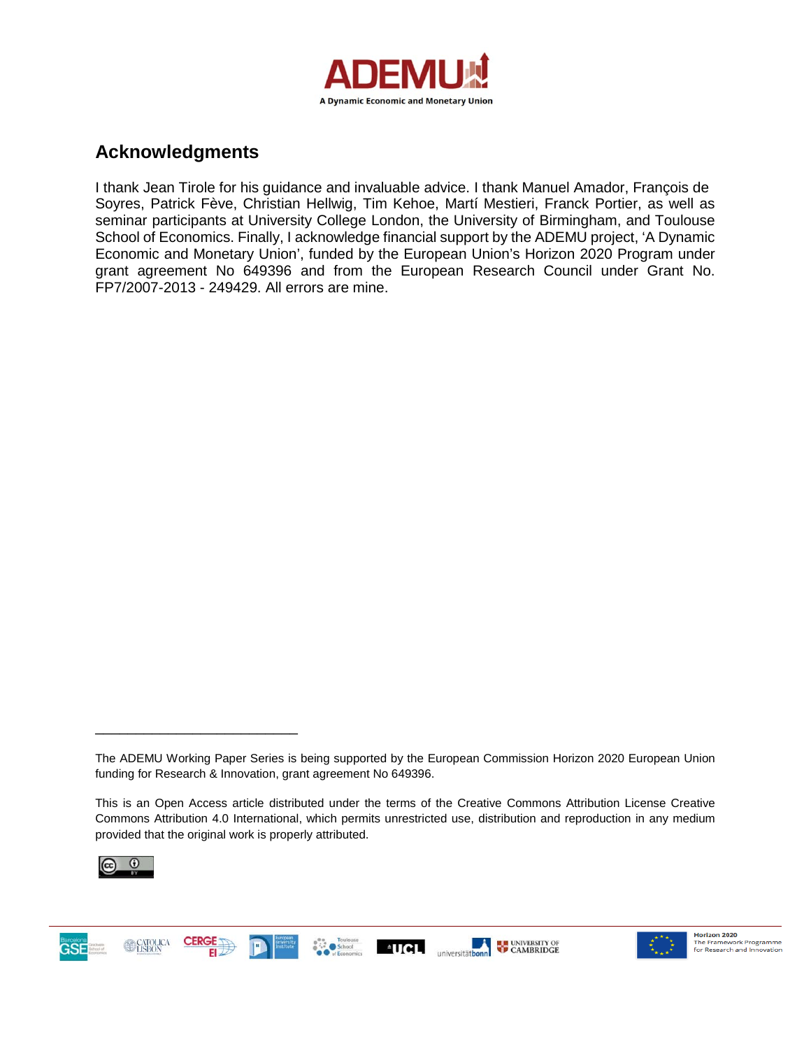## Acknowledgments

I thank Jean Tirole for his guidance and invaluable advice. I thank Manuel Amador, François de Soyres, Patrick Fève, Christian Hellwig, Tim Kehoe, Martí Mestieri, Franck Portier, as well as seminar participants at University College London, the University of Birmingham, and Toulouse School of Economics. Finally, I acknowledge financial support by the ADEMU project, 'A Dynamic Economic and Monetary Union', funded by the European Union's Horizon 2020 Program under grant agreement No 649396 and from the European Research Council under Grant No. FP7/2007-2013 - 249429. All errors are mine.

---

The ADEMU Working Paper Series is being supported by the European Commission Horizon 2020 European Union funding for Research & Innovation, grant agreement No 649396.

This is an Open Access article distributed under the terms of the Creative Commons Attribution License Creative Commons Attribution 4.0 International, which permits unrestricted use, distribution and reproduction in any medium provided that the original work is properly attributed.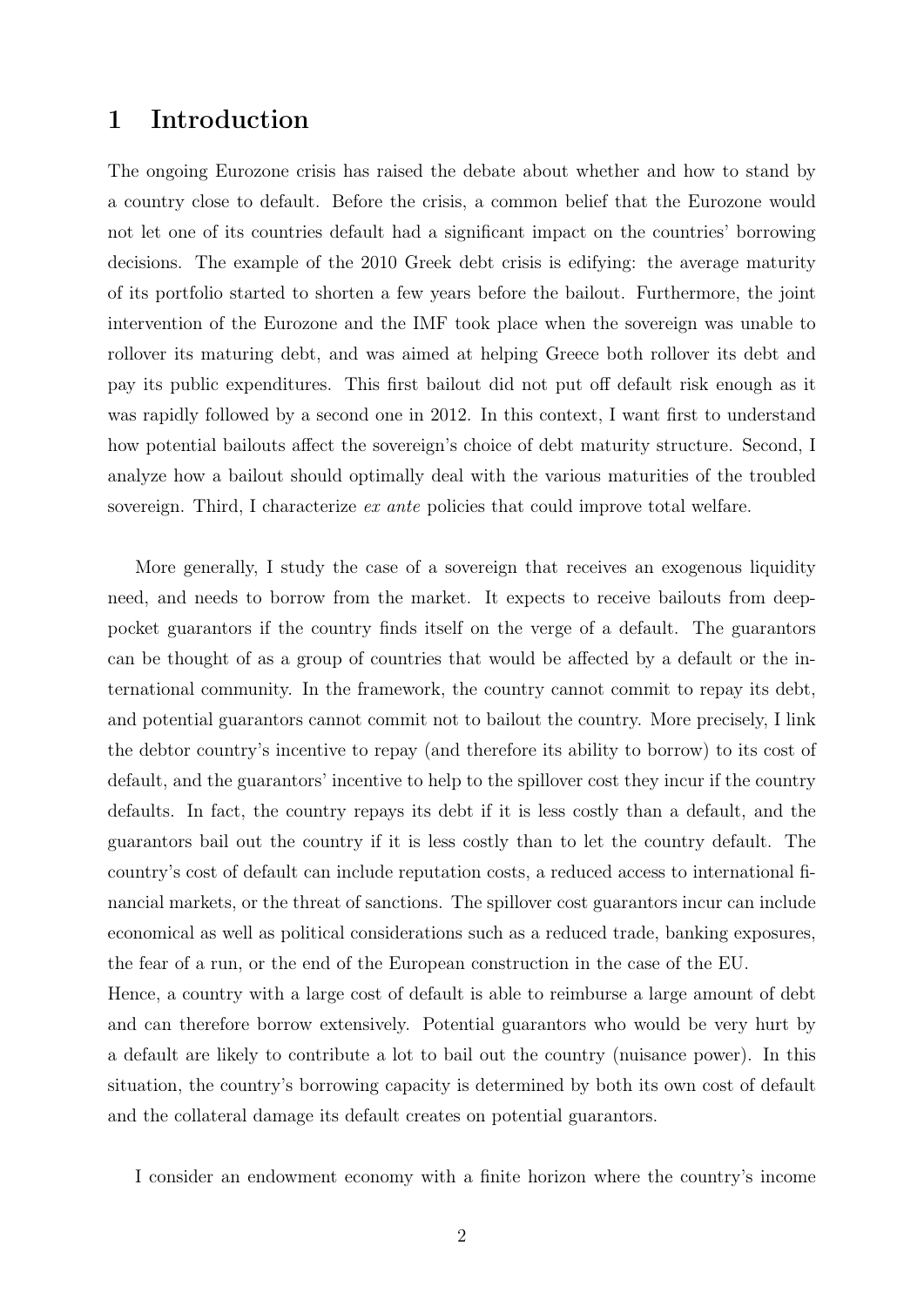# 1 Introduction

The ongoing Eurozone crisis has raised the debate about whether and how to stand by a country close to default. Before the crisis, a common belief that the Eurozone would not let one of its countries default had a significant impact on the countries' borrowing decisions. The example of the 2010 Greek debt crisis is edifying: the average maturity of its portfolio started to shorten a few years before the bailout. Furthermore, the joint intervention of the Eurozone and the IMF took place when the sovereign was unable to rollover its maturing debt, and was aimed at helping Greece both rollover its debt and pay its public expenditures. This first bailout did not put off default risk enough as it was rapidly followed by a second one in 2012. In this context, I want first to understand how potential bailouts affect the sovereign's choice of debt maturity structure. Second, I analyze how a bailout should optimally deal with the various maturities of the troubled sovereign. Third, I characterize *ex ante* policies that could improve total welfare.

More generally, I study the case of a sovereign that receives an exogenous liquidity need, and needs to borrow from the market. It expects to receive bailouts from deep-pocket guarantors if the country finds itself on the verge of a default. The guarantors can be thought of as a group of countries that would be affected by a default or the international community. In the framework, the country cannot commit to repay its debt, and potential guarantors cannot commit not to bailout the country. More precisely, I link the debtor country's incentive to repay (and therefore its ability to borrow) to its cost of default, and the guarantors' incentive to help to the spillover cost they incur if the country defaults. In fact, the country repays its debt if it is less costly than a default, and the guarantors bail out the country if it is less costly than to let the country default. The country's cost of default can include reputation costs, a reduced access to international financial markets, or the threat of sanctions. The spillover cost guarantors incur can include economical as well as political considerations such as a reduced trade, banking exposures, the fear of a run, or the end of the European construction in the case of the EU.
Hence, a country with a large cost of default is able to reimburse a large amount of debt and can therefore borrow extensively. Potential guarantors who would be very hurt by a default are likely to contribute a lot to bail out the country (nuisance power). In this situation, the country's borrowing capacity is determined by both its own cost of default and the collateral damage its default creates on potential guarantors.

I consider an endowment economy with a finite horizon where the country's income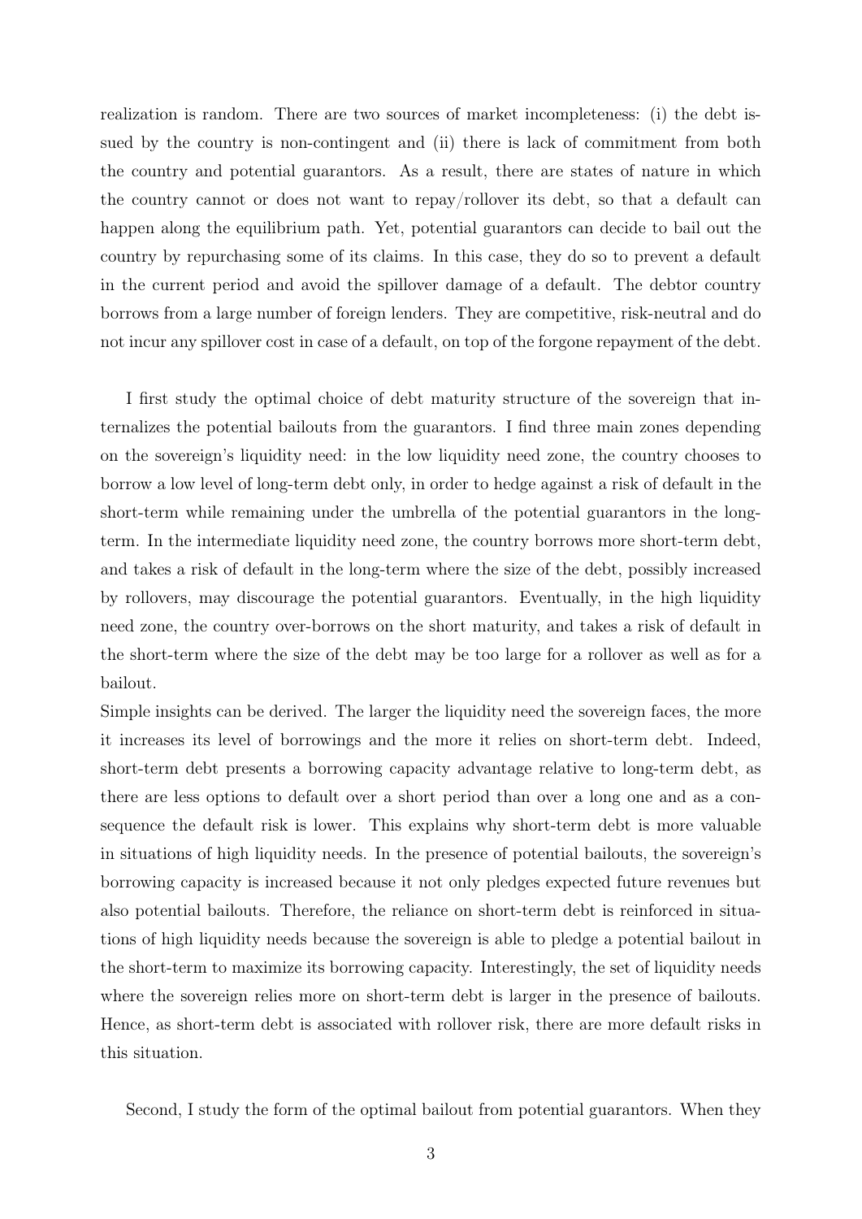realization is random. There are two sources of market incompleteness: (i) the debt issued by the country is non-contingent and (ii) there is lack of commitment from both the country and potential guarantors. As a result, there are states of nature in which the country cannot or does not want to repay/rollover its debt, so that a default can happen along the equilibrium path. Yet, potential guarantors can decide to bail out the country by repurchasing some of its claims. In this case, they do so to prevent a default in the current period and avoid the spillover damage of a default. The debtor country borrows from a large number of foreign lenders. They are competitive, risk-neutral and do not incur any spillover cost in case of a default, on top of the forgone repayment of the debt.

I first study the optimal choice of debt maturity structure of the sovereign that internalizes the potential bailouts from the guarantors. I find three main zones depending on the sovereign's liquidity need: in the low liquidity need zone, the country chooses to borrow a low level of long-term debt only, in order to hedge against a risk of default in the short-term while remaining under the umbrella of the potential guarantors in the long-term. In the intermediate liquidity need zone, the country borrows more short-term debt, and takes a risk of default in the long-term where the size of the debt, possibly increased by rollovers, may discourage the potential guarantors. Eventually, in the high liquidity need zone, the country over-borrows on the short maturity, and takes a risk of default in the short-term where the size of the debt may be too large for a rollover as well as for a bailout.
Simple insights can be derived. The larger the liquidity need the sovereign faces, the more it increases its level of borrowings and the more it relies on short-term debt. Indeed, short-term debt presents a borrowing capacity advantage relative to long-term debt, as there are less options to default over a short period than over a long one and as a consequence the default risk is lower. This explains why short-term debt is more valuable in situations of high liquidity needs. In the presence of potential bailouts, the sovereign's borrowing capacity is increased because it not only pledges expected future revenues but also potential bailouts. Therefore, the reliance on short-term debt is reinforced in situations of high liquidity needs because the sovereign is able to pledge a potential bailout in the short-term to maximize its borrowing capacity. Interestingly, the set of liquidity needs where the sovereign relies more on short-term debt is larger in the presence of bailouts. Hence, as short-term debt is associated with rollover risk, there are more default risks in this situation.

Second, I study the form of the optimal bailout from potential guarantors. When they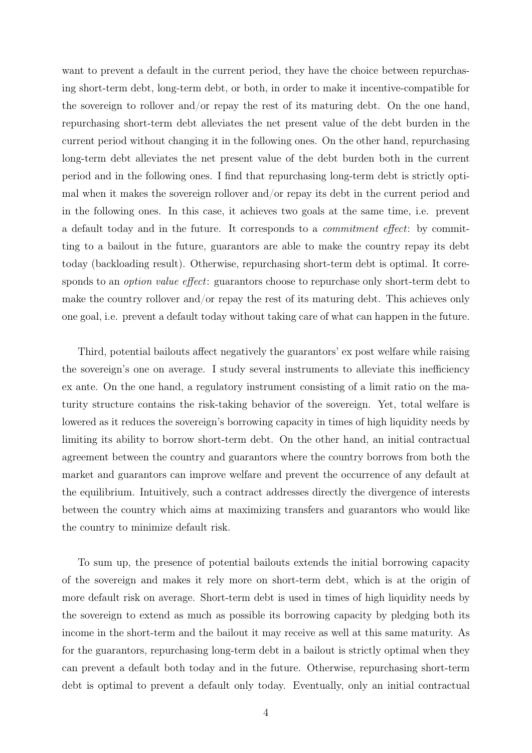want to prevent a default in the current period, they have the choice between repurchasing short-term debt, long-term debt, or both, in order to make it incentive-compatible for the sovereign to rollover and/or repay the rest of its maturing debt. On the one hand, repurchasing short-term debt alleviates the net present value of the debt burden in the current period without changing it in the following ones. On the other hand, repurchasing long-term debt alleviates the net present value of the debt burden both in the current period and in the following ones. I find that repurchasing long-term debt is strictly optimal when it makes the sovereign rollover and/or repay its debt in the current period and in the following ones. In this case, it achieves two goals at the same time, i.e. prevent a default today and in the future. It corresponds to a *commitment effect*: by committing to a bailout in the future, guarantors are able to make the country repay its debt today (backloading result). Otherwise, repurchasing short-term debt is optimal. It corresponds to an *option value effect*: guarantors choose to repurchase only short-term debt to make the country rollover and/or repay the rest of its maturing debt. This achieves only one goal, i.e. prevent a default today without taking care of what can happen in the future.

Third, potential bailouts affect negatively the guarantors' ex post welfare while raising the sovereign's one on average. I study several instruments to alleviate this inefficiency ex ante. On the one hand, a regulatory instrument consisting of a limit ratio on the maturity structure contains the risk-taking behavior of the sovereign. Yet, total welfare is lowered as it reduces the sovereign's borrowing capacity in times of high liquidity needs by limiting its ability to borrow short-term debt. On the other hand, an initial contractual agreement between the country and guarantors where the country borrows from both the market and guarantors can improve welfare and prevent the occurrence of any default at the equilibrium. Intuitively, such a contract addresses directly the divergence of interests between the country which aims at maximizing transfers and guarantors who would like the country to minimize default risk.

To sum up, the presence of potential bailouts extends the initial borrowing capacity of the sovereign and makes it rely more on short-term debt, which is at the origin of more default risk on average. Short-term debt is used in times of high liquidity needs by the sovereign to extend as much as possible its borrowing capacity by pledging both its income in the short-term and the bailout it may receive as well at this same maturity. As for the guarantors, repurchasing long-term debt in a bailout is strictly optimal when they can prevent a default both today and in the future. Otherwise, repurchasing short-term debt is optimal to prevent a default only today. Eventually, only an initial contractual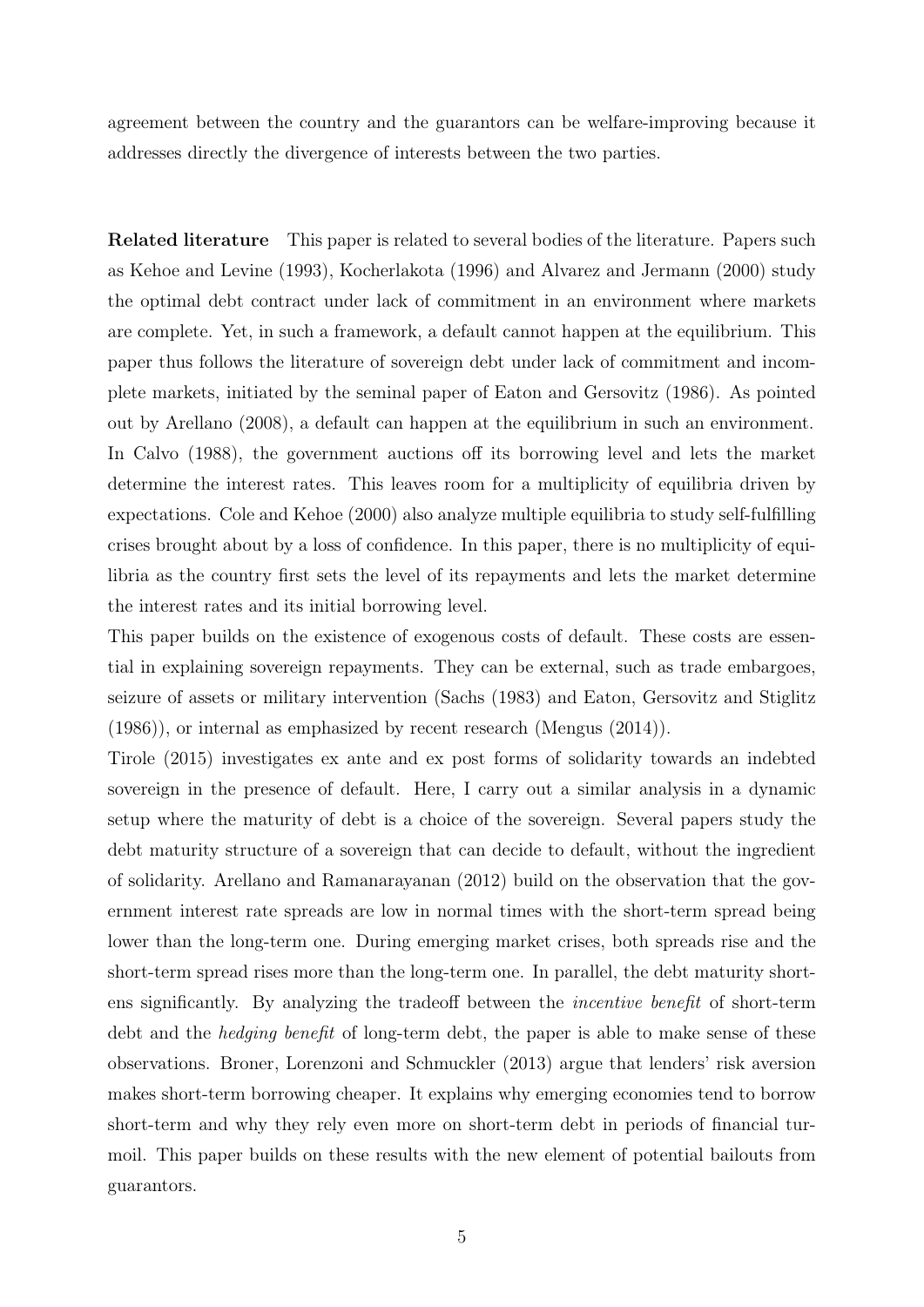agreement between the country and the guarantors can be welfare-improving because it addresses directly the divergence of interests between the two parties.

**Related literature** This paper is related to several bodies of the literature. Papers such as Kehoe and Levine (1993), Kocherlakota (1996) and Alvarez and Jermann (2000) study the optimal debt contract under lack of commitment in an environment where markets are complete. Yet, in such a framework, a default cannot happen at the equilibrium. This paper thus follows the literature of sovereign debt under lack of commitment and incomplete markets, initiated by the seminal paper of Eaton and Gersovitz (1986). As pointed out by Arellano (2008), a default can happen at the equilibrium in such an environment. In Calvo (1988), the government auctions off its borrowing level and lets the market determine the interest rates. This leaves room for a multiplicity of equilibria driven by expectations. Cole and Kehoe (2000) also analyze multiple equilibria to study self-fulfilling crises brought about by a loss of confidence. In this paper, there is no multiplicity of equilibria as the country first sets the level of its repayments and lets the market determine the interest rates and its initial borrowing level.

This paper builds on the existence of exogenous costs of default. These costs are essential in explaining sovereign repayments. They can be external, such as trade embargoes, seizure of assets or military intervention (Sachs (1983) and Eaton, Gersovitz and Stiglitz (1986)), or internal as emphasized by recent research (Mengus (2014)).

Tirole (2015) investigates ex ante and ex post forms of solidarity towards an indebted sovereign in the presence of default. Here, I carry out a similar analysis in a dynamic setup where the maturity of debt is a choice of the sovereign. Several papers study the debt maturity structure of a sovereign that can decide to default, without the ingredient of solidarity. Arellano and Ramanarayanan (2012) build on the observation that the government interest rate spreads are low in normal times with the short-term spread being lower than the long-term one. During emerging market crises, both spreads rise and the short-term spread rises more than the long-term one. In parallel, the debt maturity shortens significantly. By analyzing the tradeoff between the *incentive benefit* of short-term debt and the *hedging benefit* of long-term debt, the paper is able to make sense of these observations. Broner, Lorenzoni and Schmuckler (2013) argue that lenders' risk aversion makes short-term borrowing cheaper. It explains why emerging economies tend to borrow short-term and why they rely even more on short-term debt in periods of financial turmoil. This paper builds on these results with the new element of potential bailouts from guarantors.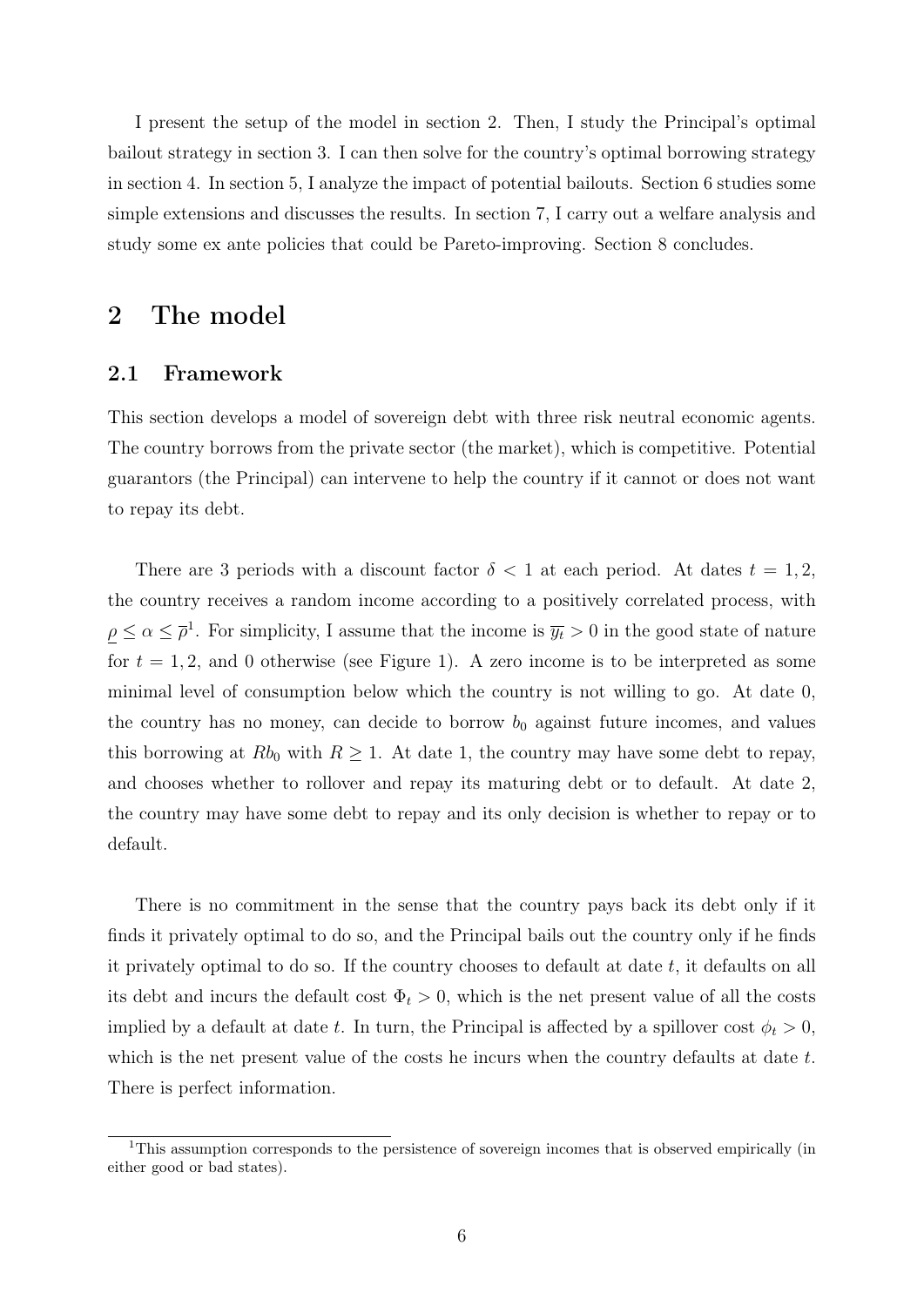I present the setup of the model in section 2. Then, I study the Principal's optimal bailout strategy in section 3. I can then solve for the country's optimal borrowing strategy in section 4. In section 5, I analyze the impact of potential bailouts. Section 6 studies some simple extensions and discusses the results. In section 7, I carry out a welfare analysis and study some ex ante policies that could be Pareto-improving. Section 8 concludes.

## 2 The model

### 2.1 Framework

This section develops a model of sovereign debt with three risk neutral economic agents. The country borrows from the private sector (the market), which is competitive. Potential guarantors (the Principal) can intervene to help the country if it cannot or does not want to repay its debt.

There are 3 periods with a discount factor $\delta < 1$ at each period. At dates $t = 1, 2$, the country receives a random income according to a positively correlated process, with $\underline{\rho} \leq \alpha \leq \overline{\rho}$[1]. For simplicity, I assume that the income is $\overline{y_t} > 0$ in the good state of nature for $t = 1, 2$, and 0 otherwise (see Figure 1). A zero income is to be interpreted as some minimal level of consumption below which the country is not willing to go. At date 0, the country has no money, can decide to borrow $b_0$ against future incomes, and values this borrowing at $Rb_0$ with $R \geq 1$. At date 1, the country may have some debt to repay, and chooses whether to rollover and repay its maturing debt or to default. At date 2, the country may have some debt to repay and its only decision is whether to repay or to default.

There is no commitment in the sense that the country pays back its debt only if it finds it privately optimal to do so, and the Principal bails out the country only if he finds it privately optimal to do so. If the country chooses to default at date $t$, it defaults on all its debt and incurs the default cost $\Phi_t > 0$, which is the net present value of all the costs implied by a default at date $t$. In turn, the Principal is affected by a spillover cost $\phi_t > 0$, which is the net present value of the costs he incurs when the country defaults at date $t$. There is perfect information.

[1] This assumption corresponds to the persistence of sovereign incomes that is observed empirically (in either good or bad states).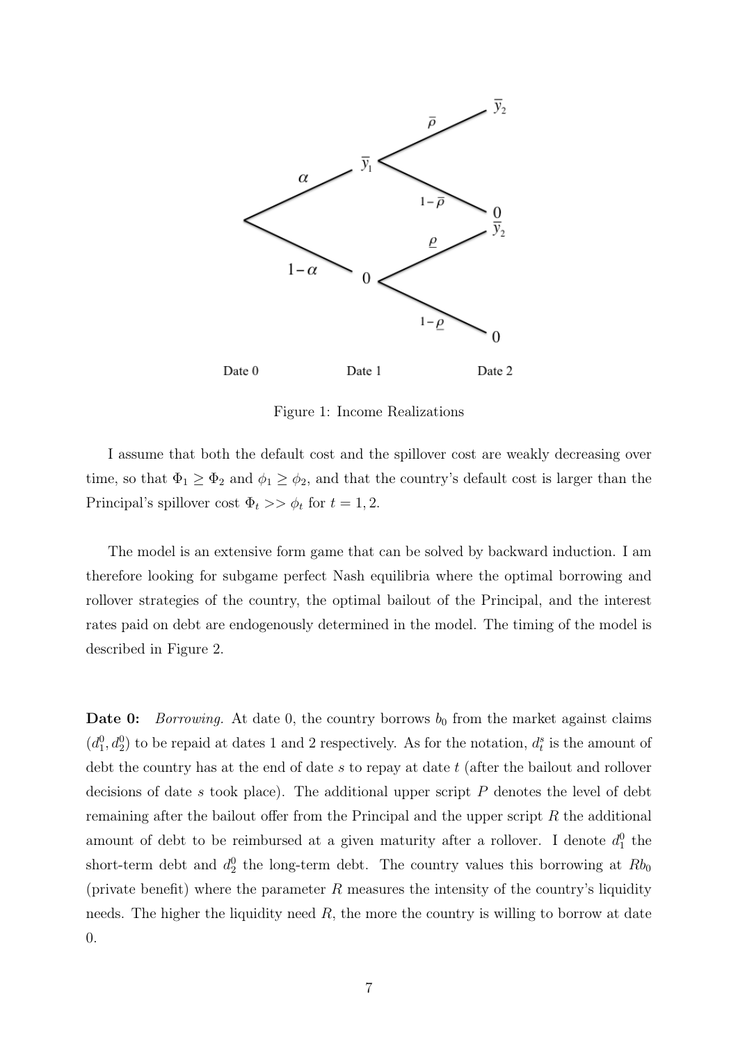Figure 1: Income Realizations

I assume that both the default cost and the spillover cost are weakly decreasing over time, so that $\Phi_1 \geq \Phi_2$ and $\phi_1 \geq \phi_2$, and that the country's default cost is larger than the Principal's spillover cost $\Phi_t >> \phi_t$ for $t = 1, 2$.

The model is an extensive form game that can be solved by backward induction. I am therefore looking for subgame perfect Nash equilibria where the optimal borrowing and rollover strategies of the country, the optimal bailout of the Principal, and the interest rates paid on debt are endogenously determined in the model. The timing of the model is described in Figure 2.

**Date 0:** *Borrowing.* At date 0, the country borrows $b_0$ from the market against claims $(d_1^0, d_2^0)$ to be repaid at dates 1 and 2 respectively. As for the notation, $d_t^s$ is the amount of debt the country has at the end of date $s$ to repay at date $t$ (after the bailout and rollover decisions of date $s$ took place). The additional upper script $P$ denotes the level of debt remaining after the bailout offer from the Principal and the upper script $R$ the additional amount of debt to be reimbursed at a given maturity after a rollover. I denote $d_1^0$ the short-term debt and $d_2^0$ the long-term debt. The country values this borrowing at $Rb_0$ (private benefit) where the parameter $R$ measures the intensity of the country's liquidity needs. The higher the liquidity need $R$, the more the country is willing to borrow at date 0.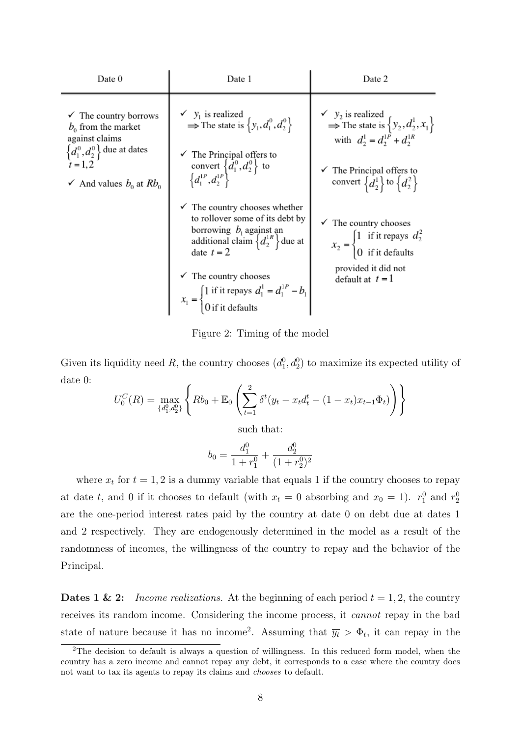| Date 0 | Date 1 | Date 2 |
| --- | --- | --- |
| ✓ The country borrows $b_0$ from the market against claims $\{d_1^0, d_2^0\}$ due at dates $t = 1, 2$<br><br>✓ And values $b_0$ at $Rb_0$ | ✓ $y_1$ is realized $\Rightarrow$ The state is $\{y_1, d_1^0, d_2^0\}$<br><br>✓ The Principal offers to convert $\{d_1^0, d_2^0\}$ to $\{d_1^{1P}, d_2^{1P}\}$<br><br>✓ The country chooses whether to rollover some of its debt by borrowing $b_1$ against an additional claim $\{d_2^{1R}\}$ due at date $t = 2$<br><br>✓ The country chooses $x_1 = \begin{cases} 1 \text{ if it repays } d_1^1 = d_1^{1P} - b_1 \\ 0 \text{ if it defaults} \end{cases}$ | ✓ $y_2$ is realized $\Rightarrow$ The state is $\{y_2, d_2^1, x_1\}$ with $d_2^1 = d_2^{1P} + d_2^{1R}$<br><br>✓ The Principal offers to convert $\{d_2^1\}$ to $\{d_2^2\}$<br><br>✓ The country chooses $x_2 = \begin{cases} 1 \text{ if it repays } d_2^2 \\ 0 \text{ if it defaults} \end{cases}$ provided it did not default at $t = 1$ |

Figure 2: Timing of the model

Given its liquidity need $R$, the country chooses $(d_1^0, d_2^0)$ to maximize its expected utility of date 0:

$$U_0^C(R) = \max_{\{d_1^0, d_2^0\}} \left\{ Rb_0 + \mathbb{E}_0 \left( \sum_{t=1}^{2} \delta^t (y_t - x_t d_t^t - (1 - x_t) x_{t-1} \Phi_t) \right) \right\}$$

such that:

$$b_0 = \frac{d_1^0}{1 + r_1^0} + \frac{d_2^0}{(1 + r_2^0)^2}$$

where $x_t$ for $t = 1, 2$ is a dummy variable that equals 1 if the country chooses to repay at date $t$, and 0 if it chooses to default (with $x_t = 0$ absorbing and $x_0 = 1$). $r_1^0$ and $r_2^0$ are the one-period interest rates paid by the country at date 0 on debt due at dates 1 and 2 respectively. They are endogenously determined in the model as a result of the randomness of incomes, the willingness of the country to repay and the behavior of the Principal.

**Dates 1 & 2:** *Income realizations.* At the beginning of each period $t = 1, 2$, the country receives its random income. Considering the income process, it *cannot* repay in the bad state of nature because it has no income[2]. Assuming that $\overline{y_t} > \Phi_t$, it can repay in the

[2] The decision to default is always a question of willingness. In this reduced form model, when the country has a zero income and cannot repay any debt, it corresponds to a case where the country does not want to tax its agents to repay its claims and *chooses* to default.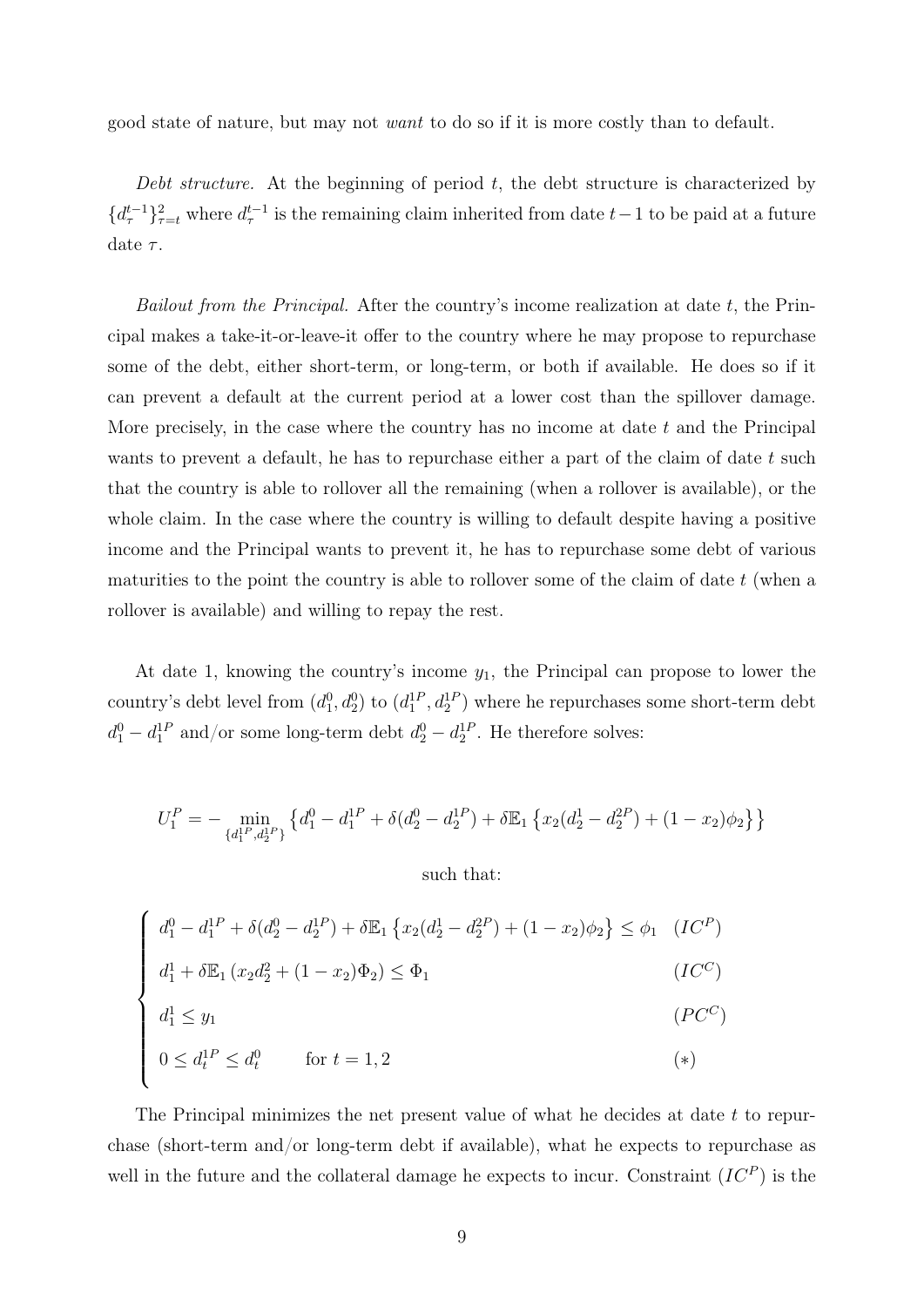good state of nature, but may not *want* to do so if it is more costly than to default.

*Debt structure.* At the beginning of period $t$, the debt structure is characterized by $\{d_\tau^{t-1}\}_{\tau=t}^{2}$ where $d_\tau^{t-1}$ is the remaining claim inherited from date $t-1$ to be paid at a future date $\tau$.

*Bailout from the Principal.* After the country's income realization at date $t$, the Principal makes a take-it-or-leave-it offer to the country where he may propose to repurchase some of the debt, either short-term, or long-term, or both if available. He does so if it can prevent a default at the current period at a lower cost than the spillover damage. More precisely, in the case where the country has no income at date $t$ and the Principal wants to prevent a default, he has to repurchase either a part of the claim of date $t$ such that the country is able to rollover all the remaining (when a rollover is available), or the whole claim. In the case where the country is willing to default despite having a positive income and the Principal wants to prevent it, he has to repurchase some debt of various maturities to the point the country is able to rollover some of the claim of date $t$ (when a rollover is available) and willing to repay the rest.

At date 1, knowing the country's income $y_1$, the Principal can propose to lower the country's debt level from $(d_1^0, d_2^0)$ to $(d_1^{1P}, d_2^{1P})$ where he repurchases some short-term debt $d_1^0 - d_1^{1P}$ and/or some long-term debt $d_2^0 - d_2^{1P}$. He therefore solves:

$$U_1^P = - \min_{\{d_1^{1P}, d_2^{1P}\}} \left\{ d_1^0 - d_1^{1P} + \delta(d_2^0 - d_2^{1P}) + \delta \mathbb{E}_1 \left\{ x_2(d_2^1 - d_2^{2P}) + (1-x_2)\phi_2 \right\} \right\}$$

such that:

$$\begin{cases} d_1^0 - d_1^{1P} + \delta(d_2^0 - d_2^{1P}) + \delta \mathbb{E}_1 \left\{ x_2(d_2^1 - d_2^{2P}) + (1-x_2)\phi_2 \right\} \leq \phi_1 & (IC^P) \\ d_1^1 + \delta \mathbb{E}_1 \left( x_2 d_2^2 + (1-x_2)\Phi_2 \right) \leq \Phi_1 & (IC^C) \\ d_1^1 \leq y_1 & (PC^C) \\ 0 \leq d_t^{1P} \leq d_t^0 \qquad \text{for } t = 1, 2 & (*) \end{cases}$$

The Principal minimizes the net present value of what he decides at date $t$ to repurchase (short-term and/or long-term debt if available), what he expects to repurchase as well in the future and the collateral damage he expects to incur. Constraint $(IC^P)$ is the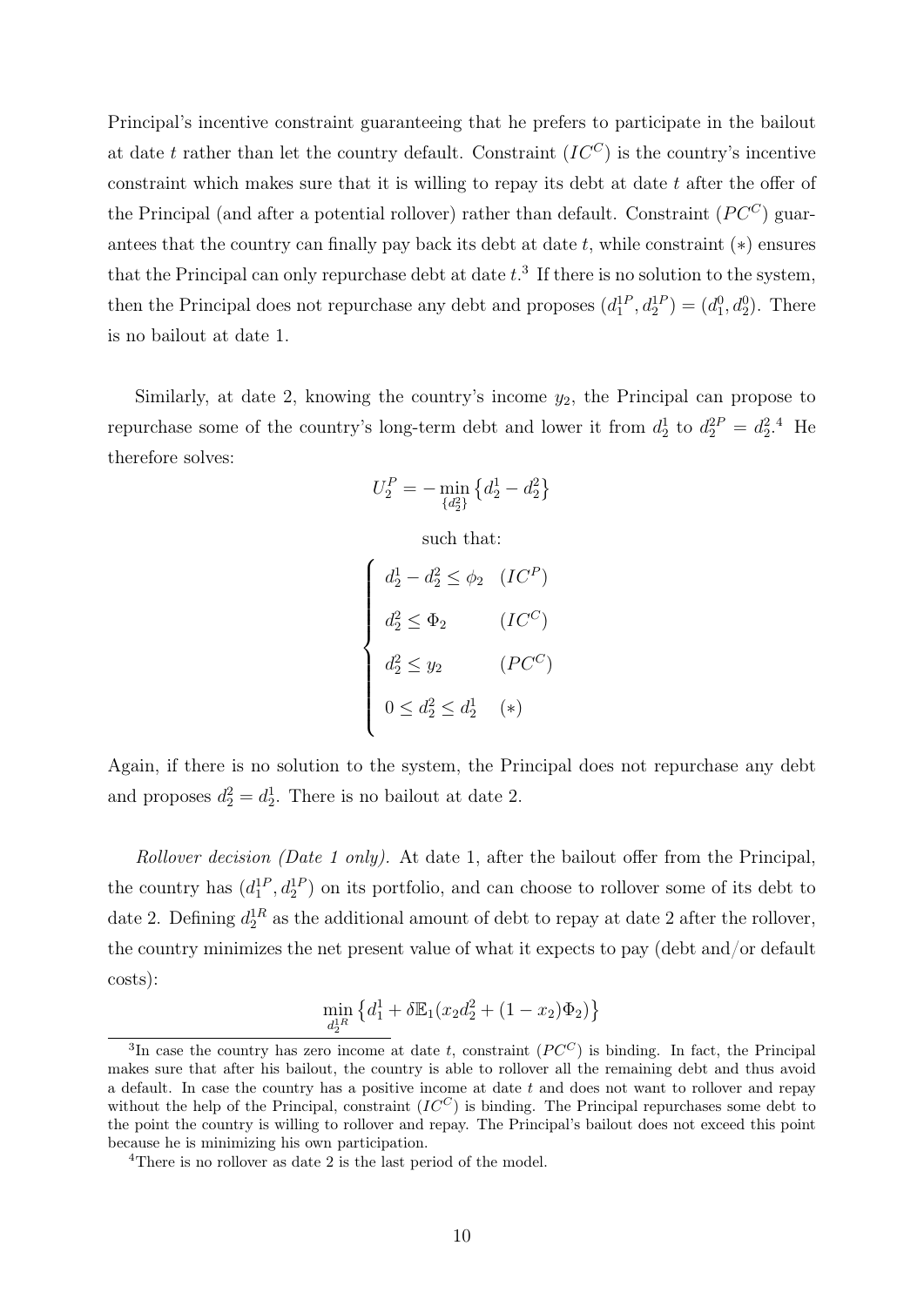Principal's incentive constraint guaranteeing that he prefers to participate in the bailout at date $t$ rather than let the country default. Constraint $(IC^C)$ is the country's incentive constraint which makes sure that it is willing to repay its debt at date $t$ after the offer of the Principal (and after a potential rollover) rather than default. Constraint $(PC^C)$ guarantees that the country can finally pay back its debt at date $t$, while constraint $(*)$ ensures that the Principal can only repurchase debt at date $t$.[3] If there is no solution to the system, then the Principal does not repurchase any debt and proposes $(d_1^{1P}, d_2^{1P}) = (d_1^0, d_2^0)$. There is no bailout at date 1.

Similarly, at date 2, knowing the country's income $y_2$, the Principal can propose to repurchase some of the country's long-term debt and lower it from $d_2^1$ to $d_2^{2P} = d_2^2$.[4] He therefore solves:

$$U_2^P = -\min_{\{d_2^2\}} \left\{ d_2^1 - d_2^2 \right\}$$

such that:

$$\begin{cases} d_2^1 - d_2^2 \leq \phi_2 & (IC^P) \\ d_2^2 \leq \Phi_2 & (IC^C) \\ d_2^2 \leq y_2 & (PC^C) \\ 0 \leq d_2^2 \leq d_2^1 & (*) \end{cases}$$

Again, if there is no solution to the system, the Principal does not repurchase any debt and proposes $d_2^2 = d_2^1$. There is no bailout at date 2.

*Rollover decision (Date 1 only).* At date 1, after the bailout offer from the Principal, the country has $(d_1^{1P}, d_2^{1P})$ on its portfolio, and can choose to rollover some of its debt to date 2. Defining $d_2^{1R}$ as the additional amount of debt to repay at date 2 after the rollover, the country minimizes the net present value of what it expects to pay (debt and/or default costs):

$$\min_{d_2^{1R}} \left\{ d_1^1 + \delta \mathbb{E}_1 (x_2 d_2^2 + (1 - x_2) \Phi_2) \right\}$$

[3] In case the country has zero income at date $t$, constraint $(PC^C)$ is binding. In fact, the Principal makes sure that after his bailout, the country is able to rollover all the remaining debt and thus avoid a default. In case the country has a positive income at date $t$ and does not want to rollover and repay without the help of the Principal, constraint $(IC^C)$ is binding. The Principal repurchases some debt to the point the country is willing to rollover and repay. The Principal's bailout does not exceed this point because he is minimizing his own participation.

[4] There is no rollover as date 2 is the last period of the model.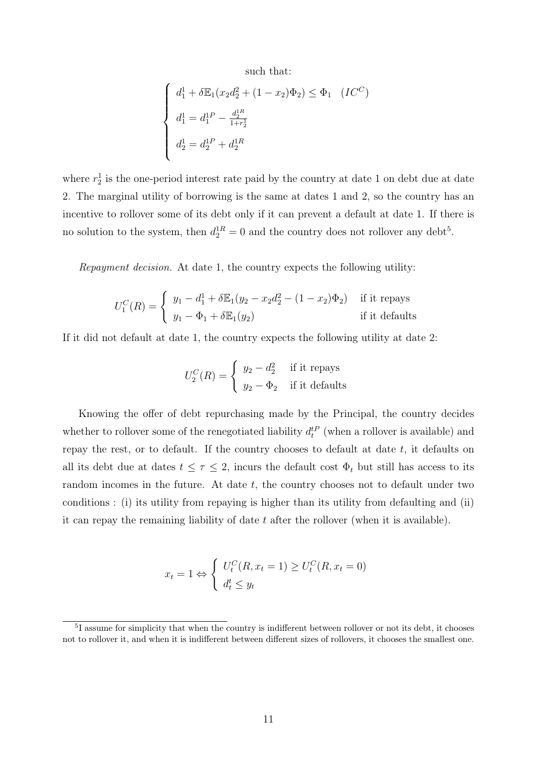such that:

$$
\begin{cases}
d_1^1 + \delta \mathbb{E}_1(x_2 d_2^2 + (1 - x_2)\Phi_2) \leq \Phi_1 \quad (IC^C) \\
d_1^1 = d_1^{1P} - \frac{d_2^{1R}}{1 + r_2^1} \\
d_2^1 = d_2^{1P} + d_2^{1R}
\end{cases}
$$

where $r_2^1$ is the one-period interest rate paid by the country at date 1 on debt due at date 2. The marginal utility of borrowing is the same at dates 1 and 2, so the country has an incentive to rollover some of its debt only if it can prevent a default at date 1. If there is no solution to the system, then $d_2^{1R} = 0$ and the country does not rollover any debt[5].

*Repayment decision.* At date 1, the country expects the following utility:

$$
U_1^C(R) = \begin{cases} y_1 - d_1^1 + \delta \mathbb{E}_1(y_2 - x_2 d_2^2 - (1 - x_2)\Phi_2) & \text{if it repays} \\ y_1 - \Phi_1 + \delta \mathbb{E}_1(y_2) & \text{if it defaults} \end{cases}
$$

If it did not default at date 1, the country expects the following utility at date 2:

$$
U_2^C(R) = \begin{cases} y_2 - d_2^2 & \text{if it repays} \\ y_2 - \Phi_2 & \text{if it defaults} \end{cases}
$$

Knowing the offer of debt repurchasing made by the Principal, the country decides whether to rollover some of the renegotiated liability $d_t^{tP}$ (when a rollover is available) and repay the rest, or to default. If the country chooses to default at date $t$, it defaults on all its debt due at dates $t \leq \tau \leq 2$, incurs the default cost $\Phi_t$ but still has access to its random incomes in the future. At date $t$, the country chooses not to default under two conditions : (i) its utility from repaying is higher than its utility from defaulting and (ii) it can repay the remaining liability of date $t$ after the rollover (when it is available).

$$
x_t = 1 \Leftrightarrow \begin{cases} U_t^C(R, x_t = 1) \geq U_t^C(R, x_t = 0) \\ d_t^t \leq y_t \end{cases}
$$

[5] I assume for simplicity that when the country is indifferent between rollover or not its debt, it chooses not to rollover it, and when it is indifferent between different sizes of rollovers, it chooses the smallest one.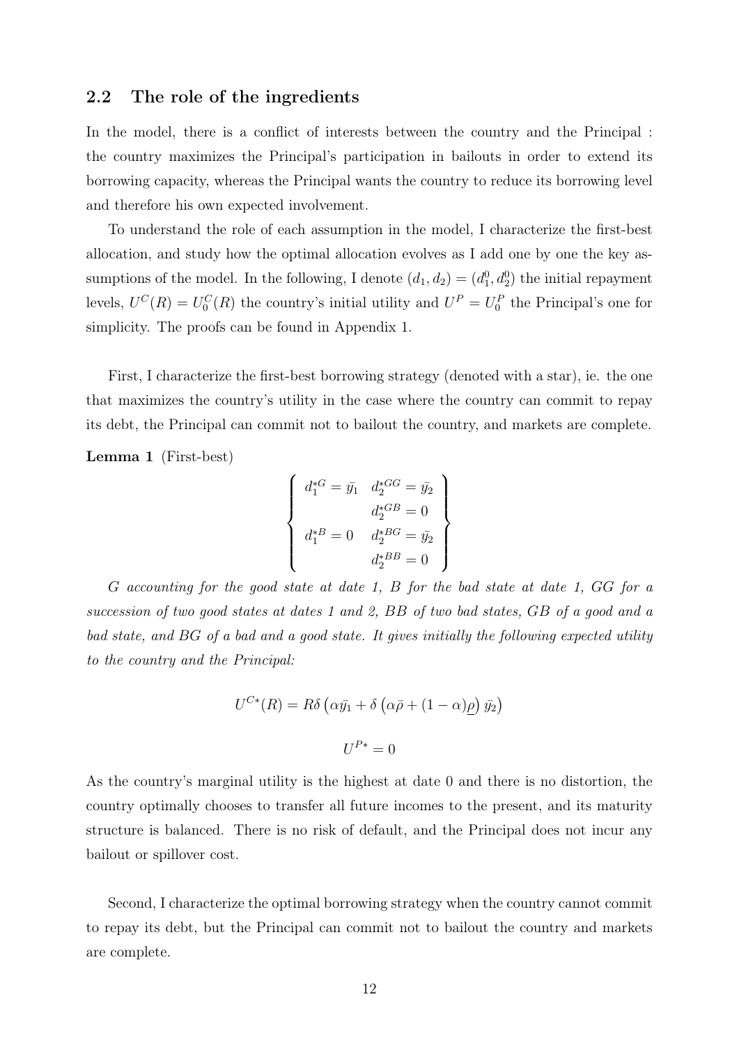## 2.2 The role of the ingredients

In the model, there is a conflict of interests between the country and the Principal : the country maximizes the Principal's participation in bailouts in order to extend its borrowing capacity, whereas the Principal wants the country to reduce its borrowing level and therefore his own expected involvement.

To understand the role of each assumption in the model, I characterize the first-best allocation, and study how the optimal allocation evolves as I add one by one the key assumptions of the model. In the following, I denote $(d_1, d_2) = (d_1^0, d_2^0)$ the initial repayment levels, $U^C(R) = U_0^C(R)$ the country's initial utility and $U^P = U_0^P$ the Principal's one for simplicity. The proofs can be found in Appendix 1.

First, I characterize the first-best borrowing strategy (denoted with a star), ie. the one that maximizes the country's utility in the case where the country can commit to repay its debt, the Principal can commit not to bailout the country, and markets are complete.

**Lemma 1** (First-best)

$$
\left\{
\begin{array}{ll}
d_1^{*G} = \bar{y_1} & d_2^{*GG} = \bar{y_2} \\
 & d_2^{*GB} = 0 \\
d_1^{*B} = 0 & d_2^{*BG} = \bar{y_2} \\
 & d_2^{*BB} = 0
\end{array}
\right\}
$$

*G accounting for the good state at date 1, B for the bad state at date 1, GG for a succession of two good states at dates 1 and 2, BB of two bad states, GB of a good and a bad state, and BG of a bad and a good state. It gives initially the following expected utility to the country and the Principal:*

$$U^{C*}(R) = R\delta \left( \alpha \bar{y_1} + \delta \left( \alpha \bar{\rho} + (1-\alpha)\underline{\rho} \right) \bar{y_2} \right)$$

$$U^{P*} = 0$$

As the country's marginal utility is the highest at date 0 and there is no distortion, the country optimally chooses to transfer all future incomes to the present, and its maturity structure is balanced. There is no risk of default, and the Principal does not incur any bailout or spillover cost.

Second, I characterize the optimal borrowing strategy when the country cannot commit to repay its debt, but the Principal can commit not to bailout the country and markets are complete.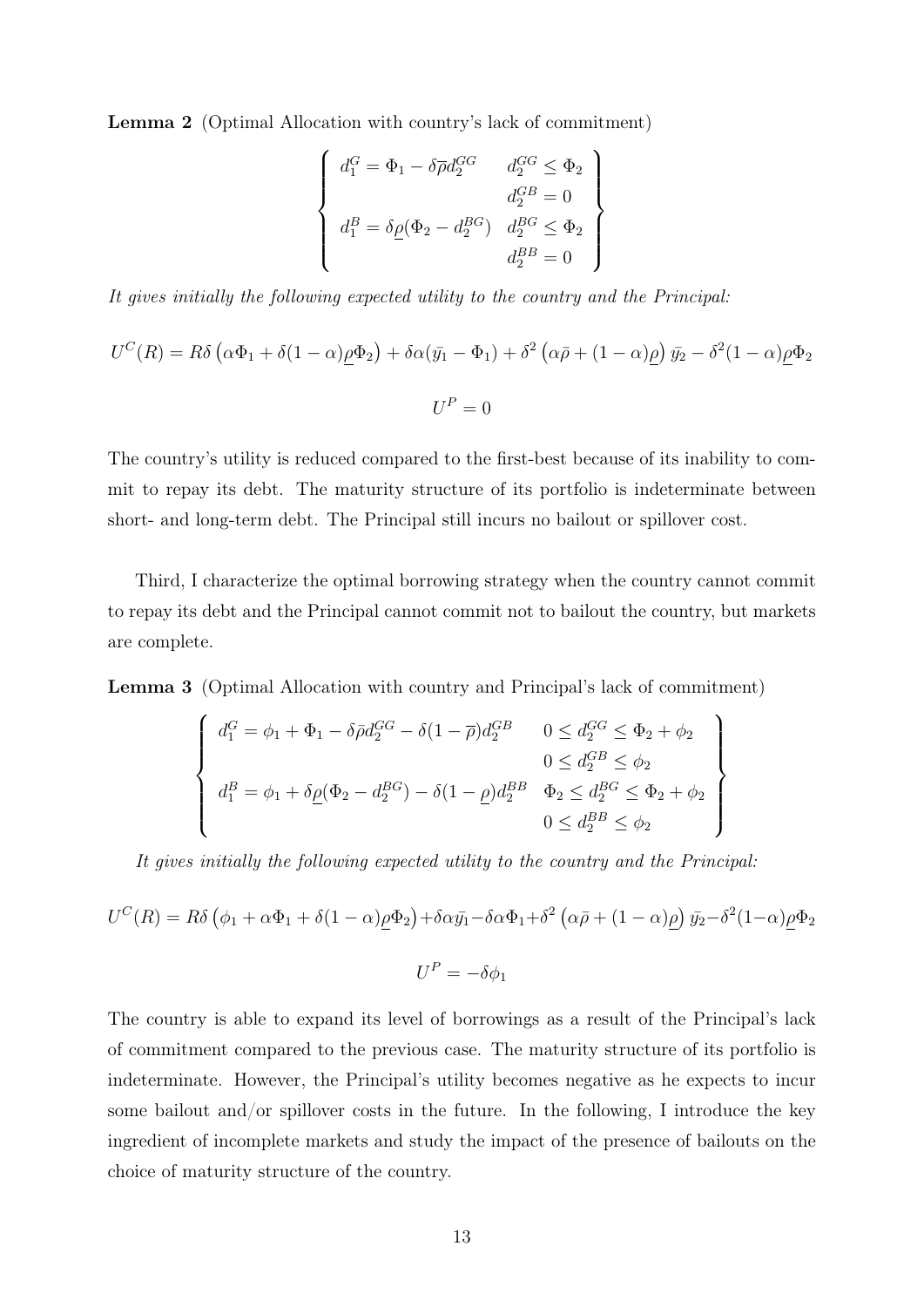**Lemma 2** (Optimal Allocation with country's lack of commitment)

$$\left\{\begin{array}{ll} d_1^G = \Phi_1 - \delta\overline{\rho} d_2^{GG} & d_2^{GG} \leq \Phi_2 \\ & d_2^{GB} = 0 \\ d_1^B = \delta\underline{\rho}(\Phi_2 - d_2^{BG}) & d_2^{BG} \leq \Phi_2 \\ & d_2^{BB} = 0 \end{array}\right\}$$

*It gives initially the following expected utility to the country and the Principal:*

$$U^C(R) = R\delta\left(\alpha\Phi_1 + \delta(1-\alpha)\underline{\rho}\Phi_2\right) + \delta\alpha(\bar{y_1} - \Phi_1) + \delta^2\left(\alpha\bar{\rho} + (1-\alpha)\underline{\rho}\right)\bar{y_2} - \delta^2(1-\alpha)\underline{\rho}\Phi_2$$

$$U^P = 0$$

The country's utility is reduced compared to the first-best because of its inability to commit to repay its debt. The maturity structure of its portfolio is indeterminate between short- and long-term debt. The Principal still incurs no bailout or spillover cost.

Third, I characterize the optimal borrowing strategy when the country cannot commit to repay its debt and the Principal cannot commit not to bailout the country, but markets are complete.

**Lemma 3** (Optimal Allocation with country and Principal's lack of commitment)

$$\left\{\begin{array}{ll} d_1^G = \phi_1 + \Phi_1 - \delta\bar{\rho} d_2^{GG} - \delta(1-\overline{\rho}) d_2^{GB} & 0 \leq d_2^{GG} \leq \Phi_2 + \phi_2 \\ & 0 \leq d_2^{GB} \leq \phi_2 \\ d_1^B = \phi_1 + \delta\underline{\rho}(\Phi_2 - d_2^{BG}) - \delta(1-\underline{\rho}) d_2^{BB} & \Phi_2 \leq d_2^{BG} \leq \Phi_2 + \phi_2 \\ & 0 \leq d_2^{BB} \leq \phi_2 \end{array}\right\}$$

*It gives initially the following expected utility to the country and the Principal:*

$$U^C(R) = R\delta\left(\phi_1 + \alpha\Phi_1 + \delta(1-\alpha)\underline{\rho}\Phi_2\right) + \delta\alpha\bar{y_1} - \delta\alpha\Phi_1 + \delta^2\left(\alpha\bar{\rho} + (1-\alpha)\underline{\rho}\right)\bar{y_2} - \delta^2(1-\alpha)\underline{\rho}\Phi_2$$

$$U^P = -\delta\phi_1$$

The country is able to expand its level of borrowings as a result of the Principal's lack of commitment compared to the previous case. The maturity structure of its portfolio is indeterminate. However, the Principal's utility becomes negative as he expects to incur some bailout and/or spillover costs in the future. In the following, I introduce the key ingredient of incomplete markets and study the impact of the presence of bailouts on the choice of maturity structure of the country.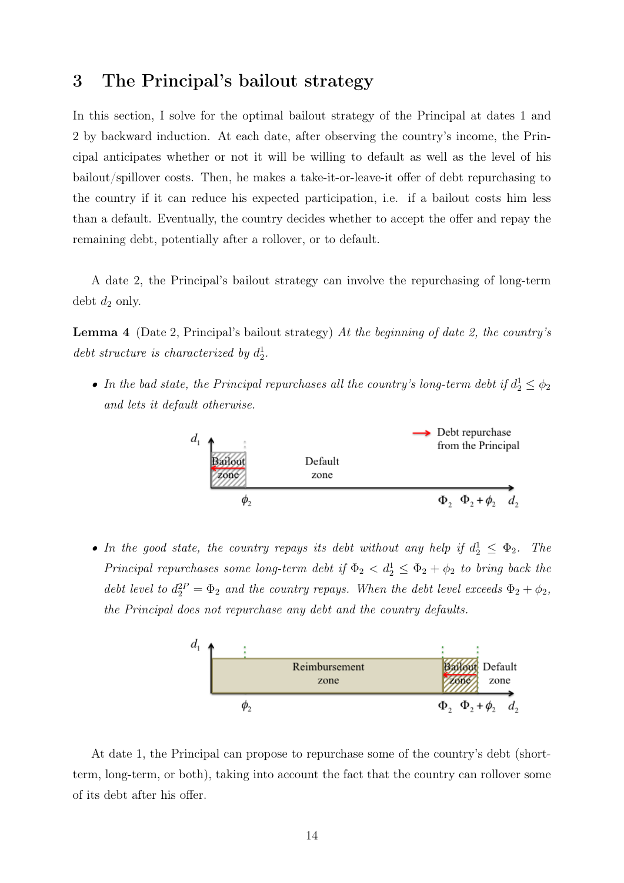# 3 The Principal's bailout strategy

In this section, I solve for the optimal bailout strategy of the Principal at dates 1 and 2 by backward induction. At each date, after observing the country's income, the Principal anticipates whether or not it will be willing to default as well as the level of his bailout/spillover costs. Then, he makes a take-it-or-leave-it offer of debt repurchasing to the country if it can reduce his expected participation, i.e. if a bailout costs him less than a default. Eventually, the country decides whether to accept the offer and repay the remaining debt, potentially after a rollover, or to default.

A date 2, the Principal's bailout strategy can involve the repurchasing of long-term debt $d_2$ only.

**Lemma 4** (Date 2, Principal's bailout strategy) *At the beginning of date 2, the country's debt structure is characterized by $d_2^1$.*

- *In the bad state, the Principal repurchases all the country's long-term debt if $d_2^1 \leq \phi_2$ and lets it default otherwise.*

- *In the good state, the country repays its debt without any help if $d_2^1 \leq \Phi_2$. The Principal repurchases some long-term debt if $\Phi_2 < d_2^1 \leq \Phi_2 + \phi_2$ to bring back the debt level to $d_2^{2P} = \Phi_2$ and the country repays. When the debt level exceeds $\Phi_2 + \phi_2$, the Principal does not repurchase any debt and the country defaults.*

At date 1, the Principal can propose to repurchase some of the country's debt (short-term, long-term, or both), taking into account the fact that the country can rollover some of its debt after his offer.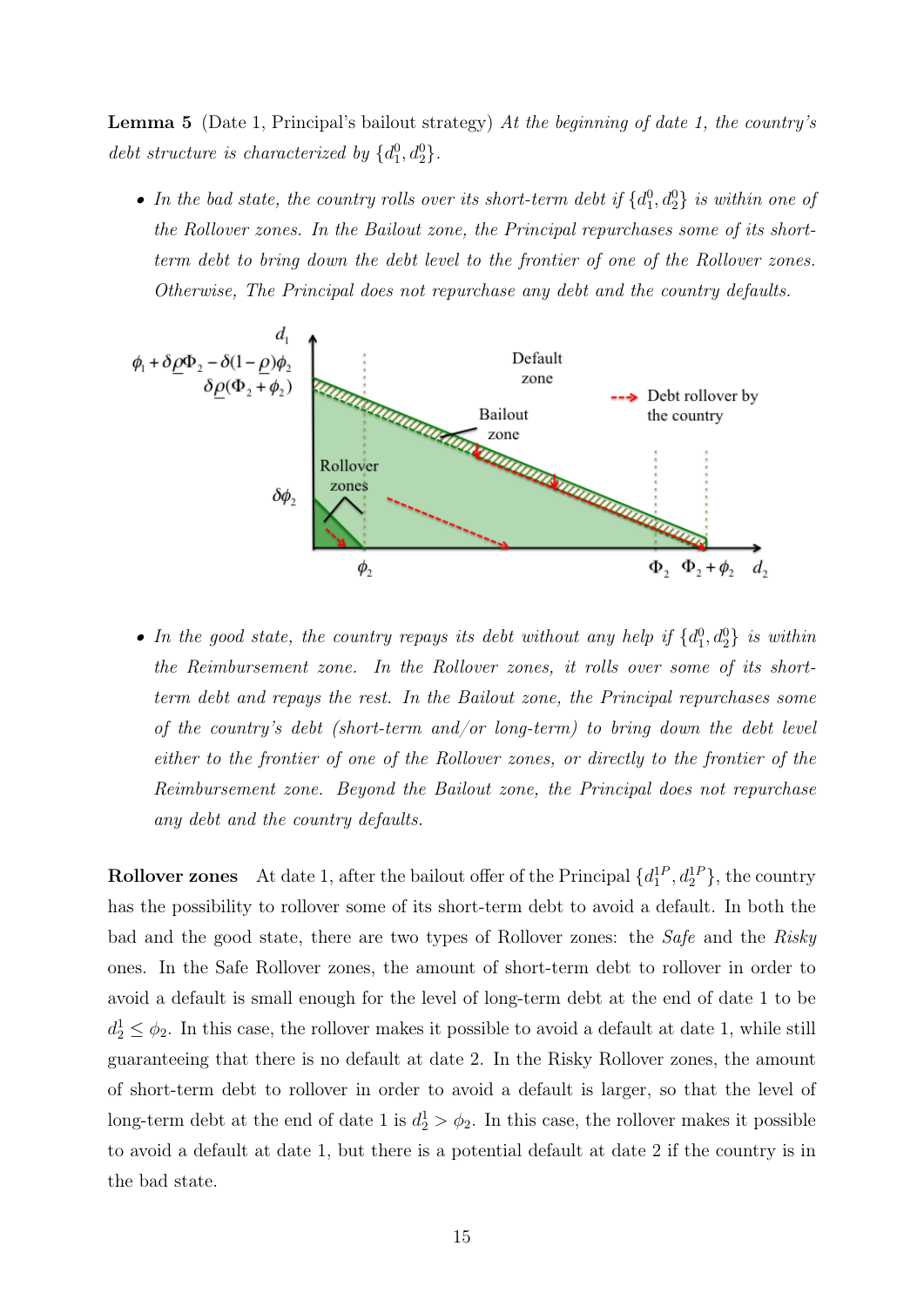**Lemma 5** (Date 1, Principal's bailout strategy) *At the beginning of date 1, the country's debt structure is characterized by* $\{d_1^0, d_2^0\}$.

- *In the bad state, the country rolls over its short-term debt if* $\{d_1^0, d_2^0\}$ *is within one of the Rollover zones. In the Bailout zone, the Principal repurchases some of its short-term debt to bring down the debt level to the frontier of one of the Rollover zones. Otherwise, The Principal does not repurchase any debt and the country defaults.*

- *In the good state, the country repays its debt without any help if* $\{d_1^0, d_2^0\}$ *is within the Reimbursement zone. In the Rollover zones, it rolls over some of its short-term debt and repays the rest. In the Bailout zone, the Principal repurchases some of the country's debt (short-term and/or long-term) to bring down the debt level either to the frontier of one of the Rollover zones, or directly to the frontier of the Reimbursement zone. Beyond the Bailout zone, the Principal does not repurchase any debt and the country defaults.*

**Rollover zones** At date 1, after the bailout offer of the Principal $\{d_1^{1P}, d_2^{1P}\}$, the country has the possibility to rollover some of its short-term debt to avoid a default. In both the bad and the good state, there are two types of Rollover zones: the *Safe* and the *Risky* ones. In the Safe Rollover zones, the amount of short-term debt to rollover in order to avoid a default is small enough for the level of long-term debt at the end of date 1 to be $d_2^1 \leq \phi_2$. In this case, the rollover makes it possible to avoid a default at date 1, while still guaranteeing that there is no default at date 2. In the Risky Rollover zones, the amount of short-term debt to rollover in order to avoid a default is larger, so that the level of long-term debt at the end of date 1 is $d_2^1 > \phi_2$. In this case, the rollover makes it possible to avoid a default at date 1, but there is a potential default at date 2 if the country is in the bad state.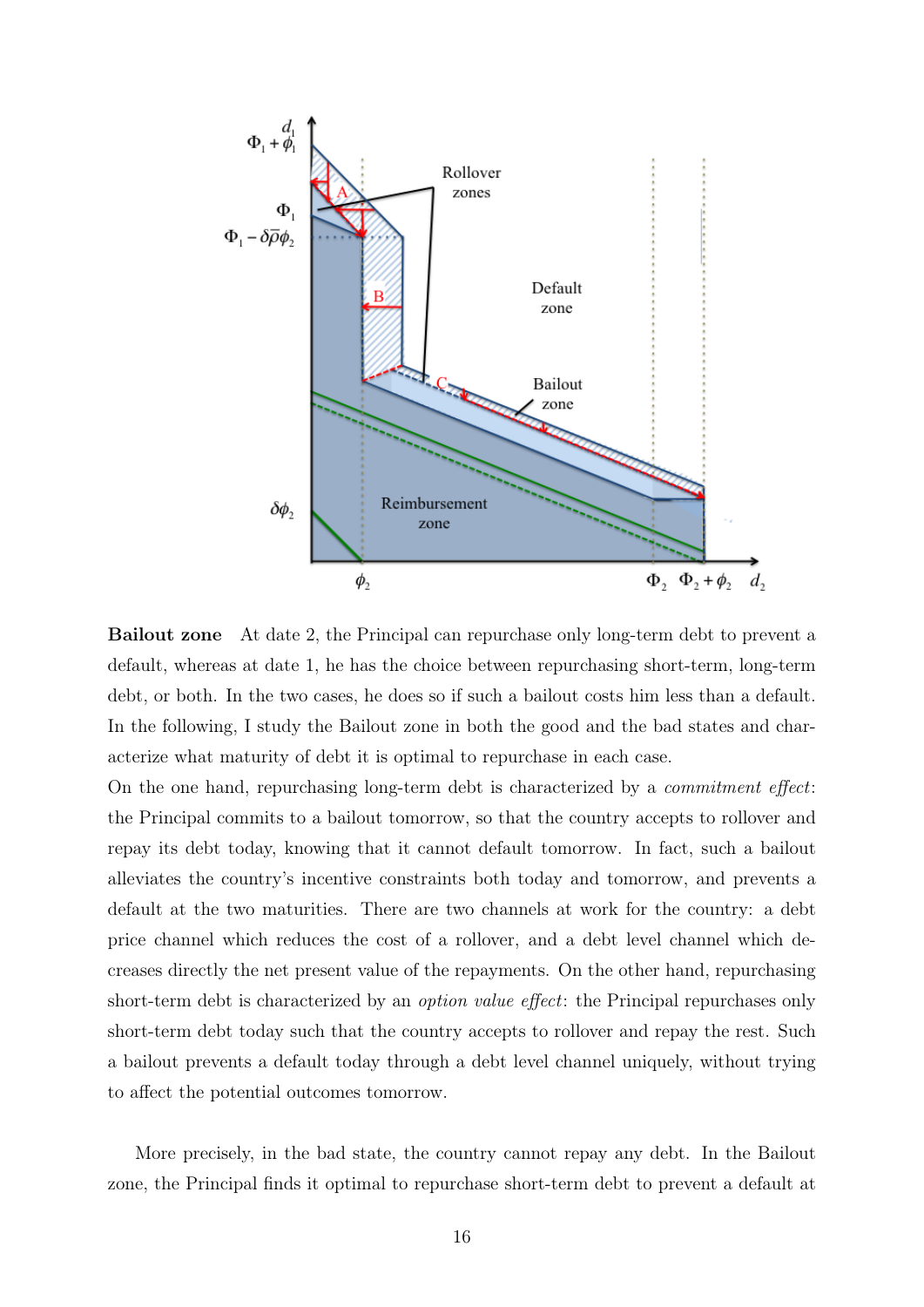**Bailout zone** At date 2, the Principal can repurchase only long-term debt to prevent a default, whereas at date 1, he has the choice between repurchasing short-term, long-term debt, or both. In the two cases, he does so if such a bailout costs him less than a default. In the following, I study the Bailout zone in both the good and the bad states and characterize what maturity of debt it is optimal to repurchase in each case.
On the one hand, repurchasing long-term debt is characterized by a *commitment effect*: the Principal commits to a bailout tomorrow, so that the country accepts to rollover and repay its debt today, knowing that it cannot default tomorrow. In fact, such a bailout alleviates the country's incentive constraints both today and tomorrow, and prevents a default at the two maturities. There are two channels at work for the country: a debt price channel which reduces the cost of a rollover, and a debt level channel which decreases directly the net present value of the repayments. On the other hand, repurchasing short-term debt is characterized by an *option value effect*: the Principal repurchases only short-term debt today such that the country accepts to rollover and repay the rest. Such a bailout prevents a default today through a debt level channel uniquely, without trying to affect the potential outcomes tomorrow.

More precisely, in the bad state, the country cannot repay any debt. In the Bailout zone, the Principal finds it optimal to repurchase short-term debt to prevent a default at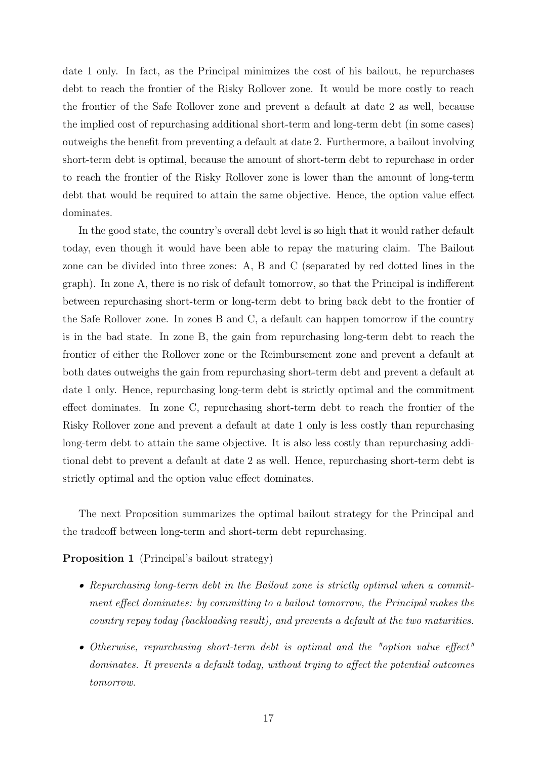date 1 only. In fact, as the Principal minimizes the cost of his bailout, he repurchases debt to reach the frontier of the Risky Rollover zone. It would be more costly to reach the frontier of the Safe Rollover zone and prevent a default at date 2 as well, because the implied cost of repurchasing additional short-term and long-term debt (in some cases) outweighs the benefit from preventing a default at date 2. Furthermore, a bailout involving short-term debt is optimal, because the amount of short-term debt to repurchase in order to reach the frontier of the Risky Rollover zone is lower than the amount of long-term debt that would be required to attain the same objective. Hence, the option value effect dominates.

In the good state, the country's overall debt level is so high that it would rather default today, even though it would have been able to repay the maturing claim. The Bailout zone can be divided into three zones: A, B and C (separated by red dotted lines in the graph). In zone A, there is no risk of default tomorrow, so that the Principal is indifferent between repurchasing short-term or long-term debt to bring back debt to the frontier of the Safe Rollover zone. In zones B and C, a default can happen tomorrow if the country is in the bad state. In zone B, the gain from repurchasing long-term debt to reach the frontier of either the Rollover zone or the Reimbursement zone and prevent a default at both dates outweighs the gain from repurchasing short-term debt and prevent a default at date 1 only. Hence, repurchasing long-term debt is strictly optimal and the commitment effect dominates. In zone C, repurchasing short-term debt to reach the frontier of the Risky Rollover zone and prevent a default at date 1 only is less costly than repurchasing long-term debt to attain the same objective. It is also less costly than repurchasing additional debt to prevent a default at date 2 as well. Hence, repurchasing short-term debt is strictly optimal and the option value effect dominates.

The next Proposition summarizes the optimal bailout strategy for the Principal and the tradeoff between long-term and short-term debt repurchasing.

**Proposition 1** (Principal's bailout strategy)

- *Repurchasing long-term debt in the Bailout zone is strictly optimal when a commitment effect dominates: by committing to a bailout tomorrow, the Principal makes the country repay today (backloading result), and prevents a default at the two maturities.*
- *Otherwise, repurchasing short-term debt is optimal and the "option value effect" dominates. It prevents a default today, without trying to affect the potential outcomes tomorrow.*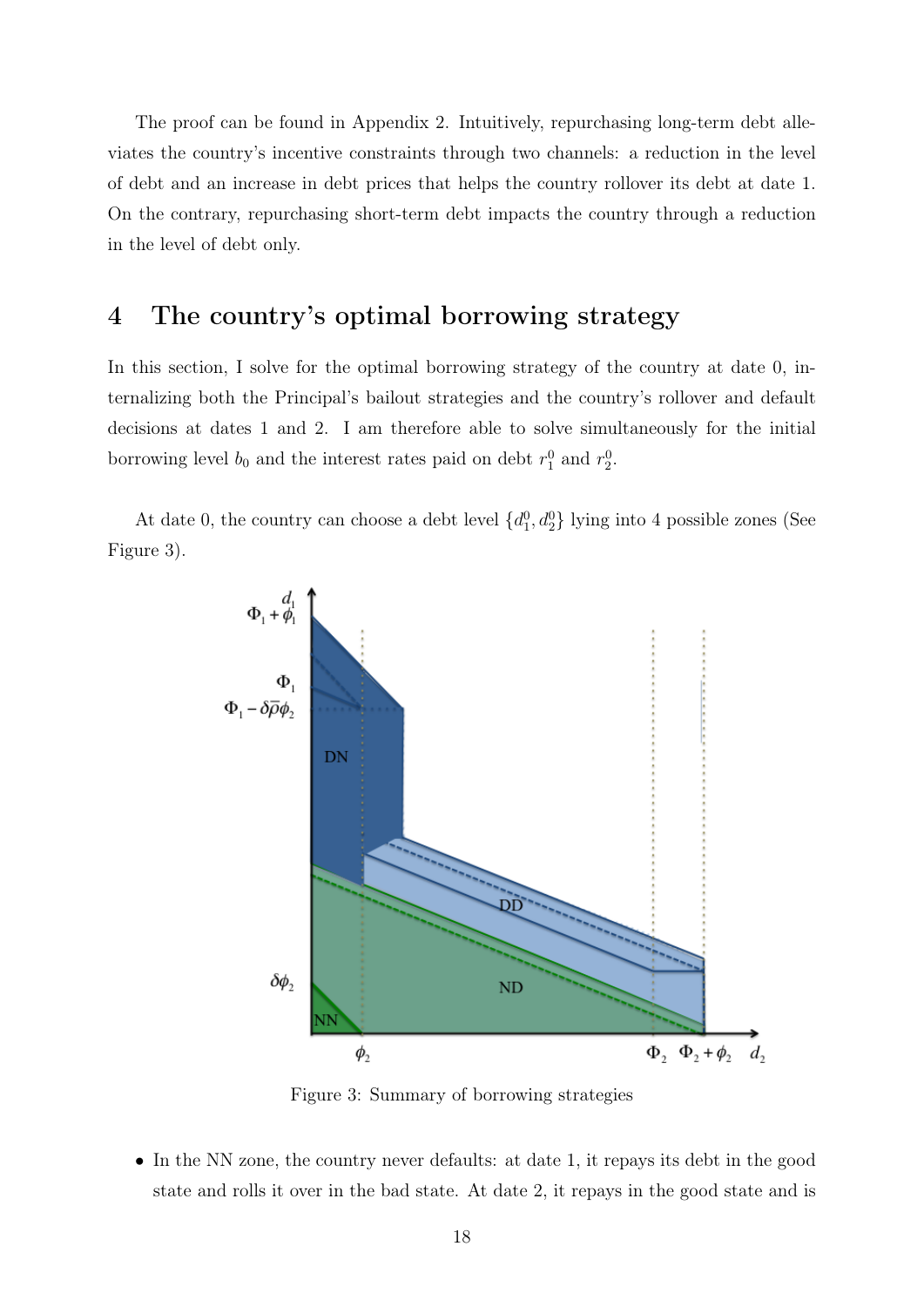The proof can be found in Appendix 2. Intuitively, repurchasing long-term debt alleviates the country's incentive constraints through two channels: a reduction in the level of debt and an increase in debt prices that helps the country rollover its debt at date 1. On the contrary, repurchasing short-term debt impacts the country through a reduction in the level of debt only.

## 4 The country's optimal borrowing strategy

In this section, I solve for the optimal borrowing strategy of the country at date 0, internalizing both the Principal's bailout strategies and the country's rollover and default decisions at dates 1 and 2. I am therefore able to solve simultaneously for the initial borrowing level $b_0$ and the interest rates paid on debt $r_1^0$ and $r_2^0$.

At date 0, the country can choose a debt level $\{d_1^0, d_2^0\}$ lying into 4 possible zones (See Figure 3).

Figure 3: Summary of borrowing strategies

- In the NN zone, the country never defaults: at date 1, it repays its debt in the good state and rolls it over in the bad state. At date 2, it repays in the good state and is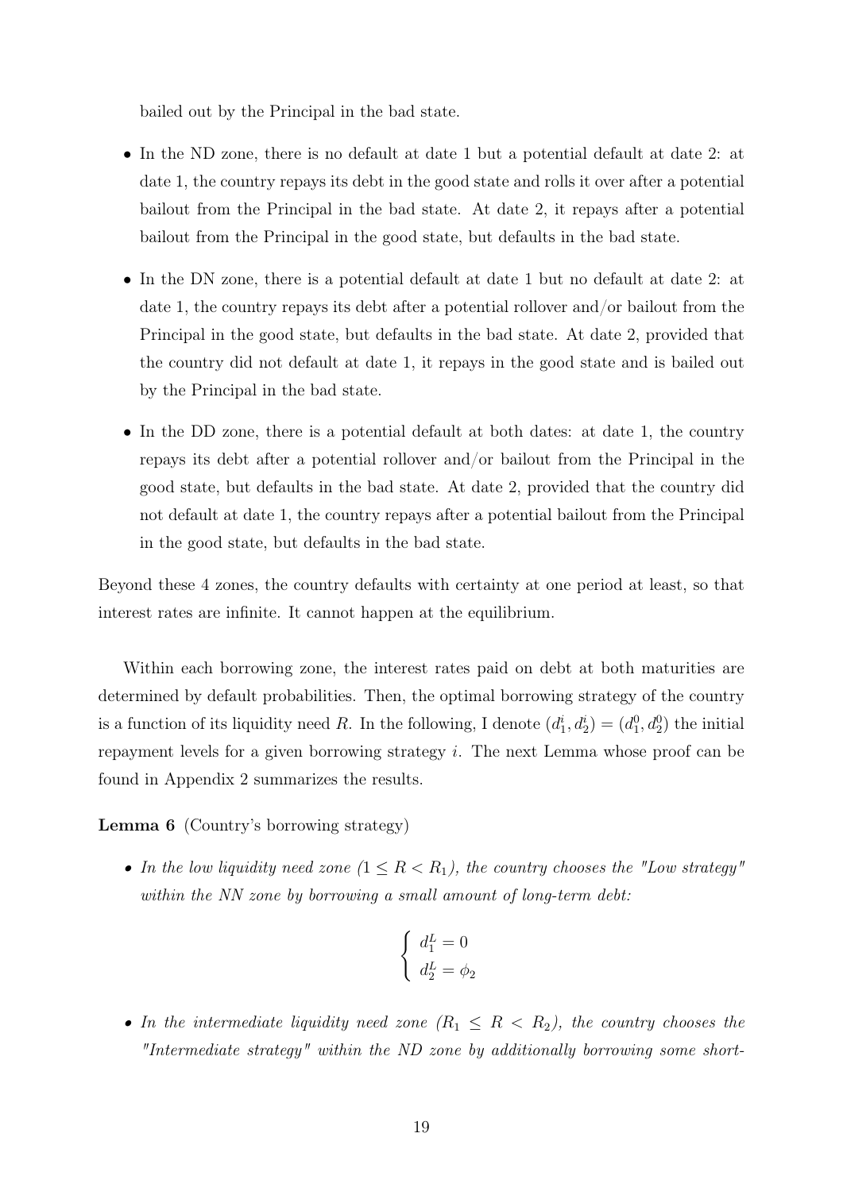bailed out by the Principal in the bad state.

- In the ND zone, there is no default at date 1 but a potential default at date 2: at date 1, the country repays its debt in the good state and rolls it over after a potential bailout from the Principal in the bad state. At date 2, it repays after a potential bailout from the Principal in the good state, but defaults in the bad state.
- In the DN zone, there is a potential default at date 1 but no default at date 2: at date 1, the country repays its debt after a potential rollover and/or bailout from the Principal in the good state, but defaults in the bad state. At date 2, provided that the country did not default at date 1, it repays in the good state and is bailed out by the Principal in the bad state.
- In the DD zone, there is a potential default at both dates: at date 1, the country repays its debt after a potential rollover and/or bailout from the Principal in the good state, but defaults in the bad state. At date 2, provided that the country did not default at date 1, the country repays after a potential bailout from the Principal in the good state, but defaults in the bad state.

Beyond these 4 zones, the country defaults with certainty at one period at least, so that interest rates are infinite. It cannot happen at the equilibrium.

Within each borrowing zone, the interest rates paid on debt at both maturities are determined by default probabilities. Then, the optimal borrowing strategy of the country is a function of its liquidity need $R$. In the following, I denote $(d_1^i, d_2^i) = (d_1^0, d_2^0)$ the initial repayment levels for a given borrowing strategy $i$. The next Lemma whose proof can be found in Appendix 2 summarizes the results.

**Lemma 6** (Country's borrowing strategy)

- *In the low liquidity need zone ($1 \leq R < R_1$), the country chooses the "Low strategy" within the NN zone by borrowing a small amount of long-term debt:*

$$\begin{cases} d_1^L = 0 \\ d_2^L = \phi_2 \end{cases}$$

- *In the intermediate liquidity need zone ($R_1 \leq R < R_2$), the country chooses the "Intermediate strategy" within the ND zone by additionally borrowing some short-*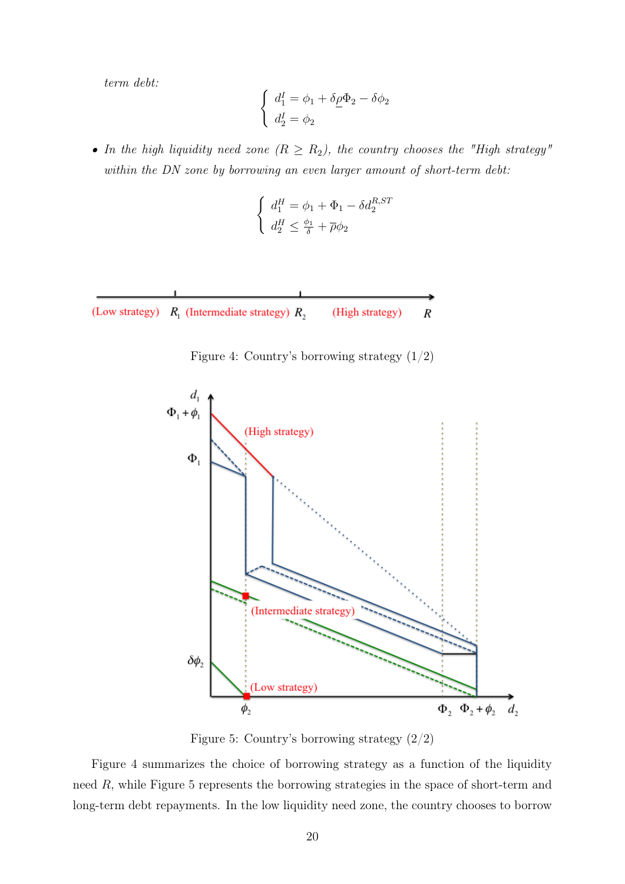*term debt:*

$$\begin{cases} d_1^I = \phi_1 + \delta \underline{\rho} \Phi_2 - \delta \phi_2 \\ d_2^I = \phi_2 \end{cases}$$

- *In the high liquidity need zone ($R \geq R_2$), the country chooses the "High strategy" within the DN zone by borrowing an even larger amount of short-term debt:*

$$\begin{cases} d_1^H = \phi_1 + \Phi_1 - \delta d_2^{R,ST} \\ d_2^H \leq \frac{\phi_1}{\delta} + \overline{\rho} \phi_2 \end{cases}$$

(Low strategy) $R_1$ (Intermediate strategy) $R_2$ (High strategy) $R$

Figure 4: Country's borrowing strategy (1/2)

Figure 5: Country's borrowing strategy (2/2)

Figure 4 summarizes the choice of borrowing strategy as a function of the liquidity need $R$, while Figure 5 represents the borrowing strategies in the space of short-term and long-term debt repayments. In the low liquidity need zone, the country chooses to borrow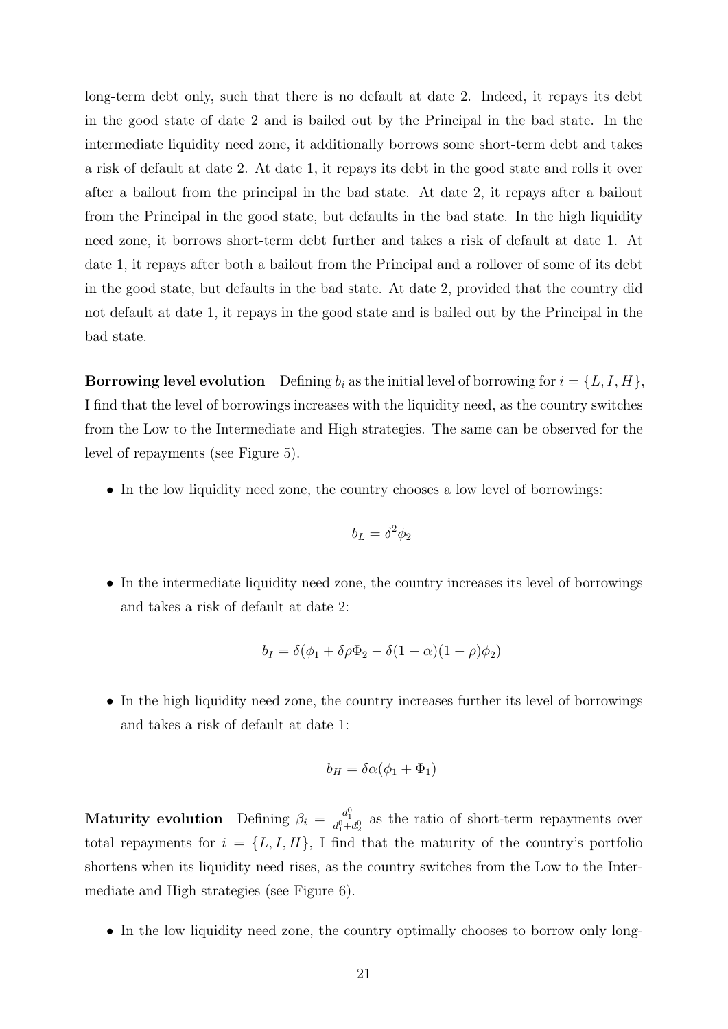long-term debt only, such that there is no default at date 2. Indeed, it repays its debt in the good state of date 2 and is bailed out by the Principal in the bad state. In the intermediate liquidity need zone, it additionally borrows some short-term debt and takes a risk of default at date 2. At date 1, it repays its debt in the good state and rolls it over after a bailout from the principal in the bad state. At date 2, it repays after a bailout from the Principal in the good state, but defaults in the bad state. In the high liquidity need zone, it borrows short-term debt further and takes a risk of default at date 1. At date 1, it repays after both a bailout from the Principal and a rollover of some of its debt in the good state, but defaults in the bad state. At date 2, provided that the country did not default at date 1, it repays in the good state and is bailed out by the Principal in the bad state.

**Borrowing level evolution** Defining $b_i$ as the initial level of borrowing for $i = \{L, I, H\}$, I find that the level of borrowings increases with the liquidity need, as the country switches from the Low to the Intermediate and High strategies. The same can be observed for the level of repayments (see Figure 5).

- In the low liquidity need zone, the country chooses a low level of borrowings:

$$b_L = \delta^2 \phi_2$$

- In the intermediate liquidity need zone, the country increases its level of borrowings and takes a risk of default at date 2:

$$b_I = \delta(\phi_1 + \delta \underline{\rho} \Phi_2 - \delta(1 - \alpha)(1 - \underline{\rho})\phi_2)$$

- In the high liquidity need zone, the country increases further its level of borrowings and takes a risk of default at date 1:

$$b_H = \delta\alpha(\phi_1 + \Phi_1)$$

**Maturity evolution** Defining $\beta_i = \frac{d_1^0}{d_1^0 + d_2^0}$ as the ratio of short-term repayments over total repayments for $i = \{L, I, H\}$, I find that the maturity of the country's portfolio shortens when its liquidity need rises, as the country switches from the Low to the Intermediate and High strategies (see Figure 6).

- In the low liquidity need zone, the country optimally chooses to borrow only long-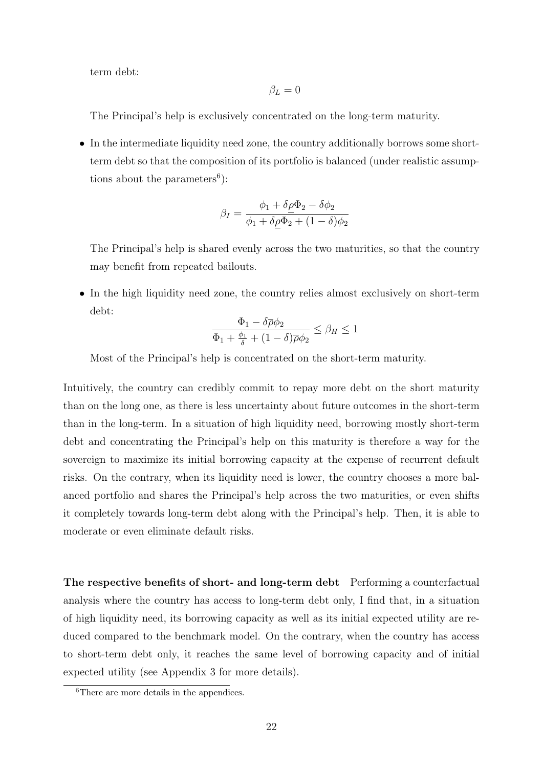term debt:

$$\beta_L = 0$$

The Principal's help is exclusively concentrated on the long-term maturity.

- In the intermediate liquidity need zone, the country additionally borrows some short-term debt so that the composition of its portfolio is balanced (under realistic assumptions about the parameters[6]):

$$\beta_I = \frac{\phi_1 + \delta\underline{\rho}\Phi_2 - \delta\phi_2}{\phi_1 + \delta\underline{\rho}\Phi_2 + (1-\delta)\phi_2}$$

The Principal's help is shared evenly across the two maturities, so that the country may benefit from repeated bailouts.

- In the high liquidity need zone, the country relies almost exclusively on short-term debt:

$$\frac{\Phi_1 - \delta\overline{\rho}\phi_2}{\Phi_1 + \frac{\phi_1}{\delta} + (1-\delta)\overline{\rho}\phi_2} \leq \beta_H \leq 1$$

Most of the Principal's help is concentrated on the short-term maturity.

Intuitively, the country can credibly commit to repay more debt on the short maturity than on the long one, as there is less uncertainty about future outcomes in the short-term than in the long-term. In a situation of high liquidity need, borrowing mostly short-term debt and concentrating the Principal's help on this maturity is therefore a way for the sovereign to maximize its initial borrowing capacity at the expense of recurrent default risks. On the contrary, when its liquidity need is lower, the country chooses a more balanced portfolio and shares the Principal's help across the two maturities, or even shifts it completely towards long-term debt along with the Principal's help. Then, it is able to moderate or even eliminate default risks.

**The respective benefits of short- and long-term debt** Performing a counterfactual analysis where the country has access to long-term debt only, I find that, in a situation of high liquidity need, its borrowing capacity as well as its initial expected utility are reduced compared to the benchmark model. On the contrary, when the country has access to short-term debt only, it reaches the same level of borrowing capacity and of initial expected utility (see Appendix 3 for more details).

[6]There are more details in the appendices.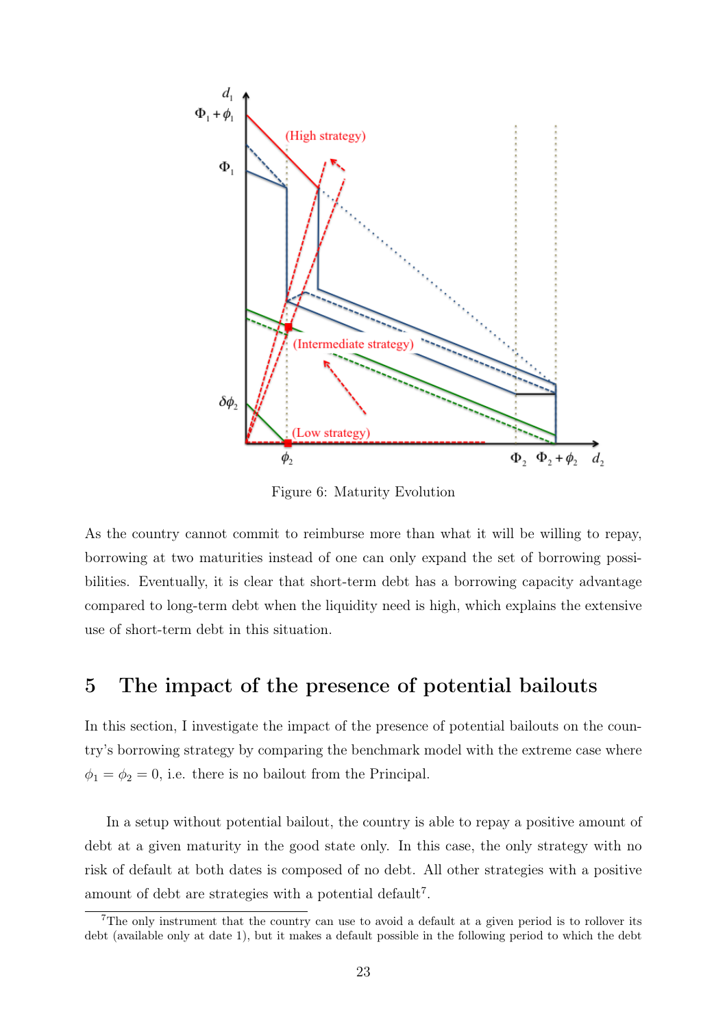Figure 6: Maturity Evolution

As the country cannot commit to reimburse more than what it will be willing to repay, borrowing at two maturities instead of one can only expand the set of borrowing possibilities. Eventually, it is clear that short-term debt has a borrowing capacity advantage compared to long-term debt when the liquidity need is high, which explains the extensive use of short-term debt in this situation.

# 5 The impact of the presence of potential bailouts

In this section, I investigate the impact of the presence of potential bailouts on the country's borrowing strategy by comparing the benchmark model with the extreme case where $\phi_1 = \phi_2 = 0$, i.e. there is no bailout from the Principal.

In a setup without potential bailout, the country is able to repay a positive amount of debt at a given maturity in the good state only. In this case, the only strategy with no risk of default at both dates is composed of no debt. All other strategies with a positive amount of debt are strategies with a potential default[7].

[7]The only instrument that the country can use to avoid a default at a given period is to rollover its debt (available only at date 1), but it makes a default possible in the following period to which the debt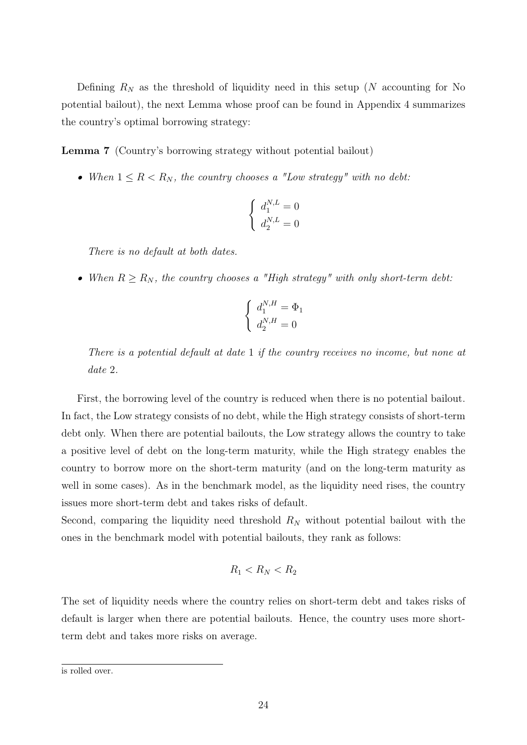Defining $R_N$ as the threshold of liquidity need in this setup ($N$ accounting for No potential bailout), the next Lemma whose proof can be found in Appendix 4 summarizes the country's optimal borrowing strategy:

**Lemma 7** (Country's borrowing strategy without potential bailout)

- *When $1 \leq R < R_N$, the country chooses a "Low strategy" with no debt:*

$$\begin{cases} d_1^{N,L} = 0 \\ d_2^{N,L} = 0 \end{cases}$$

*There is no default at both dates.*

- *When $R \geq R_N$, the country chooses a "High strategy" with only short-term debt:*

$$\begin{cases} d_1^{N,H} = \Phi_1 \\ d_2^{N,H} = 0 \end{cases}$$

*There is a potential default at date 1 if the country receives no income, but none at date 2.*

First, the borrowing level of the country is reduced when there is no potential bailout. In fact, the Low strategy consists of no debt, while the High strategy consists of short-term debt only. When there are potential bailouts, the Low strategy allows the country to take a positive level of debt on the long-term maturity, while the High strategy enables the country to borrow more on the short-term maturity (and on the long-term maturity as well in some cases). As in the benchmark model, as the liquidity need rises, the country issues more short-term debt and takes risks of default.

Second, comparing the liquidity need threshold $R_N$ without potential bailout with the ones in the benchmark model with potential bailouts, they rank as follows:

$$R_1 < R_N < R_2$$

The set of liquidity needs where the country relies on short-term debt and takes risks of default is larger when there are potential bailouts. Hence, the country uses more short-term debt and takes more risks on average.

is rolled over.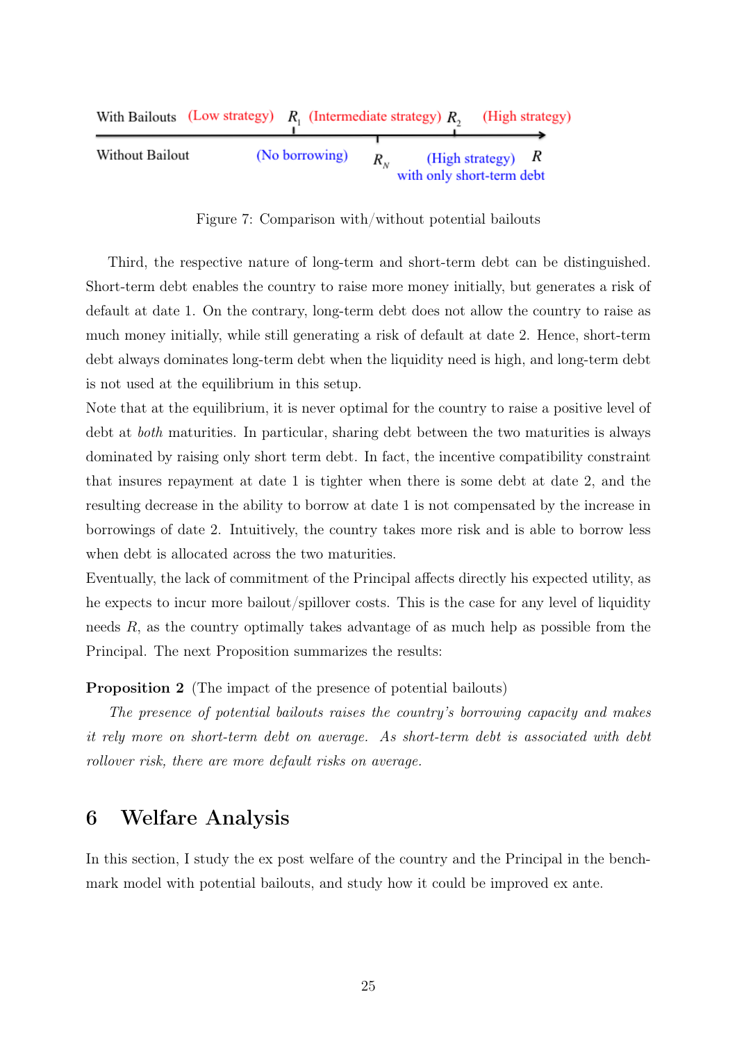With Bailouts (Low strategy) $R_1$ (Intermediate strategy) $R_2$ (High strategy)

Without Bailout (No borrowing) $R_N$ (High strategy) with only short-term debt $R$

Figure 7: Comparison with/without potential bailouts

Third, the respective nature of long-term and short-term debt can be distinguished. Short-term debt enables the country to raise more money initially, but generates a risk of default at date 1. On the contrary, long-term debt does not allow the country to raise as much money initially, while still generating a risk of default at date 2. Hence, short-term debt always dominates long-term debt when the liquidity need is high, and long-term debt is not used at the equilibrium in this setup.

Note that at the equilibrium, it is never optimal for the country to raise a positive level of debt at *both* maturities. In particular, sharing debt between the two maturities is always dominated by raising only short term debt. In fact, the incentive compatibility constraint that insures repayment at date 1 is tighter when there is some debt at date 2, and the resulting decrease in the ability to borrow at date 1 is not compensated by the increase in borrowings of date 2. Intuitively, the country takes more risk and is able to borrow less when debt is allocated across the two maturities.

Eventually, the lack of commitment of the Principal affects directly his expected utility, as he expects to incur more bailout/spillover costs. This is the case for any level of liquidity needs $R$, as the country optimally takes advantage of as much help as possible from the Principal. The next Proposition summarizes the results:

**Proposition 2** (The impact of the presence of potential bailouts)

*The presence of potential bailouts raises the country's borrowing capacity and makes it rely more on short-term debt on average. As short-term debt is associated with debt rollover risk, there are more default risks on average.*

# 6 Welfare Analysis

In this section, I study the ex post welfare of the country and the Principal in the benchmark model with potential bailouts, and study how it could be improved ex ante.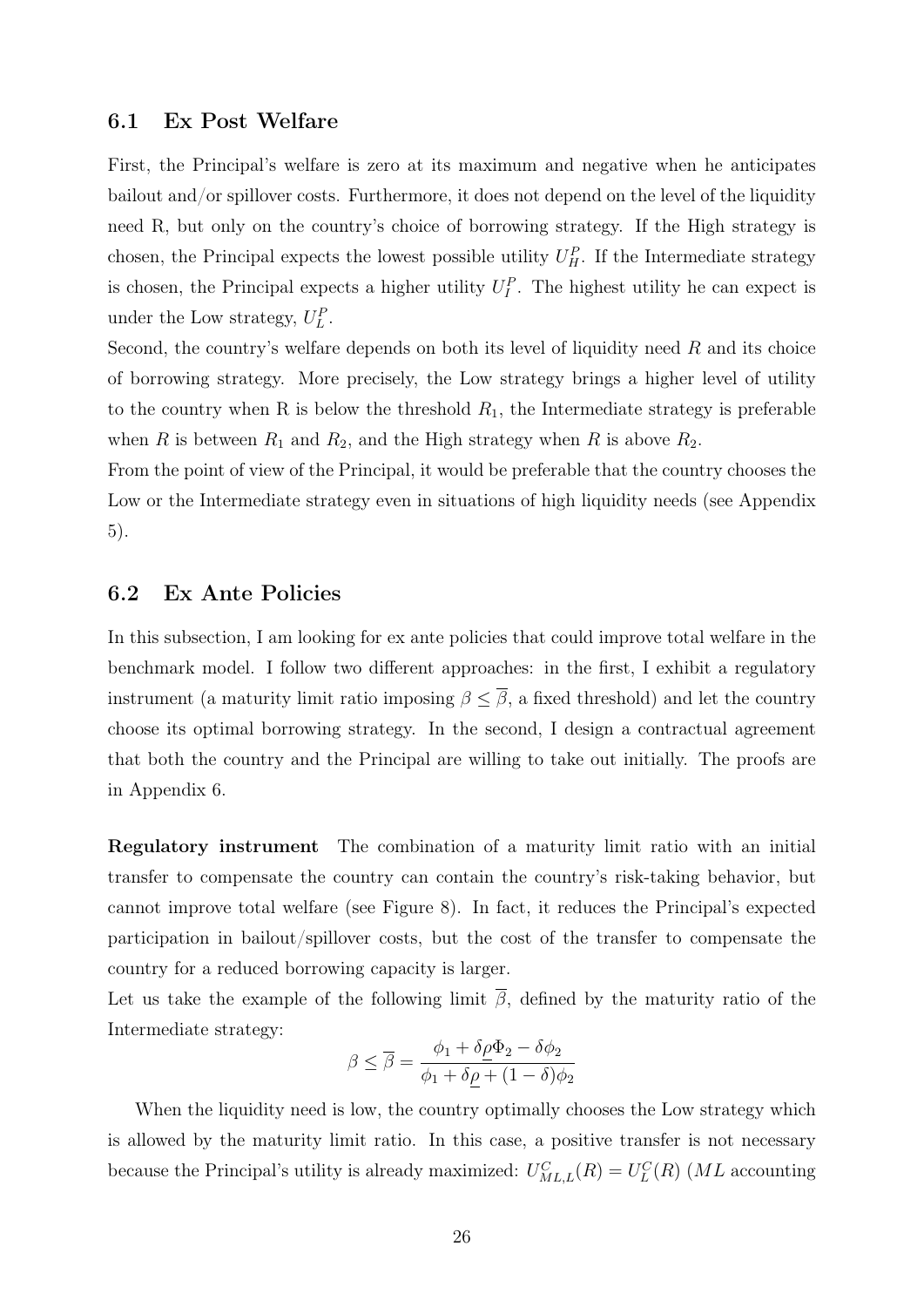## 6.1 Ex Post Welfare

First, the Principal's welfare is zero at its maximum and negative when he anticipates bailout and/or spillover costs. Furthermore, it does not depend on the level of the liquidity need R, but only on the country's choice of borrowing strategy. If the High strategy is chosen, the Principal expects the lowest possible utility $U_H^P$. If the Intermediate strategy is chosen, the Principal expects a higher utility $U_I^P$. The highest utility he can expect is under the Low strategy, $U_L^P$.

Second, the country's welfare depends on both its level of liquidity need $R$ and its choice of borrowing strategy. More precisely, the Low strategy brings a higher level of utility to the country when R is below the threshold $R_1$, the Intermediate strategy is preferable when $R$ is between $R_1$ and $R_2$, and the High strategy when $R$ is above $R_2$.

From the point of view of the Principal, it would be preferable that the country chooses the Low or the Intermediate strategy even in situations of high liquidity needs (see Appendix 5).

## 6.2 Ex Ante Policies

In this subsection, I am looking for ex ante policies that could improve total welfare in the benchmark model. I follow two different approaches: in the first, I exhibit a regulatory instrument (a maturity limit ratio imposing $\beta \leq \overline{\beta}$, a fixed threshold) and let the country choose its optimal borrowing strategy. In the second, I design a contractual agreement that both the country and the Principal are willing to take out initially. The proofs are in Appendix 6.

**Regulatory instrument** The combination of a maturity limit ratio with an initial transfer to compensate the country can contain the country's risk-taking behavior, but cannot improve total welfare (see Figure 8). In fact, it reduces the Principal's expected participation in bailout/spillover costs, but the cost of the transfer to compensate the country for a reduced borrowing capacity is larger.

Let us take the example of the following limit $\overline{\beta}$, defined by the maturity ratio of the Intermediate strategy:

$$\beta \leq \overline{\beta} = \frac{\phi_1 + \delta \underline{\rho} \Phi_2 - \delta \phi_2}{\phi_1 + \delta \underline{\rho} + (1 - \delta)\phi_2}$$

When the liquidity need is low, the country optimally chooses the Low strategy which is allowed by the maturity limit ratio. In this case, a positive transfer is not necessary because the Principal's utility is already maximized: $U_{ML,L}^C(R) = U_L^C(R)$ ($ML$ accounting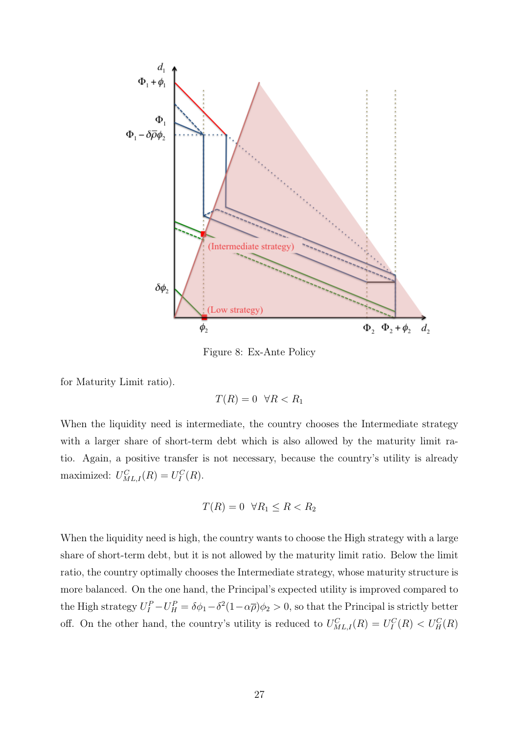Figure 8: Ex-Ante Policy

for Maturity Limit ratio).

$$T(R) = 0 \quad \forall R < R_1$$

When the liquidity need is intermediate, the country chooses the Intermediate strategy with a larger share of short-term debt which is also allowed by the maturity limit ratio. Again, a positive transfer is not necessary, because the country's utility is already maximized: $U^C_{ML,I}(R) = U^C_I(R)$.

$$T(R) = 0 \quad \forall R_1 \leq R < R_2$$

When the liquidity need is high, the country wants to choose the High strategy with a large share of short-term debt, but it is not allowed by the maturity limit ratio. Below the limit ratio, the country optimally chooses the Intermediate strategy, whose maturity structure is more balanced. On the one hand, the Principal's expected utility is improved compared to the High strategy $U^P_I - U^P_H = \delta\phi_1 - \delta^2(1-\alpha\overline{p})\phi_2 > 0$, so that the Principal is strictly better off. On the other hand, the country's utility is reduced to $U^C_{ML,I}(R) = U^C_I(R) < U^C_H(R)$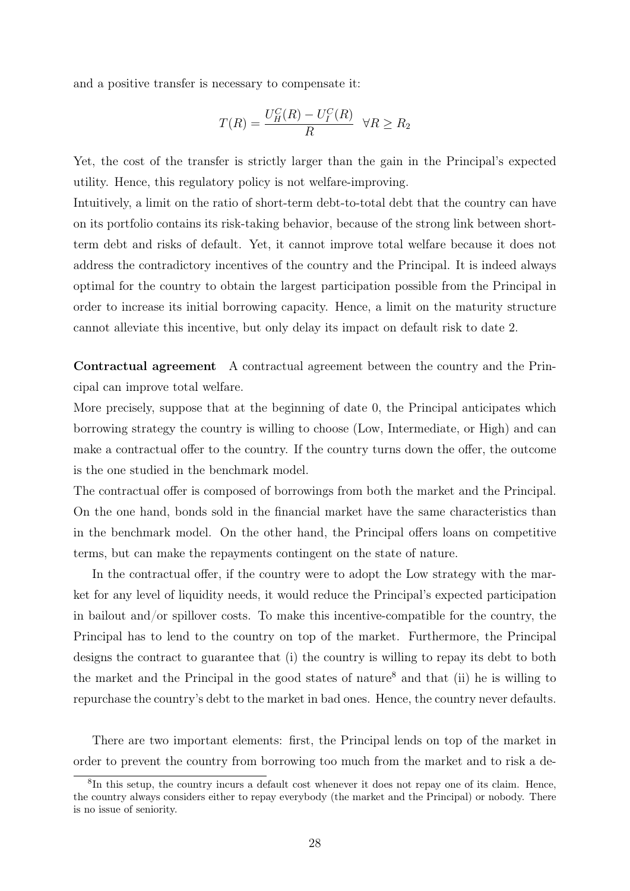and a positive transfer is necessary to compensate it:

$$T(R) = \frac{U_H^C(R) - U_I^C(R)}{R} \quad \forall R \geq R_2$$

Yet, the cost of the transfer is strictly larger than the gain in the Principal's expected utility. Hence, this regulatory policy is not welfare-improving.

Intuitively, a limit on the ratio of short-term debt-to-total debt that the country can have on its portfolio contains its risk-taking behavior, because of the strong link between short-term debt and risks of default. Yet, it cannot improve total welfare because it does not address the contradictory incentives of the country and the Principal. It is indeed always optimal for the country to obtain the largest participation possible from the Principal in order to increase its initial borrowing capacity. Hence, a limit on the maturity structure cannot alleviate this incentive, but only delay its impact on default risk to date 2.

**Contractual agreement** A contractual agreement between the country and the Principal can improve total welfare.

More precisely, suppose that at the beginning of date 0, the Principal anticipates which borrowing strategy the country is willing to choose (Low, Intermediate, or High) and can make a contractual offer to the country. If the country turns down the offer, the outcome is the one studied in the benchmark model.

The contractual offer is composed of borrowings from both the market and the Principal. On the one hand, bonds sold in the financial market have the same characteristics than in the benchmark model. On the other hand, the Principal offers loans on competitive terms, but can make the repayments contingent on the state of nature.

In the contractual offer, if the country were to adopt the Low strategy with the market for any level of liquidity needs, it would reduce the Principal's expected participation in bailout and/or spillover costs. To make this incentive-compatible for the country, the Principal has to lend to the country on top of the market. Furthermore, the Principal designs the contract to guarantee that (i) the country is willing to repay its debt to both the market and the Principal in the good states of nature[8] and that (ii) he is willing to repurchase the country's debt to the market in bad ones. Hence, the country never defaults.

There are two important elements: first, the Principal lends on top of the market in order to prevent the country from borrowing too much from the market and to risk a de-

[8] In this setup, the country incurs a default cost whenever it does not repay one of its claim. Hence, the country always considers either to repay everybody (the market and the Principal) or nobody. There is no issue of seniority.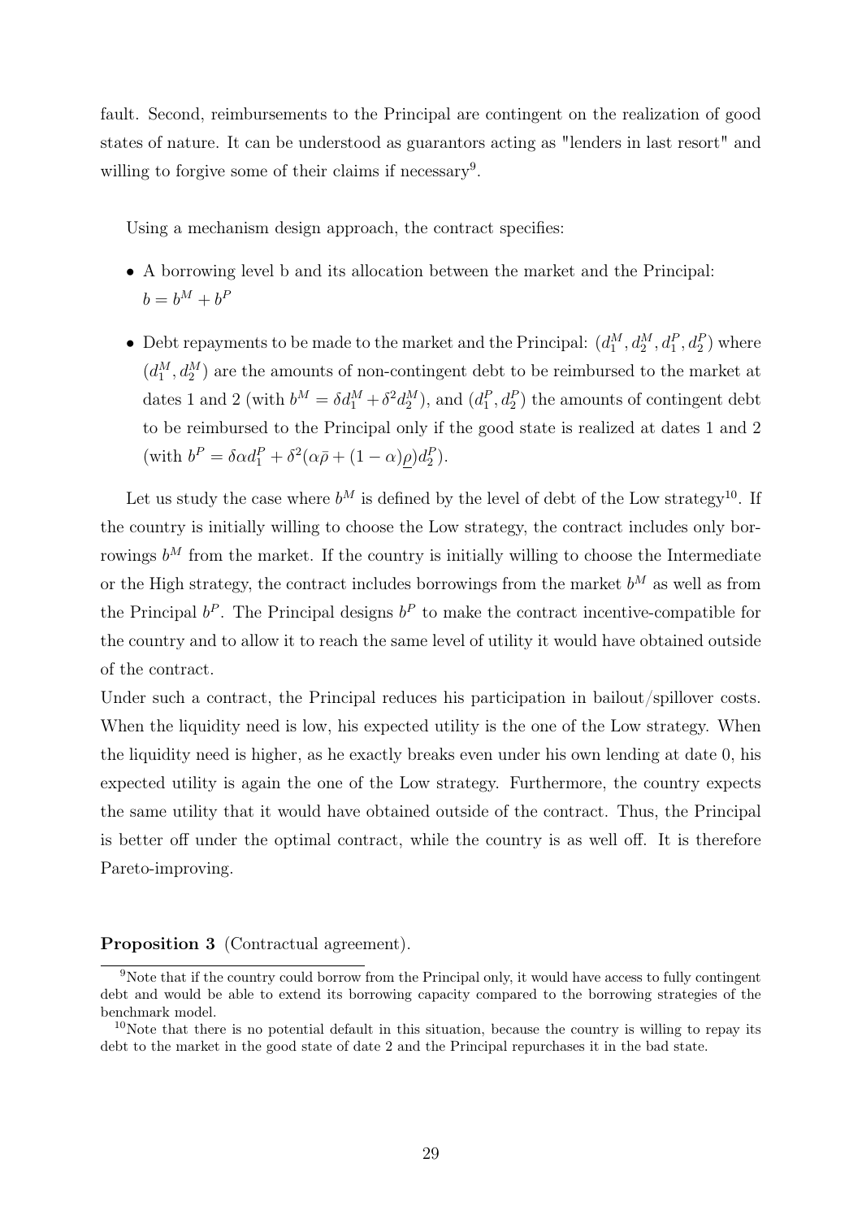fault. Second, reimbursements to the Principal are contingent on the realization of good states of nature. It can be understood as guarantors acting as "lenders in last resort" and willing to forgive some of their claims if necessary[9].

Using a mechanism design approach, the contract specifies:

- A borrowing level b and its allocation between the market and the Principal: $b = b^M + b^P$
- Debt repayments to be made to the market and the Principal: $(d_1^M, d_2^M, d_1^P, d_2^P)$ where $(d_1^M, d_2^M)$ are the amounts of non-contingent debt to be reimbursed to the market at dates 1 and 2 (with $b^M = \delta d_1^M + \delta^2 d_2^M$), and $(d_1^P, d_2^P)$ the amounts of contingent debt to be reimbursed to the Principal only if the good state is realized at dates 1 and 2 (with $b^P = \delta\alpha d_1^P + \delta^2(\alpha\bar{\rho} + (1-\alpha)\underline{\rho})d_2^P$).

Let us study the case where $b^M$ is defined by the level of debt of the Low strategy[10]. If the country is initially willing to choose the Low strategy, the contract includes only borrowings $b^M$ from the market. If the country is initially willing to choose the Intermediate or the High strategy, the contract includes borrowings from the market $b^M$ as well as from the Principal $b^P$. The Principal designs $b^P$ to make the contract incentive-compatible for the country and to allow it to reach the same level of utility it would have obtained outside of the contract.
Under such a contract, the Principal reduces his participation in bailout/spillover costs. When the liquidity need is low, his expected utility is the one of the Low strategy. When the liquidity need is higher, as he exactly breaks even under his own lending at date 0, his expected utility is again the one of the Low strategy. Furthermore, the country expects the same utility that it would have obtained outside of the contract. Thus, the Principal is better off under the optimal contract, while the country is as well off. It is therefore Pareto-improving.

**Proposition 3** (Contractual agreement).

[9]Note that if the country could borrow from the Principal only, it would have access to fully contingent debt and would be able to extend its borrowing capacity compared to the borrowing strategies of the benchmark model.

[10]Note that there is no potential default in this situation, because the country is willing to repay its debt to the market in the good state of date 2 and the Principal repurchases it in the bad state.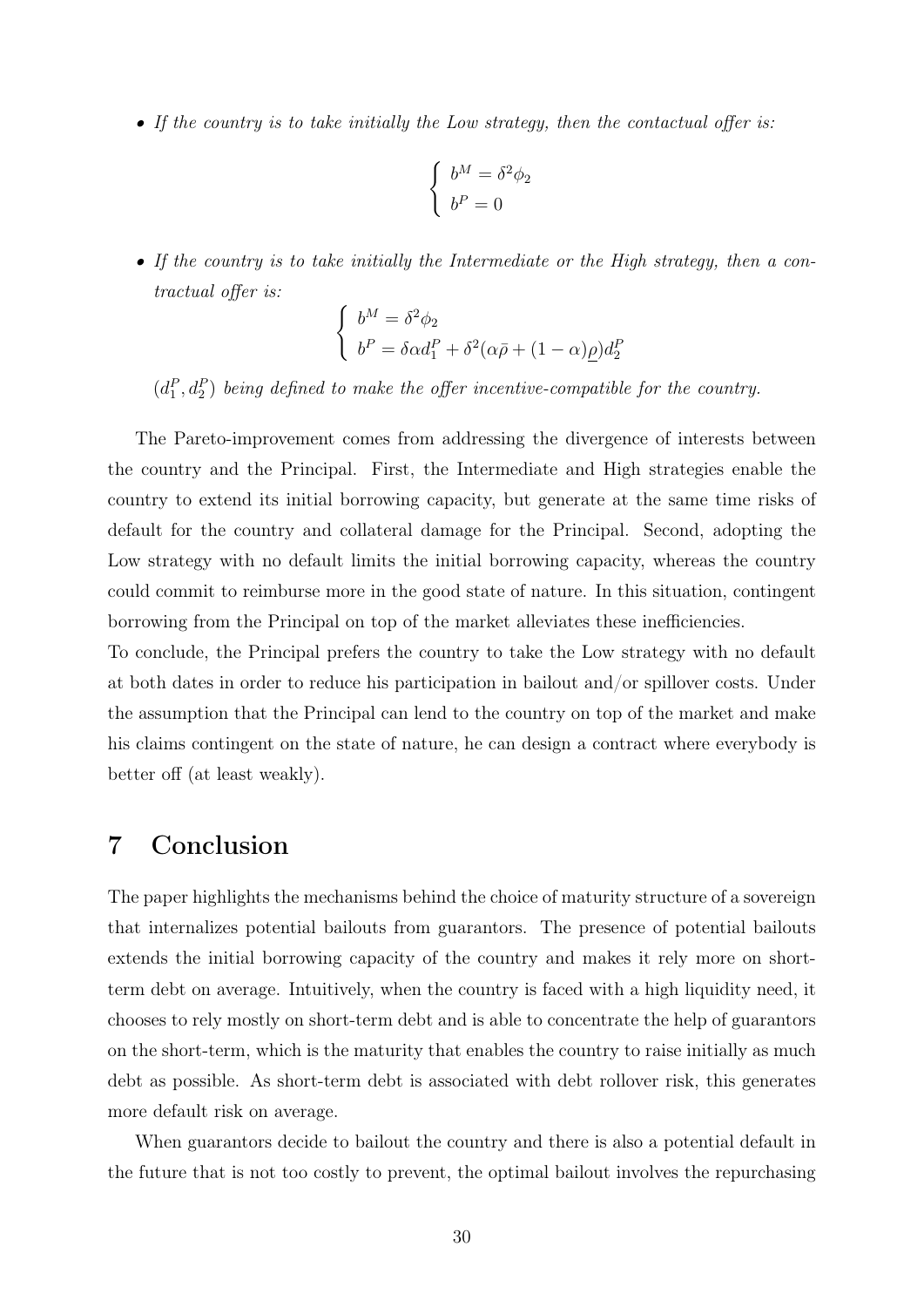- *If the country is to take initially the Low strategy, then the contactual offer is:*

$$\begin{cases} b^M = \delta^2 \phi_2 \\ b^P = 0 \end{cases}$$

- *If the country is to take initially the Intermediate or the High strategy, then a contractual offer is:*

$$\begin{cases} b^M = \delta^2 \phi_2 \\ b^P = \delta \alpha d_1^P + \delta^2 (\alpha \bar{\rho} + (1-\alpha)\underline{\rho}) d_2^P \end{cases}$$

$(d_1^P, d_2^P)$ *being defined to make the offer incentive-compatible for the country.*

The Pareto-improvement comes from addressing the divergence of interests between the country and the Principal. First, the Intermediate and High strategies enable the country to extend its initial borrowing capacity, but generate at the same time risks of default for the country and collateral damage for the Principal. Second, adopting the Low strategy with no default limits the initial borrowing capacity, whereas the country could commit to reimburse more in the good state of nature. In this situation, contingent borrowing from the Principal on top of the market alleviates these inefficiencies.
To conclude, the Principal prefers the country to take the Low strategy with no default at both dates in order to reduce his participation in bailout and/or spillover costs. Under the assumption that the Principal can lend to the country on top of the market and make his claims contingent on the state of nature, he can design a contract where everybody is better off (at least weakly).

# 7 Conclusion

The paper highlights the mechanisms behind the choice of maturity structure of a sovereign that internalizes potential bailouts from guarantors. The presence of potential bailouts extends the initial borrowing capacity of the country and makes it rely more on short-term debt on average. Intuitively, when the country is faced with a high liquidity need, it chooses to rely mostly on short-term debt and is able to concentrate the help of guarantors on the short-term, which is the maturity that enables the country to raise initially as much debt as possible. As short-term debt is associated with debt rollover risk, this generates more default risk on average.

When guarantors decide to bailout the country and there is also a potential default in the future that is not too costly to prevent, the optimal bailout involves the repurchasing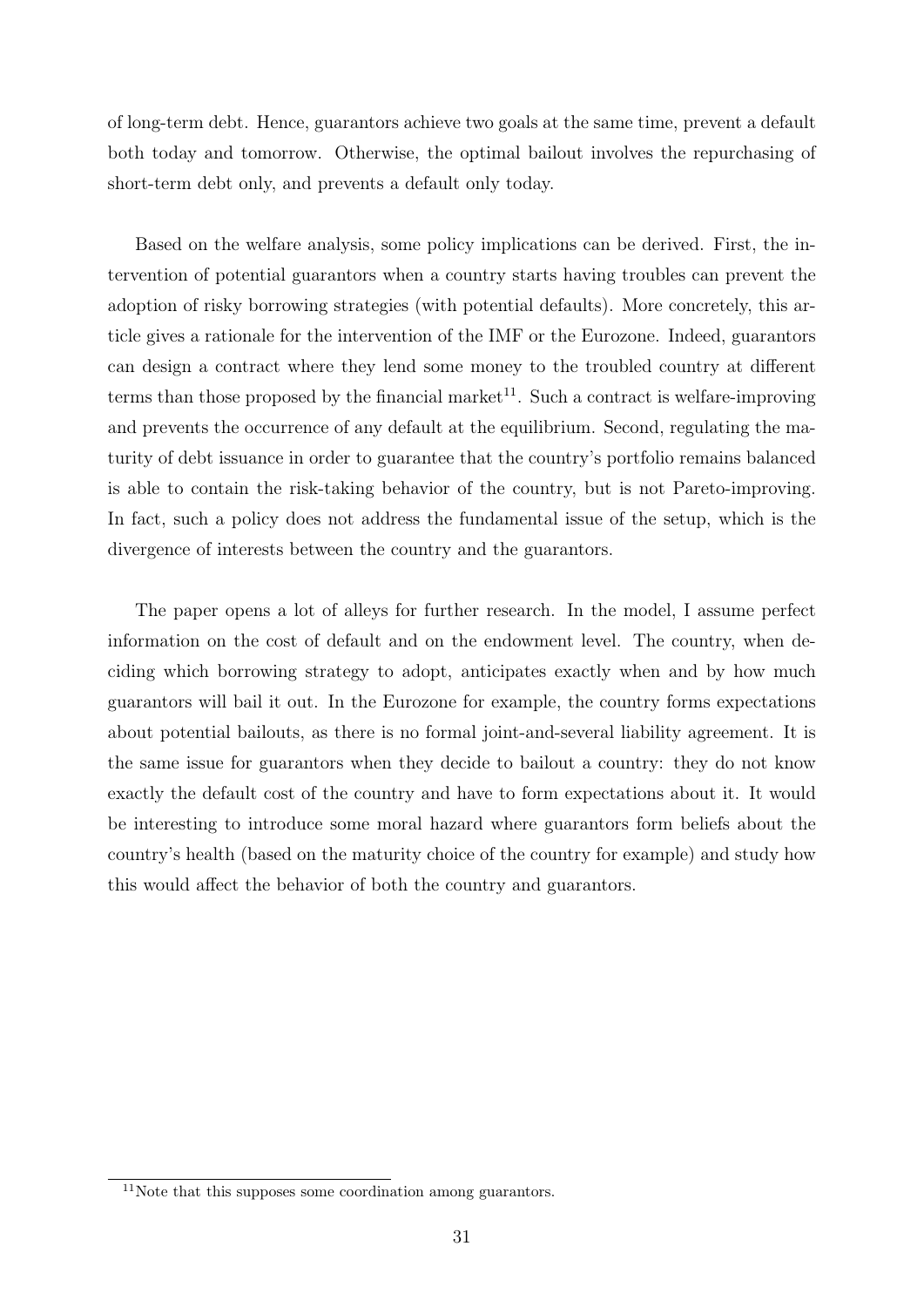of long-term debt. Hence, guarantors achieve two goals at the same time, prevent a default both today and tomorrow. Otherwise, the optimal bailout involves the repurchasing of short-term debt only, and prevents a default only today.

Based on the welfare analysis, some policy implications can be derived. First, the intervention of potential guarantors when a country starts having troubles can prevent the adoption of risky borrowing strategies (with potential defaults). More concretely, this article gives a rationale for the intervention of the IMF or the Eurozone. Indeed, guarantors can design a contract where they lend some money to the troubled country at different terms than those proposed by the financial market[11]. Such a contract is welfare-improving and prevents the occurrence of any default at the equilibrium. Second, regulating the maturity of debt issuance in order to guarantee that the country's portfolio remains balanced is able to contain the risk-taking behavior of the country, but is not Pareto-improving. In fact, such a policy does not address the fundamental issue of the setup, which is the divergence of interests between the country and the guarantors.

The paper opens a lot of alleys for further research. In the model, I assume perfect information on the cost of default and on the endowment level. The country, when deciding which borrowing strategy to adopt, anticipates exactly when and by how much guarantors will bail it out. In the Eurozone for example, the country forms expectations about potential bailouts, as there is no formal joint-and-several liability agreement. It is the same issue for guarantors when they decide to bailout a country: they do not know exactly the default cost of the country and have to form expectations about it. It would be interesting to introduce some moral hazard where guarantors form beliefs about the country's health (based on the maturity choice of the country for example) and study how this would affect the behavior of both the country and guarantors.

[11] Note that this supposes some coordination among guarantors.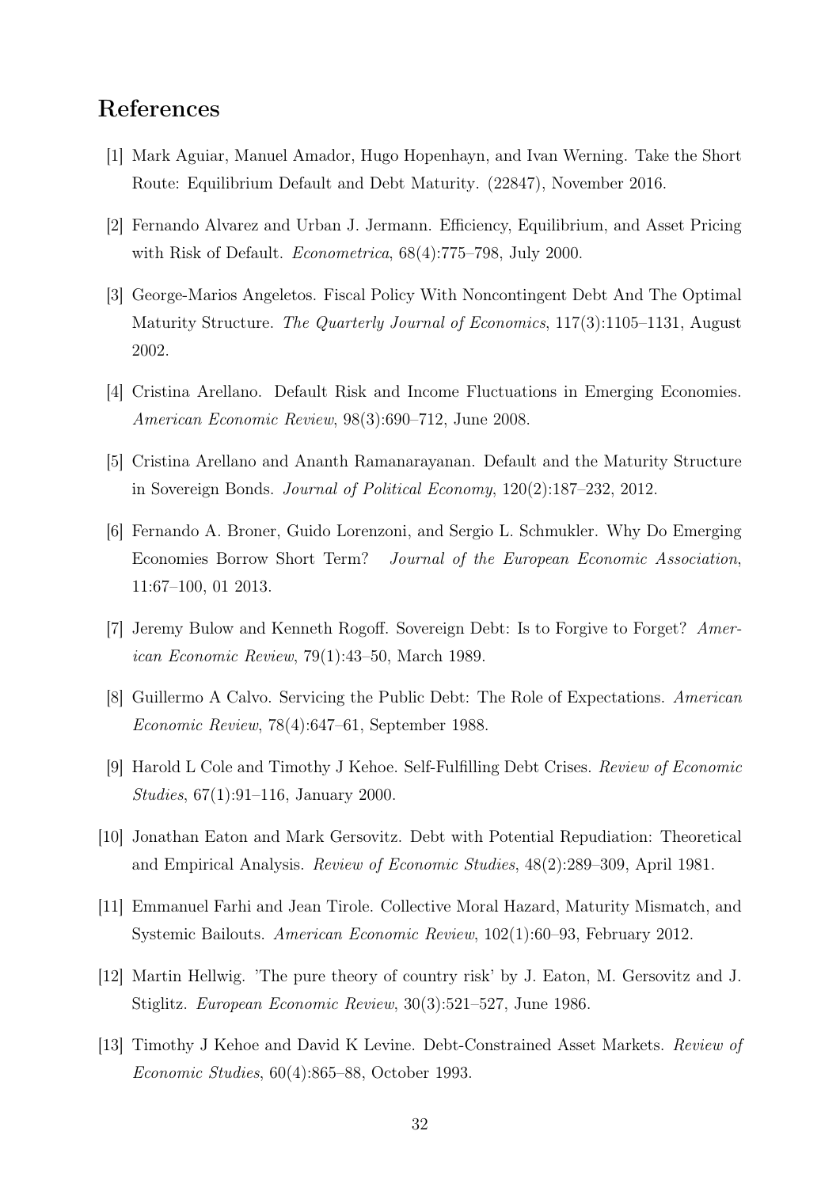## References

[1] Mark Aguiar, Manuel Amador, Hugo Hopenhayn, and Ivan Werning. Take the Short Route: Equilibrium Default and Debt Maturity. (22847), November 2016.

[2] Fernando Alvarez and Urban J. Jermann. Efficiency, Equilibrium, and Asset Pricing with Risk of Default. *Econometrica*, 68(4):775–798, July 2000.

[3] George-Marios Angeletos. Fiscal Policy With Noncontingent Debt And The Optimal Maturity Structure. *The Quarterly Journal of Economics*, 117(3):1105–1131, August 2002.

[4] Cristina Arellano. Default Risk and Income Fluctuations in Emerging Economies. *American Economic Review*, 98(3):690–712, June 2008.

[5] Cristina Arellano and Ananth Ramanarayanan. Default and the Maturity Structure in Sovereign Bonds. *Journal of Political Economy*, 120(2):187–232, 2012.

[6] Fernando A. Broner, Guido Lorenzoni, and Sergio L. Schmukler. Why Do Emerging Economies Borrow Short Term? *Journal of the European Economic Association*, 11:67–100, 01 2013.

[7] Jeremy Bulow and Kenneth Rogoff. Sovereign Debt: Is to Forgive to Forget? *American Economic Review*, 79(1):43–50, March 1989.

[8] Guillermo A Calvo. Servicing the Public Debt: The Role of Expectations. *American Economic Review*, 78(4):647–61, September 1988.

[9] Harold L Cole and Timothy J Kehoe. Self-Fulfilling Debt Crises. *Review of Economic Studies*, 67(1):91–116, January 2000.

[10] Jonathan Eaton and Mark Gersovitz. Debt with Potential Repudiation: Theoretical and Empirical Analysis. *Review of Economic Studies*, 48(2):289–309, April 1981.

[11] Emmanuel Farhi and Jean Tirole. Collective Moral Hazard, Maturity Mismatch, and Systemic Bailouts. *American Economic Review*, 102(1):60–93, February 2012.

[12] Martin Hellwig. 'The pure theory of country risk' by J. Eaton, M. Gersovitz and J. Stiglitz. *European Economic Review*, 30(3):521–527, June 1986.

[13] Timothy J Kehoe and David K Levine. Debt-Constrained Asset Markets. *Review of Economic Studies*, 60(4):865–88, October 1993.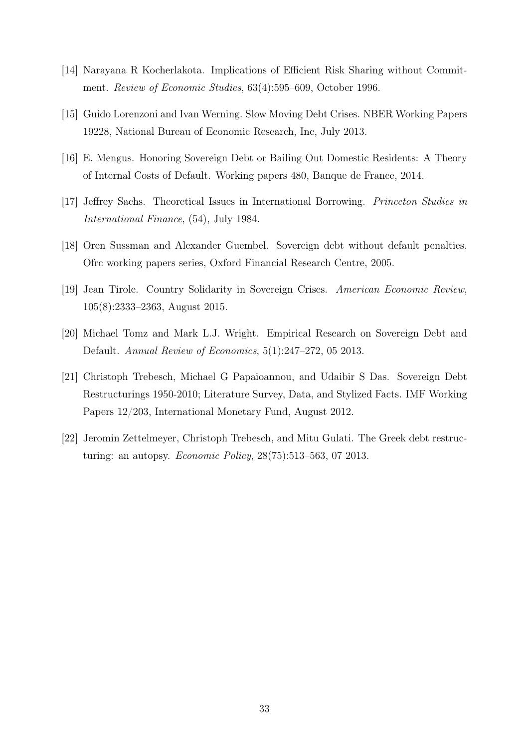[14] Narayana R Kocherlakota. Implications of Efficient Risk Sharing without Commitment. *Review of Economic Studies*, 63(4):595–609, October 1996.

[15] Guido Lorenzoni and Ivan Werning. Slow Moving Debt Crises. NBER Working Papers 19228, National Bureau of Economic Research, Inc, July 2013.

[16] E. Mengus. Honoring Sovereign Debt or Bailing Out Domestic Residents: A Theory of Internal Costs of Default. Working papers 480, Banque de France, 2014.

[17] Jeffrey Sachs. Theoretical Issues in International Borrowing. *Princeton Studies in International Finance*, (54), July 1984.

[18] Oren Sussman and Alexander Guembel. Sovereign debt without default penalties. Ofrc working papers series, Oxford Financial Research Centre, 2005.

[19] Jean Tirole. Country Solidarity in Sovereign Crises. *American Economic Review*, 105(8):2333–2363, August 2015.

[20] Michael Tomz and Mark L.J. Wright. Empirical Research on Sovereign Debt and Default. *Annual Review of Economics*, 5(1):247–272, 05 2013.

[21] Christoph Trebesch, Michael G Papaioannou, and Udaibir S Das. Sovereign Debt Restructurings 1950-2010; Literature Survey, Data, and Stylized Facts. IMF Working Papers 12/203, International Monetary Fund, August 2012.

[22] Jeromin Zettelmeyer, Christoph Trebesch, and Mitu Gulati. The Greek debt restructuring: an autopsy. *Economic Policy*, 28(75):513–563, 07 2013.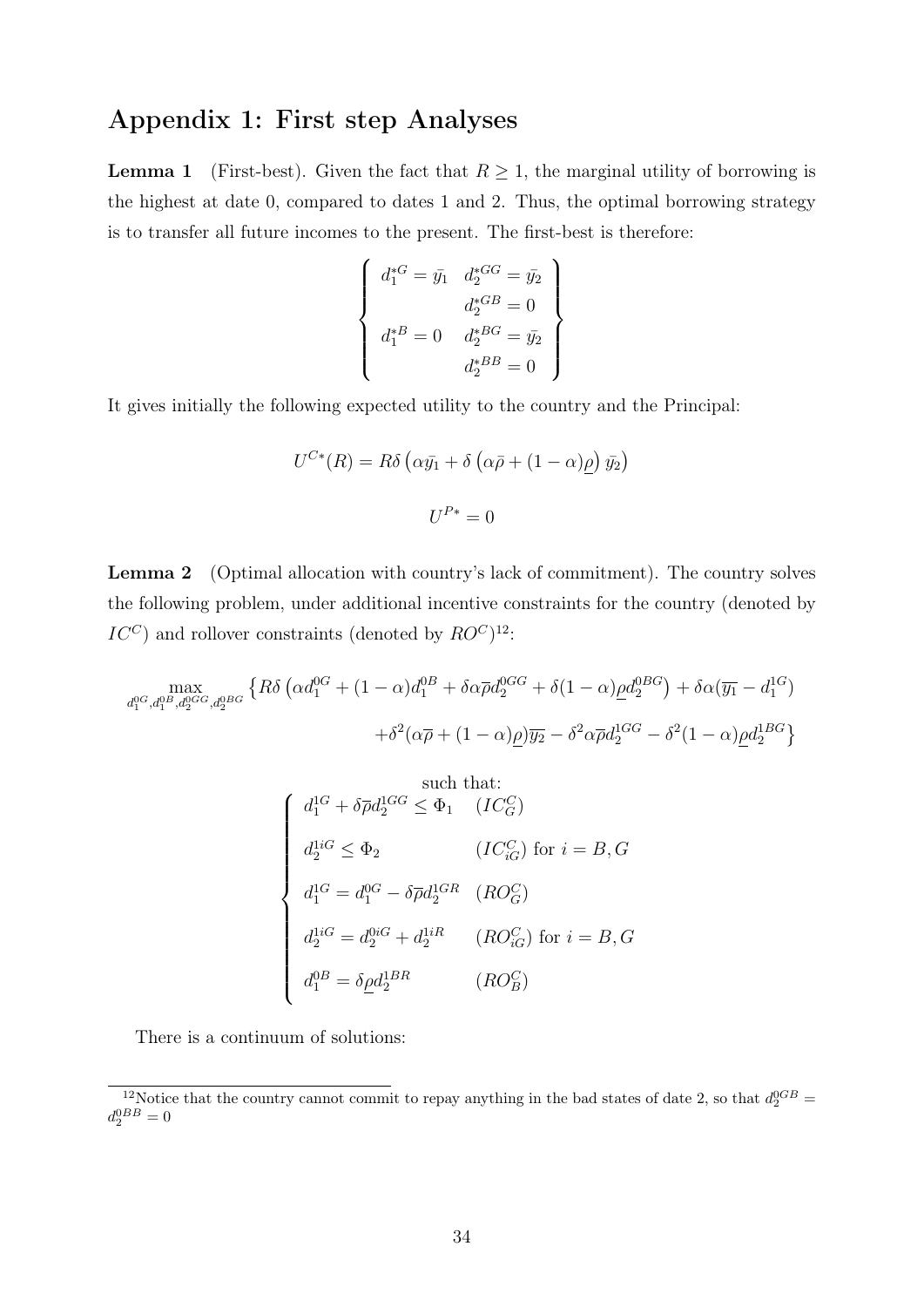## Appendix 1: First step Analyses

**Lemma 1** (First-best). Given the fact that $R \geq 1$, the marginal utility of borrowing is the highest at date 0, compared to dates 1 and 2. Thus, the optimal borrowing strategy is to transfer all future incomes to the present. The first-best is therefore:

$$\left\{ \begin{array}{ll} d_1^{*G} = \bar{y_1} & d_2^{*GG} = \bar{y_2} \\ & d_2^{*GB} = 0 \\ d_1^{*B} = 0 & d_2^{*BG} = \bar{y_2} \\ & d_2^{*BB} = 0 \end{array} \right\}$$

It gives initially the following expected utility to the country and the Principal:

$$U^{C*}(R) = R\delta \left( \alpha \bar{y_1} + \delta \left( \alpha \bar{\rho} + (1-\alpha)\underline{\rho} \right) \bar{y_2} \right)$$

$$U^{P*} = 0$$

**Lemma 2** (Optimal allocation with country's lack of commitment). The country solves the following problem, under additional incentive constraints for the country (denoted by $IC^C$) and rollover constraints (denoted by $RO^C$)[12]:

$$\max_{d_1^{0G}, d_1^{0B}, d_2^{0GG}, d_2^{0BG}} \left\{ R\delta \left( \alpha d_1^{0G} + (1-\alpha) d_1^{0B} + \delta \alpha \overline{\rho} d_2^{0GG} + \delta (1-\alpha) \underline{\rho} d_2^{0BG} \right) + \delta \alpha (\overline{y_1} - d_1^{1G}) \right.$$
$$\left. + \delta^2 (\alpha \overline{\rho} + (1-\alpha)\underline{\rho}) \overline{y_2} - \delta^2 \alpha \overline{\rho} d_2^{1GG} - \delta^2 (1-\alpha) \underline{\rho} d_2^{1BG} \right\}$$

such that:

$$\begin{cases} d_1^{1G} + \delta \overline{\rho} d_2^{1GG} \leq \Phi_1 & (IC_G^C) \\ d_2^{1iG} \leq \Phi_2 & (IC_{iG}^C) \text{ for } i = B, G \\ d_1^{1G} = d_1^{0G} - \delta \overline{\rho} d_2^{1GR} & (RO_G^C) \\ d_2^{1iG} = d_2^{0iG} + d_2^{1iR} & (RO_{iG}^C) \text{ for } i = B, G \\ d_1^{0B} = \delta \underline{\rho} d_2^{1BR} & (RO_B^C) \end{cases}$$

There is a continuum of solutions:

[12] Notice that the country cannot commit to repay anything in the bad states of date 2, so that $d_2^{0GB} = d_2^{0BB} = 0$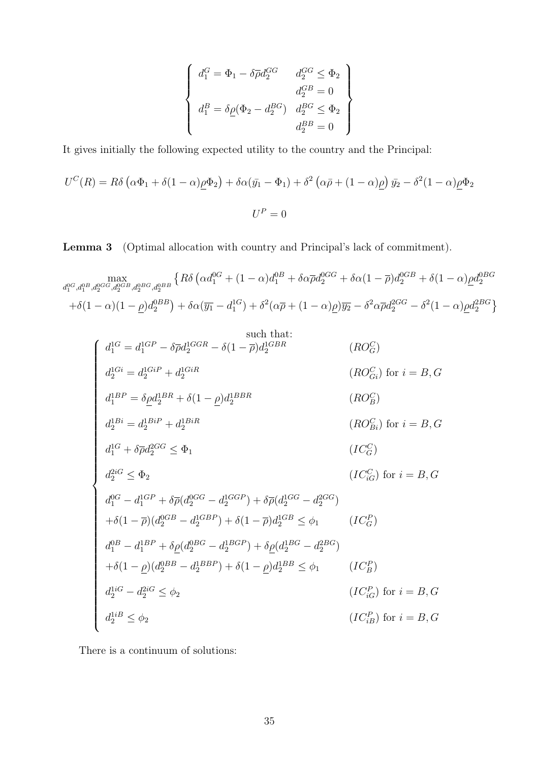$$\left\{\begin{array}{ll} d_1^G = \Phi_1 - \delta\overline{\rho}d_2^{GG} & d_2^{GG} \leq \Phi_2 \\ & d_2^{GB} = 0 \\ d_1^B = \delta\underline{\rho}(\Phi_2 - d_2^{BG}) & d_2^{BG} \leq \Phi_2 \\ & d_2^{BB} = 0 \end{array}\right\}$$

It gives initially the following expected utility to the country and the Principal:

$$U^C(R) = R\delta\left(\alpha\Phi_1 + \delta(1-\alpha)\underline{\rho}\Phi_2\right) + \delta\alpha(\bar{y_1} - \Phi_1) + \delta^2\left(\alpha\bar{\rho} + (1-\alpha)\underline{\rho}\right)\bar{y_2} - \delta^2(1-\alpha)\underline{\rho}\Phi_2$$

$$U^P = 0$$

**Lemma 3** (Optimal allocation with country and Principal's lack of commitment).

$$\max_{d_1^{0G}, d_1^{0B}, d_2^{0GG}, d_2^{0GB}, d_2^{0BG}, d_2^{0BB}} \Big\{ R\delta\big(\alpha d_1^{0G} + (1-\alpha)d_1^{0B} + \delta\alpha\overline{\rho}d_2^{0GG} + \delta\alpha(1-\overline{\rho})d_2^{0GB} + \delta(1-\alpha)\underline{\rho}d_2^{0BG}$$
$$+\delta(1-\alpha)(1-\underline{\rho})d_2^{0BB}\big) + \delta\alpha(\overline{y_1} - d_1^{1G}) + \delta^2(\alpha\overline{\rho} + (1-\alpha)\underline{\rho})\overline{y_2} - \delta^2\alpha\overline{\rho}d_2^{2GG} - \delta^2(1-\alpha)\underline{\rho}d_2^{2BG}\Big\}$$

such that:

$$\left\{\begin{array}{ll}
d_1^{1G} = d_1^{1GP} - \delta\overline{\rho}d_2^{1GGR} - \delta(1-\overline{\rho})d_2^{1GBR} & (RO_G^C) \\
d_2^{1Gi} = d_2^{1GiP} + d_2^{1GiR} & (RO_{Gi}^C) \text{ for } i = B, G \\
d_1^{1BP} = \delta\underline{\rho}d_2^{1BR} + \delta(1-\underline{\rho})d_2^{1BBR} & (RO_B^C) \\
d_2^{1Bi} = d_2^{1BiP} + d_2^{1BiR} & (RO_{Bi}^C) \text{ for } i = B, G \\
d_1^{1G} + \delta\overline{\rho}d_2^{2GG} \leq \Phi_1 & (IC_G^C) \\
d_2^{2iG} \leq \Phi_2 & (IC_{iG}^C) \text{ for } i = B, G \\
d_1^{0G} - d_1^{1GP} + \delta\overline{\rho}(d_2^{0GG} - d_2^{1GGP}) + \delta\overline{\rho}(d_2^{1GG} - d_2^{2GG}) & \\
+\delta(1-\overline{\rho})(d_2^{0GB} - d_2^{1GBP}) + \delta(1-\overline{\rho})d_2^{1GB} \leq \phi_1 & (IC_G^P) \\
d_1^{0B} - d_1^{1BP} + \delta\underline{\rho}(d_2^{0BG} - d_2^{1BGP}) + \delta\underline{\rho}(d_2^{1BG} - d_2^{2BG}) & \\
+\delta(1-\underline{\rho})(d_2^{0BB} - d_2^{1BBP}) + \delta(1-\underline{\rho})d_2^{1BB} \leq \phi_1 & (IC_B^P) \\
d_2^{1iG} - d_2^{2iG} \leq \phi_2 & (IC_{iG}^P) \text{ for } i = B, G \\
d_2^{1iB} \leq \phi_2 & (IC_{iB}^P) \text{ for } i = B, G
\end{array}\right.$$

There is a continuum of solutions: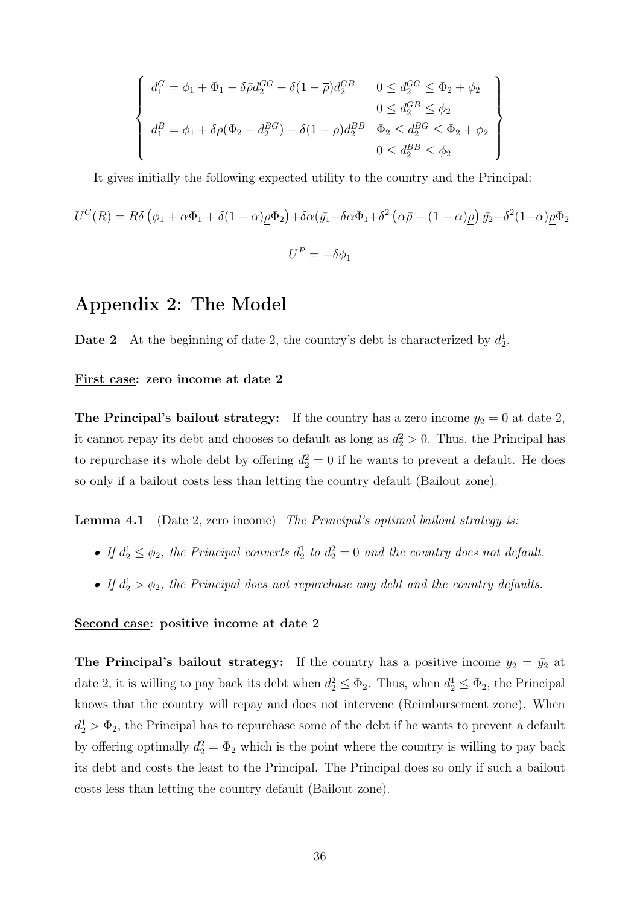$$\left\{\begin{array}{ll} d_1^G = \phi_1 + \Phi_1 - \delta\bar{\rho}d_2^{GG} - \delta(1-\overline{\rho})d_2^{GB} & 0 \leq d_2^{GG} \leq \Phi_2 + \phi_2 \\ & 0 \leq d_2^{GB} \leq \phi_2 \\ d_1^B = \phi_1 + \delta\underline{\rho}(\Phi_2 - d_2^{BG}) - \delta(1-\underline{\rho})d_2^{BB} & \Phi_2 \leq d_2^{BG} \leq \Phi_2 + \phi_2 \\ & 0 \leq d_2^{BB} \leq \phi_2 \end{array}\right\}$$

It gives initially the following expected utility to the country and the Principal:

$$U^C(R) = R\delta\left(\phi_1 + \alpha\Phi_1 + \delta(1-\alpha)\underline{\rho}\Phi_2\right) + \delta\alpha(\bar{y_1} - \delta\alpha\Phi_1 + \delta^2\left(\alpha\bar{\rho} + (1-\alpha)\underline{\rho}\right)\bar{y_2} - \delta^2(1-\alpha)\underline{\rho}\Phi_2$$

$$U^P = -\delta\phi_1$$

# Appendix 2: The Model

**Date 2** At the beginning of date 2, the country's debt is characterized by $d_2^1$.

**First case: zero income at date 2**

**The Principal's bailout strategy:** If the country has a zero income $y_2 = 0$ at date 2, it cannot repay its debt and chooses to default as long as $d_2^2 > 0$. Thus, the Principal has to repurchase its whole debt by offering $d_2^2 = 0$ if he wants to prevent a default. He does so only if a bailout costs less than letting the country default (Bailout zone).

**Lemma 4.1** (Date 2, zero income) *The Principal's optimal bailout strategy is:*

- *If $d_2^1 \leq \phi_2$, the Principal converts $d_2^1$ to $d_2^2 = 0$ and the country does not default.*
- *If $d_2^1 > \phi_2$, the Principal does not repurchase any debt and the country defaults.*

**Second case: positive income at date 2**

**The Principal's bailout strategy:** If the country has a positive income $y_2 = \bar{y_2}$ at date 2, it is willing to pay back its debt when $d_2^2 \leq \Phi_2$. Thus, when $d_2^1 \leq \Phi_2$, the Principal knows that the country will repay and does not intervene (Reimbursement zone). When $d_2^1 > \Phi_2$, the Principal has to repurchase some of the debt if he wants to prevent a default by offering optimally $d_2^2 = \Phi_2$ which is the point where the country is willing to pay back its debt and costs the least to the Principal. The Principal does so only if such a bailout costs less than letting the country default (Bailout zone).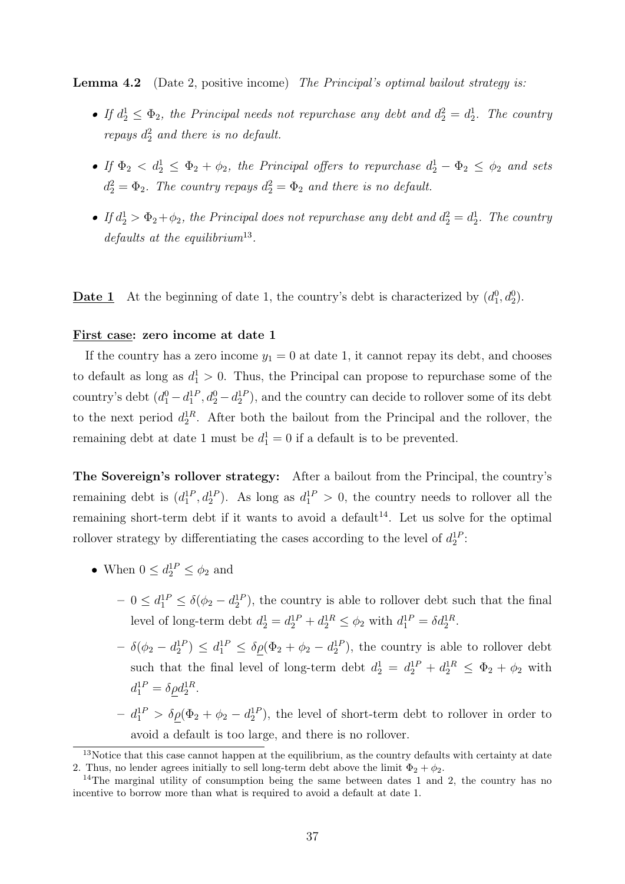**Lemma 4.2** (Date 2, positive income) *The Principal's optimal bailout strategy is:*

- *If $d_2^1 \leq \Phi_2$, the Principal needs not repurchase any debt and $d_2^2 = d_2^1$. The country repays $d_2^2$ and there is no default.*
- *If $\Phi_2 < d_2^1 \leq \Phi_2 + \phi_2$, the Principal offers to repurchase $d_2^1 - \Phi_2 \leq \phi_2$ and sets $d_2^2 = \Phi_2$. The country repays $d_2^2 = \Phi_2$ and there is no default.*
- *If $d_2^1 > \Phi_2 + \phi_2$, the Principal does not repurchase any debt and $d_2^2 = d_2^1$. The country defaults at the equilibrium*[13].

**Date 1** At the beginning of date 1, the country's debt is characterized by $(d_1^0, d_2^0)$.

**First case: zero income at date 1**

If the country has a zero income $y_1 = 0$ at date 1, it cannot repay its debt, and chooses to default as long as $d_1^1 > 0$. Thus, the Principal can propose to repurchase some of the country's debt $(d_1^0 - d_1^{1P}, d_2^0 - d_2^{1P})$, and the country can decide to rollover some of its debt to the next period $d_2^{1R}$. After both the bailout from the Principal and the rollover, the remaining debt at date 1 must be $d_1^1 = 0$ if a default is to be prevented.

**The Sovereign's rollover strategy:** After a bailout from the Principal, the country's remaining debt is $(d_1^{1P}, d_2^{1P})$. As long as $d_1^{1P} > 0$, the country needs to rollover all the remaining short-term debt if it wants to avoid a default[14]. Let us solve for the optimal rollover strategy by differentiating the cases according to the level of $d_2^{1P}$:

- When $0 \leq d_2^{1P} \leq \phi_2$ and
  - $0 \leq d_1^{1P} \leq \delta(\phi_2 - d_2^{1P})$, the country is able to rollover debt such that the final level of long-term debt $d_2^1 = d_2^{1P} + d_2^{1R} \leq \phi_2$ with $d_1^{1P} = \delta d_2^{1R}$.
  - $\delta(\phi_2 - d_2^{1P}) \leq d_1^{1P} \leq \delta\underline{\rho}(\Phi_2 + \phi_2 - d_2^{1P})$, the country is able to rollover debt such that the final level of long-term debt $d_2^1 = d_2^{1P} + d_2^{1R} \leq \Phi_2 + \phi_2$ with $d_1^{1P} = \delta\underline{\rho} d_2^{1R}$.
  - $d_1^{1P} > \delta\underline{\rho}(\Phi_2 + \phi_2 - d_2^{1P})$, the level of short-term debt to rollover in order to avoid a default is too large, and there is no rollover.

[13] Notice that this case cannot happen at the equilibrium, as the country defaults with certainty at date 2. Thus, no lender agrees initially to sell long-term debt above the limit $\Phi_2 + \phi_2$.

[14] The marginal utility of consumption being the same between dates 1 and 2, the country has no incentive to borrow more than what is required to avoid a default at date 1.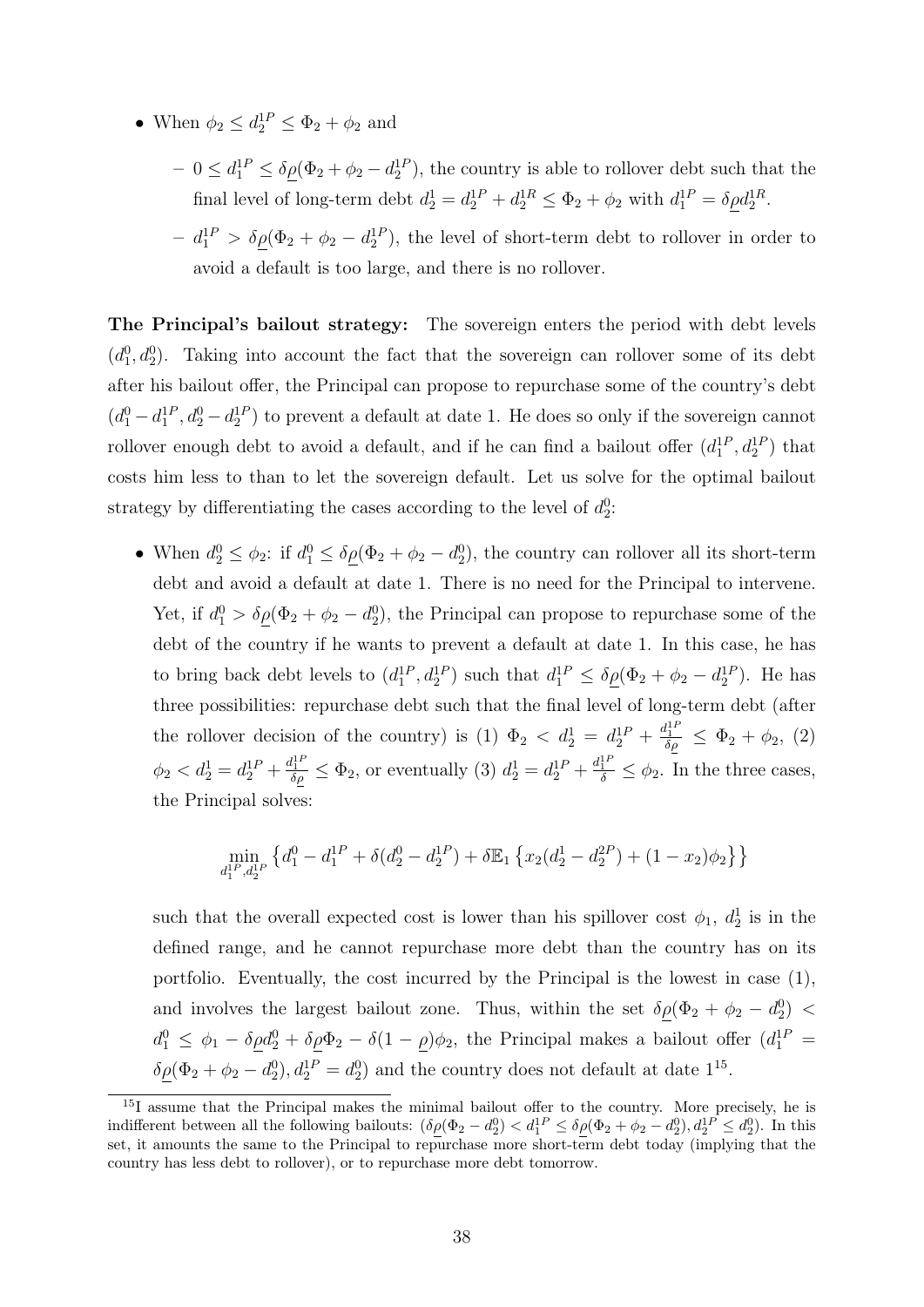- When $\phi_2 \leq d_2^{1P} \leq \Phi_2 + \phi_2$ and
  - $0 \leq d_1^{1P} \leq \delta\underline{\rho}(\Phi_2 + \phi_2 - d_2^{1P})$, the country is able to rollover debt such that the final level of long-term debt $d_2^1 = d_2^{1P} + d_2^{1R} \leq \Phi_2 + \phi_2$ with $d_1^{1P} = \delta\underline{\rho} d_2^{1R}$.
  - $d_1^{1P} > \delta\underline{\rho}(\Phi_2 + \phi_2 - d_2^{1P})$, the level of short-term debt to rollover in order to avoid a default is too large, and there is no rollover.

**The Principal's bailout strategy:** The sovereign enters the period with debt levels $(d_1^0, d_2^0)$. Taking into account the fact that the sovereign can rollover some of its debt after his bailout offer, the Principal can propose to repurchase some of the country's debt $(d_1^0 - d_1^{1P}, d_2^0 - d_2^{1P})$ to prevent a default at date 1. He does so only if the sovereign cannot rollover enough debt to avoid a default, and if he can find a bailout offer $(d_1^{1P}, d_2^{1P})$ that costs him less to than to let the sovereign default. Let us solve for the optimal bailout strategy by differentiating the cases according to the level of $d_2^0$:

- When $d_2^0 \leq \phi_2$: if $d_1^0 \leq \delta\underline{\rho}(\Phi_2 + \phi_2 - d_2^0)$, the country can rollover all its short-term debt and avoid a default at date 1. There is no need for the Principal to intervene. Yet, if $d_1^0 > \delta\underline{\rho}(\Phi_2 + \phi_2 - d_2^0)$, the Principal can propose to repurchase some of the debt of the country if he wants to prevent a default at date 1. In this case, he has to bring back debt levels to $(d_1^{1P}, d_2^{1P})$ such that $d_1^{1P} \leq \delta\underline{\rho}(\Phi_2 + \phi_2 - d_2^{1P})$. He has three possibilities: repurchase debt such that the final level of long-term debt (after the rollover decision of the country) is (1) $\Phi_2 < d_2^1 = d_2^{1P} + \frac{d_1^{1P}}{\delta\underline{\rho}} \leq \Phi_2 + \phi_2$, (2) $\phi_2 < d_2^1 = d_2^{1P} + \frac{d_1^{1P}}{\delta\underline{\rho}} \leq \Phi_2$, or eventually (3) $d_2^1 = d_2^{1P} + \frac{d_1^{1P}}{\delta} \leq \phi_2$. In the three cases, the Principal solves:

$$\min_{d_1^{1P}, d_2^{1P}} \left\{ d_1^0 - d_1^{1P} + \delta(d_2^0 - d_2^{1P}) + \delta\mathbb{E}_1 \left\{ x_2(d_2^1 - d_2^{2P}) + (1 - x_2)\phi_2 \right\} \right\}$$

  such that the overall expected cost is lower than his spillover cost $\phi_1$, $d_2^1$ is in the defined range, and he cannot repurchase more debt than the country has on its portfolio. Eventually, the cost incurred by the Principal is the lowest in case (1), and involves the largest bailout zone. Thus, within the set $\delta\underline{\rho}(\Phi_2 + \phi_2 - d_2^0) < d_1^0 \leq \phi_1 - \delta\underline{\rho} d_2^0 + \delta\underline{\rho}\Phi_2 - \delta(1 - \underline{\rho})\phi_2$, the Principal makes a bailout offer $(d_1^{1P} = \delta\underline{\rho}(\Phi_2 + \phi_2 - d_2^0), d_2^{1P} = d_2^0)$ and the country does not default at date 1[15].

[15] I assume that the Principal makes the minimal bailout offer to the country. More precisely, he is indifferent between all the following bailouts: $(\delta\underline{\rho}(\Phi_2 - d_2^0) < d_1^{1P} \leq \delta\underline{\rho}(\Phi_2 + \phi_2 - d_2^0), d_2^{1P} \leq d_2^0)$. In this set, it amounts the same to the Principal to repurchase more short-term debt today (implying that the country has less debt to rollover), or to repurchase more debt tomorrow.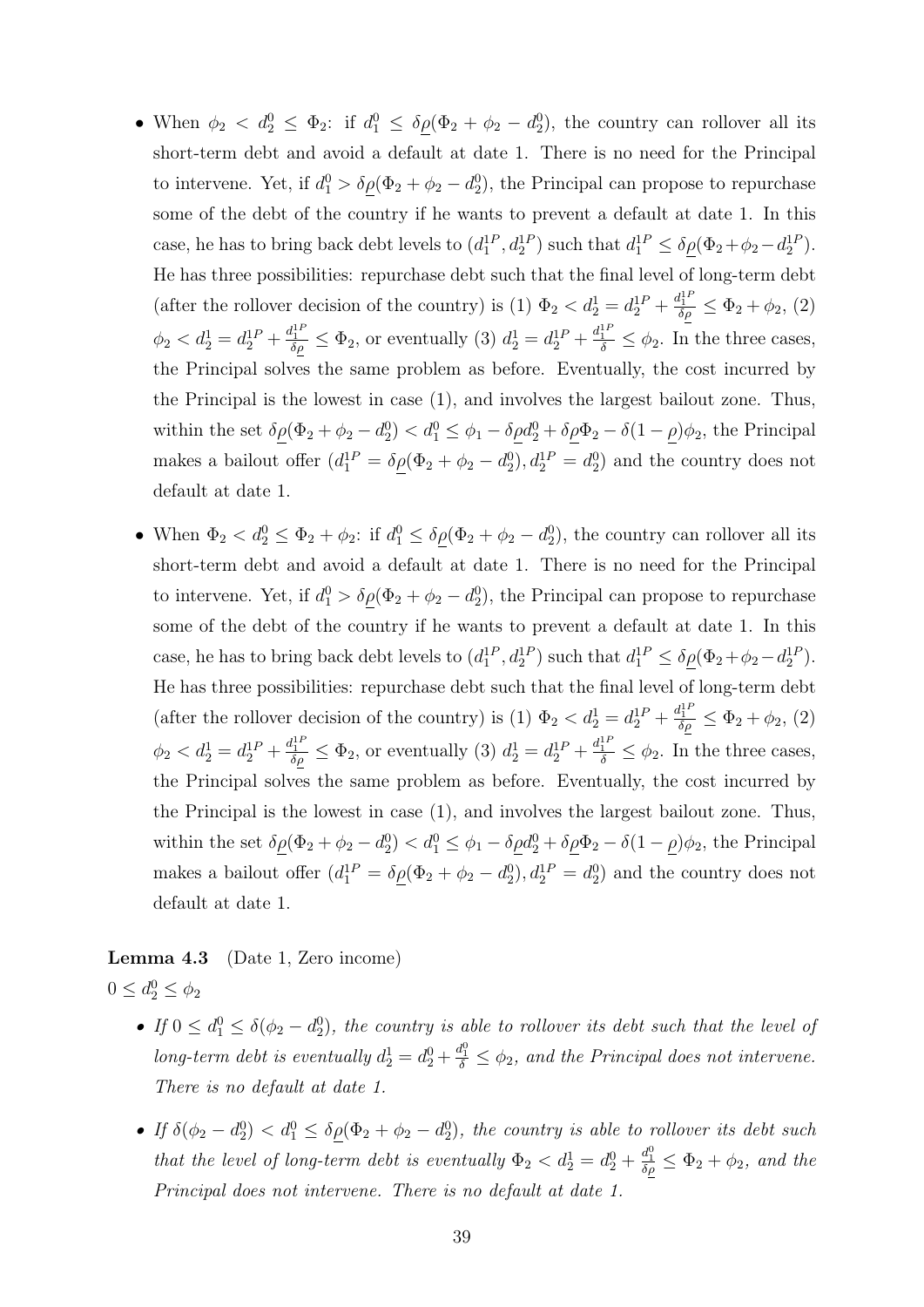- When $\phi_2 < d_2^0 \leq \Phi_2$: if $d_1^0 \leq \delta\underline{\rho}(\Phi_2 + \phi_2 - d_2^0)$, the country can rollover all its short-term debt and avoid a default at date 1. There is no need for the Principal to intervene. Yet, if $d_1^0 > \delta\underline{\rho}(\Phi_2 + \phi_2 - d_2^0)$, the Principal can propose to repurchase some of the debt of the country if he wants to prevent a default at date 1. In this case, he has to bring back debt levels to $(d_1^{1P}, d_2^{1P})$ such that $d_1^{1P} \leq \delta\underline{\rho}(\Phi_2 + \phi_2 - d_2^{1P})$. He has three possibilities: repurchase debt such that the final level of long-term debt (after the rollover decision of the country) is (1) $\Phi_2 < d_2^1 = d_2^{1P} + \frac{d_1^{1P}}{\delta\underline{\rho}} \leq \Phi_2 + \phi_2$, (2) $\phi_2 < d_2^1 = d_2^{1P} + \frac{d_1^{1P}}{\delta\underline{\rho}} \leq \Phi_2$, or eventually (3) $d_2^1 = d_2^{1P} + \frac{d_1^{1P}}{\delta} \leq \phi_2$. In the three cases, the Principal solves the same problem as before. Eventually, the cost incurred by the Principal is the lowest in case (1), and involves the largest bailout zone. Thus, within the set $\delta\underline{\rho}(\Phi_2 + \phi_2 - d_2^0) < d_1^0 \leq \phi_1 - \delta\underline{\rho}d_2^0 + \delta\underline{\rho}\Phi_2 - \delta(1-\underline{\rho})\phi_2$, the Principal makes a bailout offer $(d_1^{1P} = \delta\underline{\rho}(\Phi_2 + \phi_2 - d_2^0), d_2^{1P} = d_2^0)$ and the country does not default at date 1.

- When $\Phi_2 < d_2^0 \leq \Phi_2 + \phi_2$: if $d_1^0 \leq \delta\underline{\rho}(\Phi_2 + \phi_2 - d_2^0)$, the country can rollover all its short-term debt and avoid a default at date 1. There is no need for the Principal to intervene. Yet, if $d_1^0 > \delta\underline{\rho}(\Phi_2 + \phi_2 - d_2^0)$, the Principal can propose to repurchase some of the debt of the country if he wants to prevent a default at date 1. In this case, he has to bring back debt levels to $(d_1^{1P}, d_2^{1P})$ such that $d_1^{1P} \leq \delta\underline{\rho}(\Phi_2 + \phi_2 - d_2^{1P})$. He has three possibilities: repurchase debt such that the final level of long-term debt (after the rollover decision of the country) is (1) $\Phi_2 < d_2^1 = d_2^{1P} + \frac{d_1^{1P}}{\delta\underline{\rho}} \leq \Phi_2 + \phi_2$, (2) $\phi_2 < d_2^1 = d_2^{1P} + \frac{d_1^{1P}}{\delta\underline{\rho}} \leq \Phi_2$, or eventually (3) $d_2^1 = d_2^{1P} + \frac{d_1^{1P}}{\delta} \leq \phi_2$. In the three cases, the Principal solves the same problem as before. Eventually, the cost incurred by the Principal is the lowest in case (1), and involves the largest bailout zone. Thus, within the set $\delta\underline{\rho}(\Phi_2 + \phi_2 - d_2^0) < d_1^0 \leq \phi_1 - \delta\underline{\rho}d_2^0 + \delta\underline{\rho}\Phi_2 - \delta(1-\underline{\rho})\phi_2$, the Principal makes a bailout offer $(d_1^{1P} = \delta\underline{\rho}(\Phi_2 + \phi_2 - d_2^0), d_2^{1P} = d_2^0)$ and the country does not default at date 1.

**Lemma 4.3** (Date 1, Zero income)

$0 \leq d_2^0 \leq \phi_2$

- *If $0 \leq d_1^0 \leq \delta(\phi_2 - d_2^0)$, the country is able to rollover its debt such that the level of long-term debt is eventually $d_2^1 = d_2^0 + \frac{d_1^0}{\delta} \leq \phi_2$, and the Principal does not intervene. There is no default at date 1.*

- *If $\delta(\phi_2 - d_2^0) < d_1^0 \leq \delta\underline{\rho}(\Phi_2 + \phi_2 - d_2^0)$, the country is able to rollover its debt such that the level of long-term debt is eventually $\Phi_2 < d_2^1 = d_2^0 + \frac{d_1^0}{\delta\underline{\rho}} \leq \Phi_2 + \phi_2$, and the Principal does not intervene. There is no default at date 1.*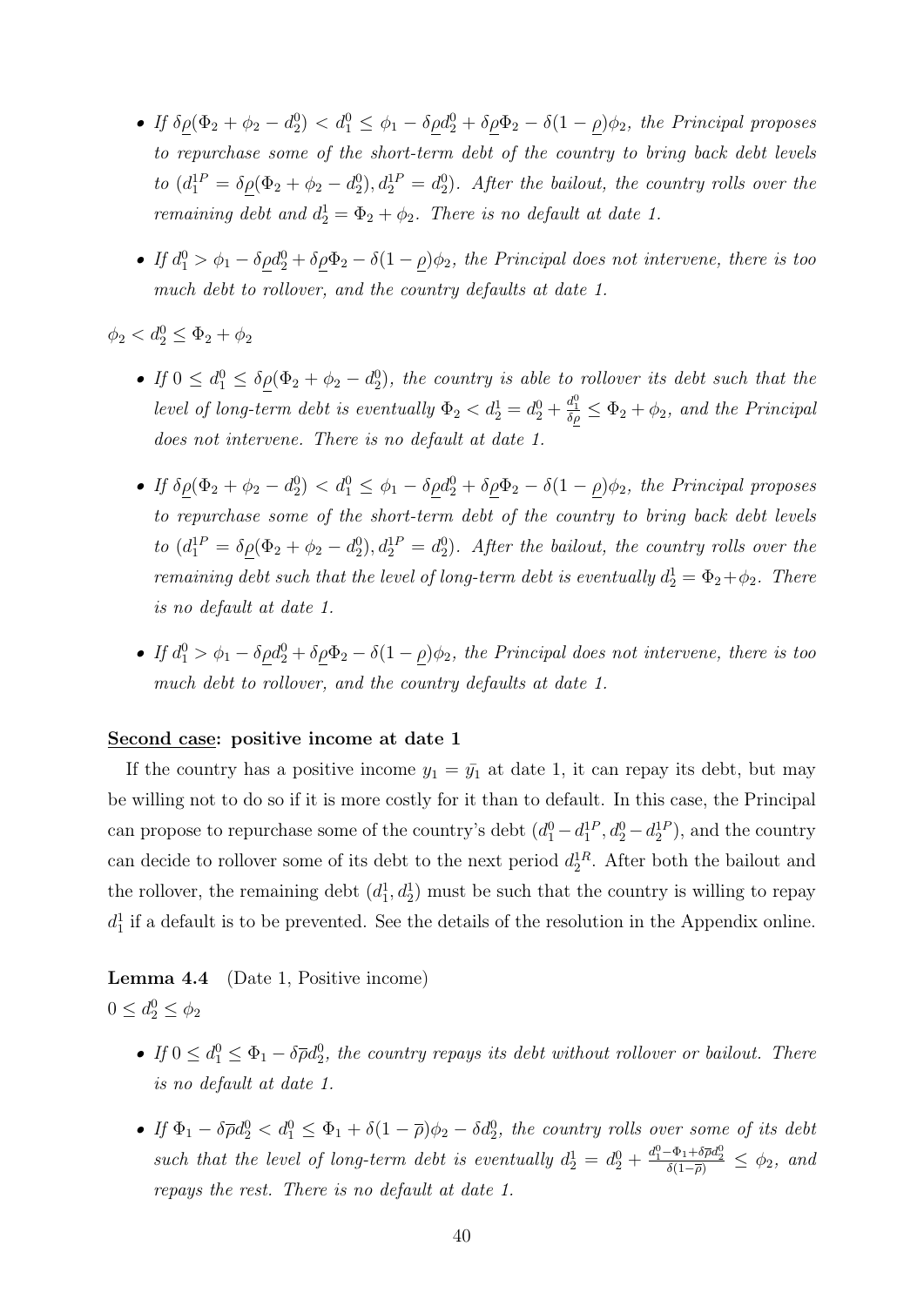- *If $\delta\underline{\rho}(\Phi_2 + \phi_2 - d_2^0) < d_1^0 \leq \phi_1 - \delta\underline{\rho}d_2^0 + \delta\underline{\rho}\Phi_2 - \delta(1-\underline{\rho})\phi_2$, the Principal proposes to repurchase some of the short-term debt of the country to bring back debt levels to $(d_1^{1P} = \delta\underline{\rho}(\Phi_2 + \phi_2 - d_2^0), d_2^{1P} = d_2^0)$. After the bailout, the country rolls over the remaining debt and $d_2^1 = \Phi_2 + \phi_2$. There is no default at date 1.*

- *If $d_1^0 > \phi_1 - \delta\underline{\rho}d_2^0 + \delta\underline{\rho}\Phi_2 - \delta(1-\underline{\rho})\phi_2$, the Principal does not intervene, there is too much debt to rollover, and the country defaults at date 1.*

$\phi_2 < d_2^0 \leq \Phi_2 + \phi_2$

- *If $0 \leq d_1^0 \leq \delta\underline{\rho}(\Phi_2 + \phi_2 - d_2^0)$, the country is able to rollover its debt such that the level of long-term debt is eventually $\Phi_2 < d_2^1 = d_2^0 + \frac{d_1^0}{\delta\underline{\rho}} \leq \Phi_2 + \phi_2$, and the Principal does not intervene. There is no default at date 1.*

- *If $\delta\underline{\rho}(\Phi_2 + \phi_2 - d_2^0) < d_1^0 \leq \phi_1 - \delta\underline{\rho}d_2^0 + \delta\underline{\rho}\Phi_2 - \delta(1-\underline{\rho})\phi_2$, the Principal proposes to repurchase some of the short-term debt of the country to bring back debt levels to $(d_1^{1P} = \delta\underline{\rho}(\Phi_2 + \phi_2 - d_2^0), d_2^{1P} = d_2^0)$. After the bailout, the country rolls over the remaining debt such that the level of long-term debt is eventually $d_2^1 = \Phi_2 + \phi_2$. There is no default at date 1.*

- *If $d_1^0 > \phi_1 - \delta\underline{\rho}d_2^0 + \delta\underline{\rho}\Phi_2 - \delta(1-\underline{\rho})\phi_2$, the Principal does not intervene, there is too much debt to rollover, and the country defaults at date 1.*

**Second case: positive income at date 1**

If the country has a positive income $y_1 = \bar{y_1}$ at date 1, it can repay its debt, but may be willing not to do so if it is more costly for it than to default. In this case, the Principal can propose to repurchase some of the country's debt $(d_1^0 - d_1^{1P}, d_2^0 - d_2^{1P})$, and the country can decide to rollover some of its debt to the next period $d_2^{1R}$. After both the bailout and the rollover, the remaining debt $(d_1^1, d_2^1)$ must be such that the country is willing to repay $d_1^1$ if a default is to be prevented. See the details of the resolution in the Appendix online.

**Lemma 4.4** (Date 1, Positive income)

$0 \leq d_2^0 \leq \phi_2$

- *If $0 \leq d_1^0 \leq \Phi_1 - \delta\overline{\rho}d_2^0$, the country repays its debt without rollover or bailout. There is no default at date 1.*

- *If $\Phi_1 - \delta\overline{\rho}d_2^0 < d_1^0 \leq \Phi_1 + \delta(1-\overline{\rho})\phi_2 - \delta d_2^0$, the country rolls over some of its debt such that the level of long-term debt is eventually $d_2^1 = d_2^0 + \frac{d_1^0 - \Phi_1 + \delta\overline{\rho}d_2^0}{\delta(1-\overline{\rho})} \leq \phi_2$, and repays the rest. There is no default at date 1.*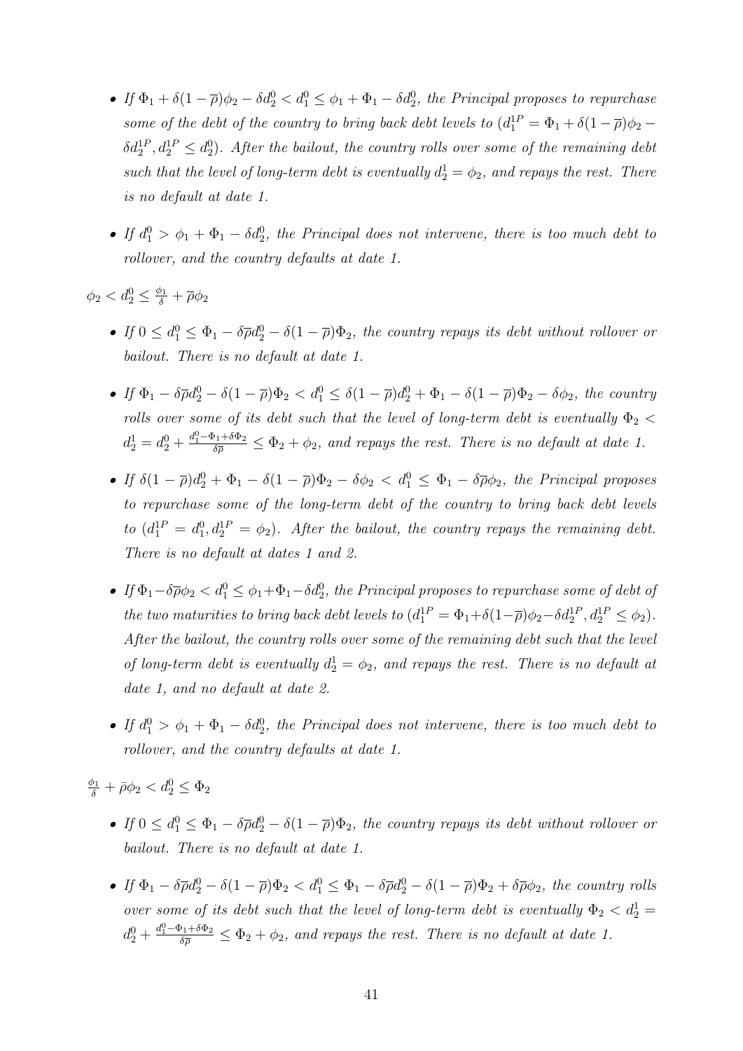- *If $\Phi_1 + \delta(1-\overline{\rho})\phi_2 - \delta d_2^0 < d_1^0 \leq \phi_1 + \Phi_1 - \delta d_2^0$, the Principal proposes to repurchase some of the debt of the country to bring back debt levels to ($d_1^{1P} = \Phi_1 + \delta(1-\overline{\rho})\phi_2 - \delta d_2^{1P}, d_2^{1P} \leq d_2^0$). After the bailout, the country rolls over some of the remaining debt such that the level of long-term debt is eventually $d_2^1 = \phi_2$, and repays the rest. There is no default at date 1.*

- *If $d_1^0 > \phi_1 + \Phi_1 - \delta d_2^0$, the Principal does not intervene, there is too much debt to rollover, and the country defaults at date 1.*

$\phi_2 < d_2^0 \leq \frac{\phi_1}{\delta} + \overline{\rho}\phi_2$

- *If $0 \leq d_1^0 \leq \Phi_1 - \delta\overline{\rho}d_2^0 - \delta(1-\overline{\rho})\Phi_2$, the country repays its debt without rollover or bailout. There is no default at date 1.*

- *If $\Phi_1 - \delta\overline{\rho}d_2^0 - \delta(1-\overline{\rho})\Phi_2 < d_1^0 \leq \delta(1-\overline{\rho})d_2^0 + \Phi_1 - \delta(1-\overline{\rho})\Phi_2 - \delta\phi_2$, the country rolls over some of its debt such that the level of long-term debt is eventually $\Phi_2 < d_2^1 = d_2^0 + \frac{d_1^0 - \Phi_1 + \delta\Phi_2}{\delta\overline{\rho}} \leq \Phi_2 + \phi_2$, and repays the rest. There is no default at date 1.*

- *If $\delta(1-\overline{\rho})d_2^0 + \Phi_1 - \delta(1-\overline{\rho})\Phi_2 - \delta\phi_2 < d_1^0 \leq \Phi_1 - \delta\overline{\rho}\phi_2$, the Principal proposes to repurchase some of the long-term debt of the country to bring back debt levels to ($d_1^{1P} = d_1^0, d_2^{1P} = \phi_2$). After the bailout, the country repays the remaining debt. There is no default at dates 1 and 2.*

- *If $\Phi_1 - \delta\overline{\rho}\phi_2 < d_1^0 \leq \phi_1 + \Phi_1 - \delta d_2^0$, the Principal proposes to repurchase some of debt of the two maturities to bring back debt levels to ($d_1^{1P} = \Phi_1 + \delta(1-\overline{\rho})\phi_2 - \delta d_2^{1P}, d_2^{1P} \leq \phi_2$). After the bailout, the country rolls over some of the remaining debt such that the level of long-term debt is eventually $d_2^1 = \phi_2$, and repays the rest. There is no default at date 1, and no default at date 2.*

- *If $d_1^0 > \phi_1 + \Phi_1 - \delta d_2^0$, the Principal does not intervene, there is too much debt to rollover, and the country defaults at date 1.*

$\frac{\phi_1}{\delta} + \bar{\rho}\phi_2 < d_2^0 \leq \Phi_2$

- *If $0 \leq d_1^0 \leq \Phi_1 - \delta\overline{\rho}d_2^0 - \delta(1-\overline{\rho})\Phi_2$, the country repays its debt without rollover or bailout. There is no default at date 1.*

- *If $\Phi_1 - \delta\overline{\rho}d_2^0 - \delta(1-\overline{\rho})\Phi_2 < d_1^0 \leq \Phi_1 - \delta\overline{\rho}d_2^0 - \delta(1-\overline{\rho})\Phi_2 + \delta\overline{\rho}\phi_2$, the country rolls over some of its debt such that the level of long-term debt is eventually $\Phi_2 < d_2^1 = d_2^0 + \frac{d_1^0 - \Phi_1 + \delta\Phi_2}{\delta\overline{\rho}} \leq \Phi_2 + \phi_2$, and repays the rest. There is no default at date 1.*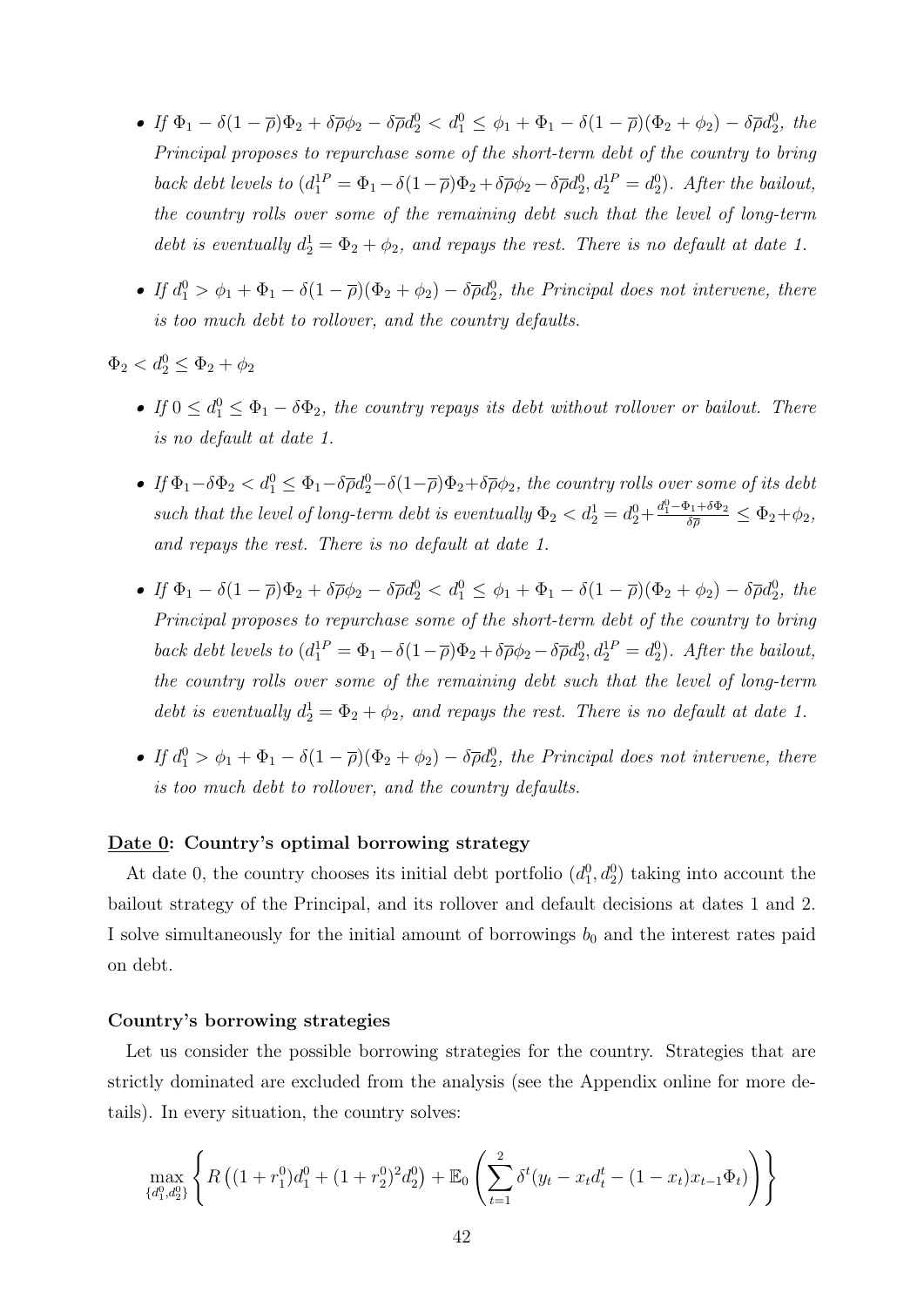- *If $\Phi_1 - \delta(1-\overline{\rho})\Phi_2 + \delta\overline{\rho}\phi_2 - \delta\overline{\rho}d_2^0 < d_1^0 \leq \phi_1 + \Phi_1 - \delta(1-\overline{\rho})(\Phi_2 + \phi_2) - \delta\overline{\rho}d_2^0$, the Principal proposes to repurchase some of the short-term debt of the country to bring back debt levels to $(d_1^{1P} = \Phi_1 - \delta(1-\overline{\rho})\Phi_2 + \delta\overline{\rho}\phi_2 - \delta\overline{\rho}d_2^0, d_2^{1P} = d_2^0)$. After the bailout, the country rolls over some of the remaining debt such that the level of long-term debt is eventually $d_2^1 = \Phi_2 + \phi_2$, and repays the rest. There is no default at date 1.*

- *If $d_1^0 > \phi_1 + \Phi_1 - \delta(1-\overline{\rho})(\Phi_2 + \phi_2) - \delta\overline{\rho}d_2^0$, the Principal does not intervene, there is too much debt to rollover, and the country defaults.*

$\Phi_2 < d_2^0 \leq \Phi_2 + \phi_2$

- *If $0 \leq d_1^0 \leq \Phi_1 - \delta\Phi_2$, the country repays its debt without rollover or bailout. There is no default at date 1.*

- *If $\Phi_1 - \delta\Phi_2 < d_1^0 \leq \Phi_1 - \delta\overline{\rho}d_2^0 - \delta(1-\overline{\rho})\Phi_2 + \delta\overline{\rho}\phi_2$, the country rolls over some of its debt such that the level of long-term debt is eventually $\Phi_2 < d_2^1 = d_2^0 + \frac{d_1^0 - \Phi_1 + \delta\Phi_2}{\delta\overline{\rho}} \leq \Phi_2 + \phi_2$, and repays the rest. There is no default at date 1.*

- *If $\Phi_1 - \delta(1-\overline{\rho})\Phi_2 + \delta\overline{\rho}\phi_2 - \delta\overline{\rho}d_2^0 < d_1^0 \leq \phi_1 + \Phi_1 - \delta(1-\overline{\rho})(\Phi_2 + \phi_2) - \delta\overline{\rho}d_2^0$, the Principal proposes to repurchase some of the short-term debt of the country to bring back debt levels to $(d_1^{1P} = \Phi_1 - \delta(1-\overline{\rho})\Phi_2 + \delta\overline{\rho}\phi_2 - \delta\overline{\rho}d_2^0, d_2^{1P} = d_2^0)$. After the bailout, the country rolls over some of the remaining debt such that the level of long-term debt is eventually $d_2^1 = \Phi_2 + \phi_2$, and repays the rest. There is no default at date 1.*

- *If $d_1^0 > \phi_1 + \Phi_1 - \delta(1-\overline{\rho})(\Phi_2 + \phi_2) - \delta\overline{\rho}d_2^0$, the Principal does not intervene, there is too much debt to rollover, and the country defaults.*

**<u>Date 0</u>: Country's optimal borrowing strategy**

At date 0, the country chooses its initial debt portfolio $(d_1^0, d_2^0)$ taking into account the bailout strategy of the Principal, and its rollover and default decisions at dates 1 and 2. I solve simultaneously for the initial amount of borrowings $b_0$ and the interest rates paid on debt.

**Country's borrowing strategies**

Let us consider the possible borrowing strategies for the country. Strategies that are strictly dominated are excluded from the analysis (see the Appendix online for more details). In every situation, the country solves:

$$\max_{\{d_1^0, d_2^0\}} \left\{ R\left((1+r_1^0)d_1^0 + (1+r_2^0)^2 d_2^0\right) + \mathbb{E}_0\left(\sum_{t=1}^{2} \delta^t (y_t - x_t d_t^t - (1-x_t)x_{t-1}\Phi_t)\right) \right\}$$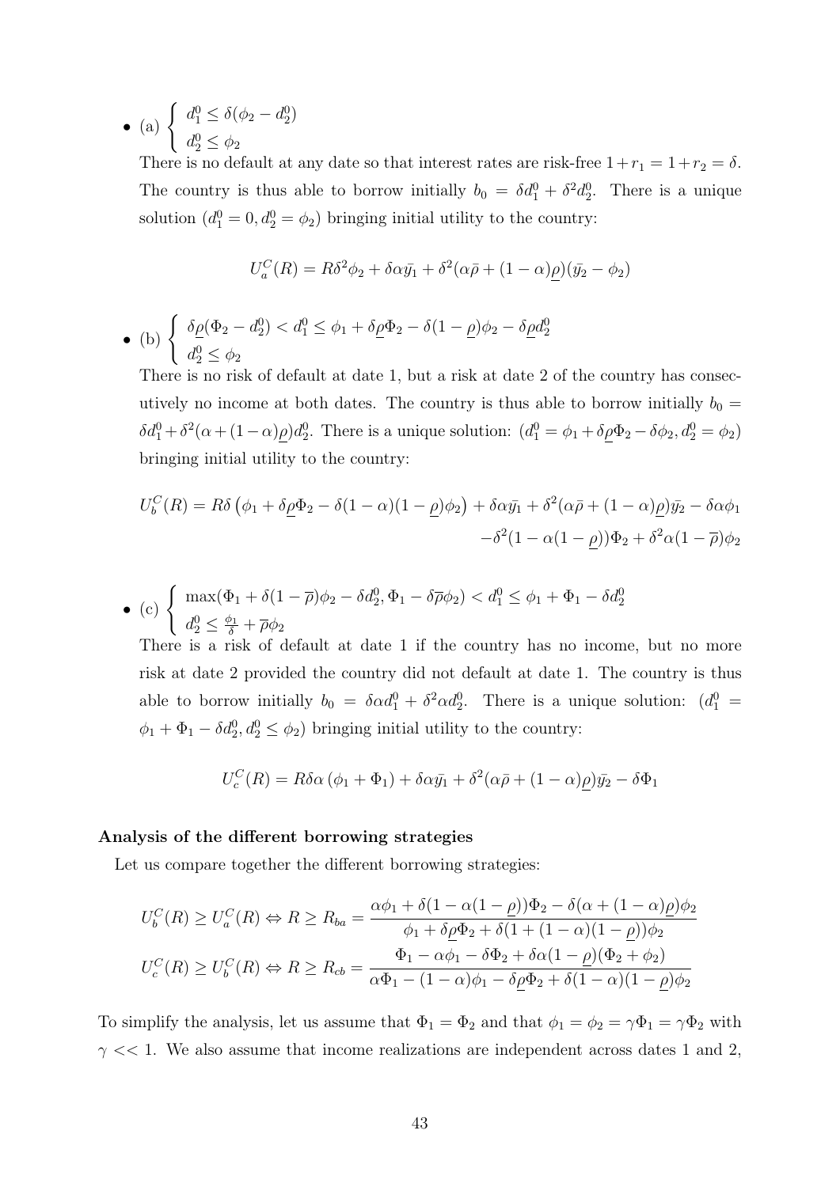- (a) $\begin{cases} d_1^0 \leq \delta(\phi_2 - d_2^0) \\ d_2^0 \leq \phi_2 \end{cases}$

  There is no default at any date so that interest rates are risk-free $1+r_1 = 1+r_2 = \delta$. The country is thus able to borrow initially $b_0 = \delta d_1^0 + \delta^2 d_2^0$. There is a unique solution $(d_1^0 = 0, d_2^0 = \phi_2)$ bringing initial utility to the country:

$$U_a^C(R) = R\delta^2\phi_2 + \delta\alpha\bar{y_1} + \delta^2(\alpha\bar{\rho} + (1-\alpha)\underline{\rho})(\bar{y_2} - \phi_2)$$

- (b) $\begin{cases} \delta\underline{\rho}(\Phi_2 - d_2^0) < d_1^0 \leq \phi_1 + \delta\underline{\rho}\Phi_2 - \delta(1-\underline{\rho})\phi_2 - \delta\underline{\rho}d_2^0 \\ d_2^0 \leq \phi_2 \end{cases}$

  There is no risk of default at date 1, but a risk at date 2 of the country has consecutively no income at both dates. The country is thus able to borrow initially $b_0 = \delta d_1^0 + \delta^2(\alpha + (1-\alpha)\underline{\rho})d_2^0$. There is a unique solution: $(d_1^0 = \phi_1 + \delta\underline{\rho}\Phi_2 - \delta\phi_2, d_2^0 = \phi_2)$ bringing initial utility to the country:

$$U_b^C(R) = R\delta\left(\phi_1 + \delta\underline{\rho}\Phi_2 - \delta(1-\alpha)(1-\underline{\rho})\phi_2\right) + \delta\alpha\bar{y_1} + \delta^2(\alpha\bar{\rho} + (1-\alpha)\underline{\rho})\bar{y_2} - \delta\alpha\phi_1$$
$$-\delta^2(1-\alpha(1-\underline{\rho}))\Phi_2 + \delta^2\alpha(1-\overline{\rho})\phi_2$$

- (c) $\begin{cases} \max(\Phi_1 + \delta(1-\overline{\rho})\phi_2 - \delta d_2^0, \Phi_1 - \delta\overline{\rho}\phi_2) < d_1^0 \leq \phi_1 + \Phi_1 - \delta d_2^0 \\ d_2^0 \leq \frac{\phi_1}{\delta} + \overline{\rho}\phi_2 \end{cases}$

  There is a risk of default at date 1 if the country has no income, but no more risk at date 2 provided the country did not default at date 1. The country is thus able to borrow initially $b_0 = \delta\alpha d_1^0 + \delta^2\alpha d_2^0$. There is a unique solution: $(d_1^0 = \phi_1 + \Phi_1 - \delta d_2^0, d_2^0 \leq \phi_2)$ bringing initial utility to the country:

$$U_c^C(R) = R\delta\alpha\left(\phi_1 + \Phi_1\right) + \delta\alpha\bar{y_1} + \delta^2(\alpha\bar{\rho} + (1-\alpha)\underline{\rho})\bar{y_2} - \delta\Phi_1$$

**Analysis of the different borrowing strategies**

Let us compare together the different borrowing strategies:

$$U_b^C(R) \geq U_a^C(R) \Leftrightarrow R \geq R_{ba} = \frac{\alpha\phi_1 + \delta(1-\alpha(1-\underline{\rho}))\Phi_2 - \delta(\alpha + (1-\alpha)\underline{\rho})\phi_2}{\phi_1 + \delta\underline{\rho}\Phi_2 + \delta(1 + (1-\alpha)(1-\underline{\rho}))\phi_2}$$
$$U_c^C(R) \geq U_b^C(R) \Leftrightarrow R \geq R_{cb} = \frac{\Phi_1 - \alpha\phi_1 - \delta\Phi_2 + \delta\alpha(1-\underline{\rho})(\Phi_2 + \phi_2)}{\alpha\Phi_1 - (1-\alpha)\phi_1 - \delta\underline{\rho}\Phi_2 + \delta(1-\alpha)(1-\underline{\rho})\phi_2}$$

To simplify the analysis, let us assume that $\Phi_1 = \Phi_2$ and that $\phi_1 = \phi_2 = \gamma\Phi_1 = \gamma\Phi_2$ with $\gamma << 1$. We also assume that income realizations are independent across dates 1 and 2,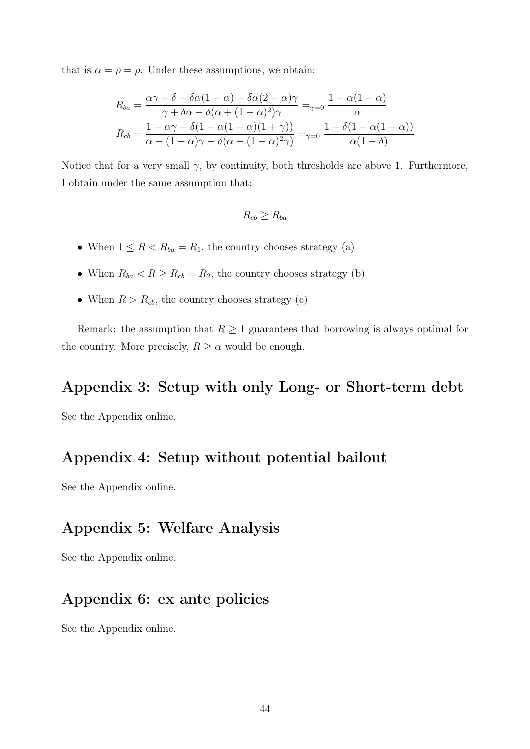that is $\alpha = \bar{\rho} = \underline{\rho}$. Under these assumptions, we obtain:

$$R_{ba} = \frac{\alpha\gamma + \delta - \delta\alpha(1-\alpha) - \delta\alpha(2-\alpha)\gamma}{\gamma + \delta\alpha - \delta(\alpha + (1-\alpha)^2)\gamma} =_{\gamma=0} \frac{1 - \alpha(1-\alpha)}{\alpha}$$

$$R_{cb} = \frac{1 - \alpha\gamma - \delta(1 - \alpha(1-\alpha)(1+\gamma))}{\alpha - (1-\alpha)\gamma - \delta(\alpha - (1-\alpha)^2\gamma)} =_{\gamma=0} \frac{1 - \delta(1 - \alpha(1-\alpha))}{\alpha(1-\delta)}$$

Notice that for a very small $\gamma$, by continuity, both thresholds are above 1. Furthermore, I obtain under the same assumption that:

$$R_{cb} \geq R_{ba}$$

- When $1 \leq R < R_{ba} = R_1$, the country chooses strategy (a)
- When $R_{ba} < R \geq R_{cb} = R_2$, the country chooses strategy (b)
- When $R > R_{cb}$, the country chooses strategy (c)

Remark: the assumption that $R \geq 1$ guarantees that borrowing is always optimal for the country. More precisely, $R \geq \alpha$ would be enough.

## Appendix 3: Setup with only Long- or Short-term debt

See the Appendix online.

## Appendix 4: Setup without potential bailout

See the Appendix online.

## Appendix 5: Welfare Analysis

See the Appendix online.

## Appendix 6: ex ante policies

See the Appendix online.